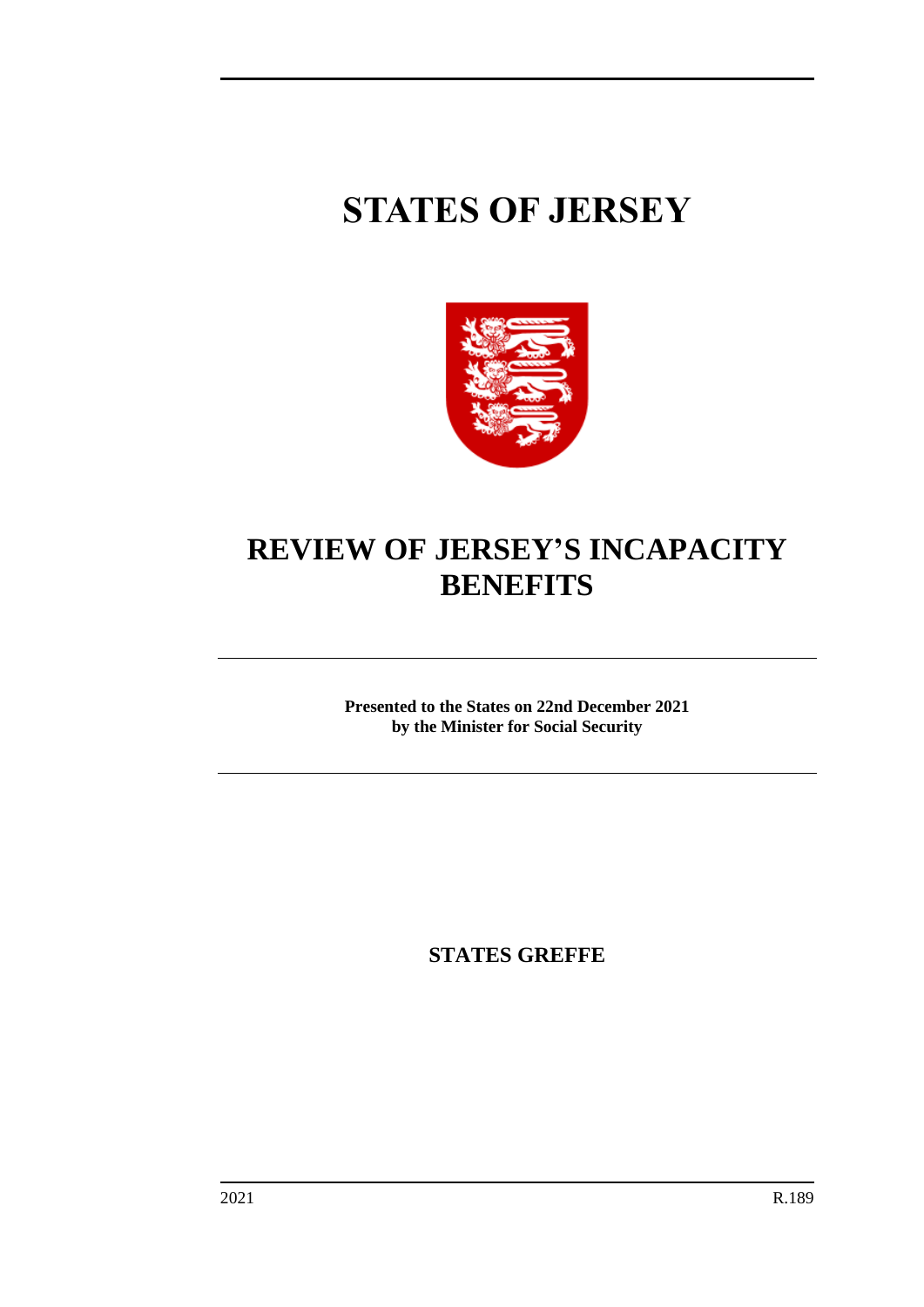# STATES OF JERSEY

# REVIEW OF JERSEY'S INCAPACITY BENEFITS

**Presented to the States on 22nd December 2021**
**by the Minister for Social Security**

**STATES GREFFE**

2021 R.189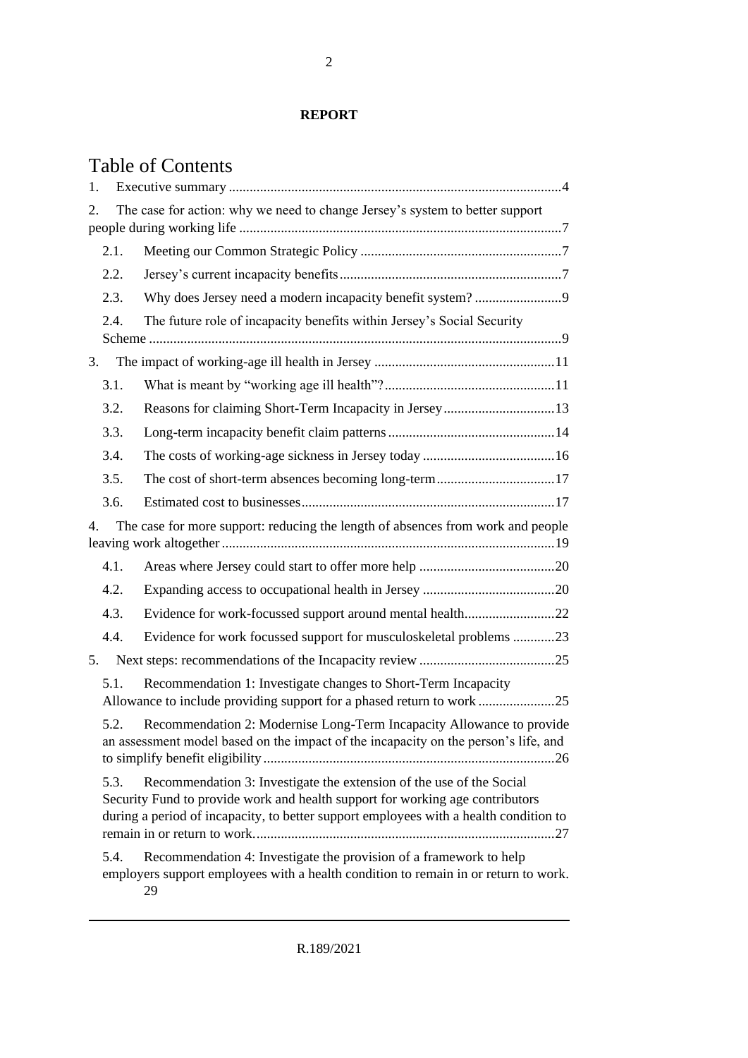**REPORT**

# Table of Contents

1. Executive summary ....4
2. The case for action: why we need to change Jersey's system to better support people during working life ....7
   - 2.1. Meeting our Common Strategic Policy ....7
   - 2.2. Jersey's current incapacity benefits ....7
   - 2.3. Why does Jersey need a modern incapacity benefit system? ....9
   - 2.4. The future role of incapacity benefits within Jersey's Social Security Scheme ....9
3. The impact of working-age ill health in Jersey ....11
   - 3.1. What is meant by "working age ill health"? ....11
   - 3.2. Reasons for claiming Short-Term Incapacity in Jersey ....13
   - 3.3. Long-term incapacity benefit claim patterns ....14
   - 3.4. The costs of working-age sickness in Jersey today ....16
   - 3.5. The cost of short-term absences becoming long-term ....17
   - 3.6. Estimated cost to businesses ....17
4. The case for more support: reducing the length of absences from work and people leaving work altogether ....19
   - 4.1. Areas where Jersey could start to offer more help ....20
   - 4.2. Expanding access to occupational health in Jersey ....20
   - 4.3. Evidence for work-focussed support around mental health ....22
   - 4.4. Evidence for work focussed support for musculoskeletal problems ....23
5. Next steps: recommendations of the Incapacity review ....25
   - 5.1. Recommendation 1: Investigate changes to Short-Term Incapacity Allowance to include providing support for a phased return to work ....25
   - 5.2. Recommendation 2: Modernise Long-Term Incapacity Allowance to provide an assessment model based on the impact of the incapacity on the person's life, and to simplify benefit eligibility ....26
   - 5.3. Recommendation 3: Investigate the extension of the use of the Social Security Fund to provide work and health support for working age contributors during a period of incapacity, to better support employees with a health condition to remain in or return to work. ....27
   - 5.4. Recommendation 4: Investigate the provision of a framework to help employers support employees with a health condition to remain in or return to work. 29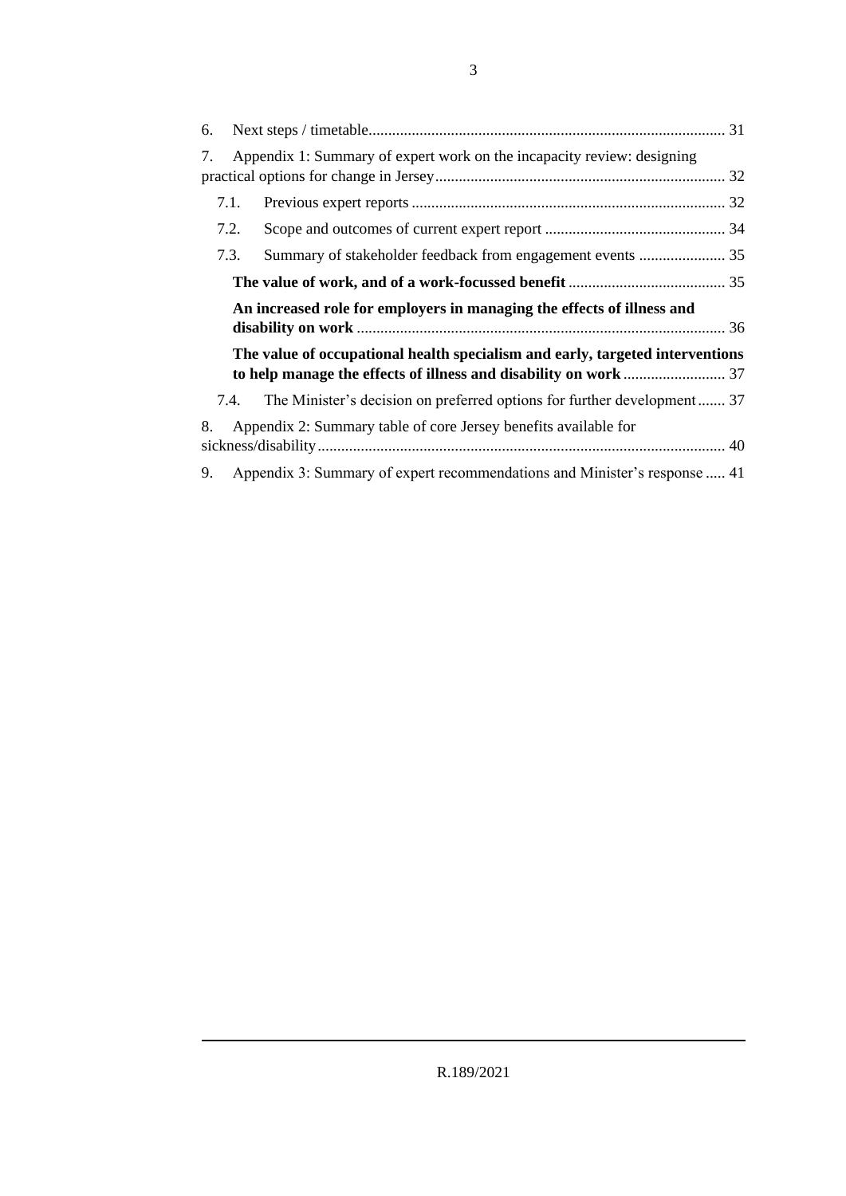6. Next steps / timetable........................................................................................ 31

7. Appendix 1: Summary of expert work on the incapacity review: designing practical options for change in Jersey......................................................................... 32

   7.1. Previous expert reports ............................................................................... 32

   7.2. Scope and outcomes of current expert report ............................................. 34

   7.3. Summary of stakeholder feedback from engagement events ...................... 35

   **The value of work, and of a work-focussed benefit** ........................................ 35

   **An increased role for employers in managing the effects of illness and disability on work** ............................................................................................ 36

   **The value of occupational health specialism and early, targeted interventions to help manage the effects of illness and disability on work** .......................... 37

   7.4. The Minister's decision on preferred options for further development....... 37

8. Appendix 2: Summary table of core Jersey benefits available for sickness/disability....................................................................................................... 40

9. Appendix 3: Summary of expert recommendations and Minister's response ..... 41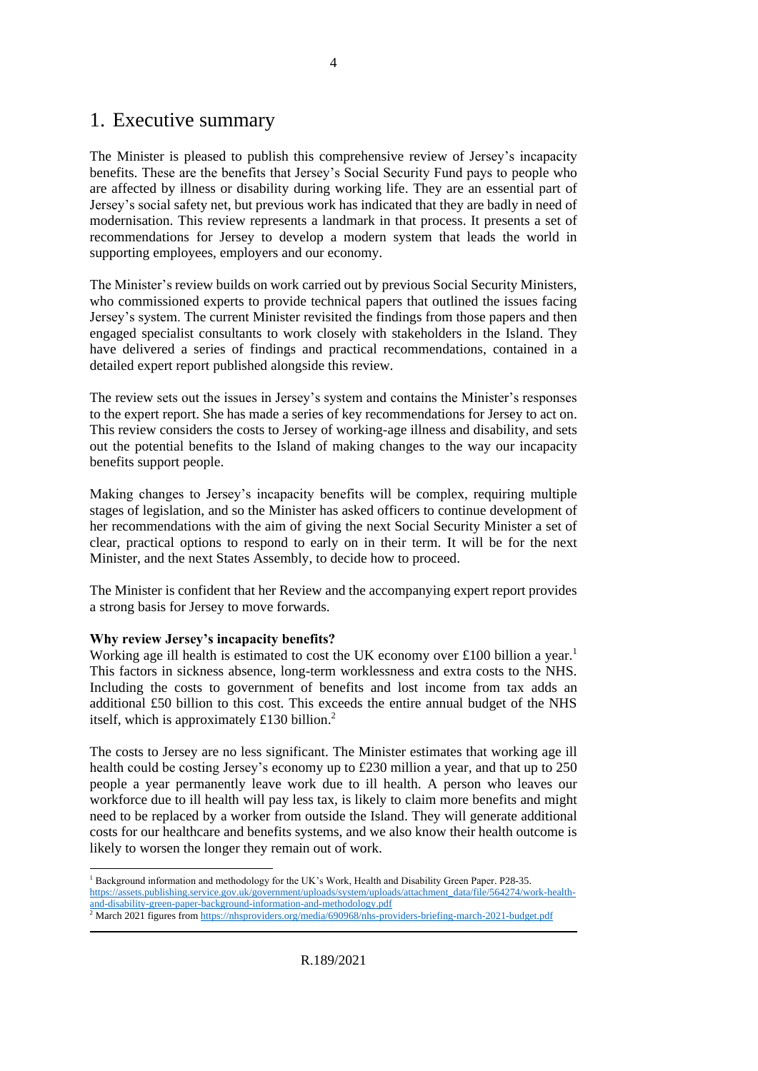# 1. Executive summary

The Minister is pleased to publish this comprehensive review of Jersey's incapacity benefits. These are the benefits that Jersey's Social Security Fund pays to people who are affected by illness or disability during working life. They are an essential part of Jersey's social safety net, but previous work has indicated that they are badly in need of modernisation. This review represents a landmark in that process. It presents a set of recommendations for Jersey to develop a modern system that leads the world in supporting employees, employers and our economy.

The Minister's review builds on work carried out by previous Social Security Ministers, who commissioned experts to provide technical papers that outlined the issues facing Jersey's system. The current Minister revisited the findings from those papers and then engaged specialist consultants to work closely with stakeholders in the Island. They have delivered a series of findings and practical recommendations, contained in a detailed expert report published alongside this review.

The review sets out the issues in Jersey's system and contains the Minister's responses to the expert report. She has made a series of key recommendations for Jersey to act on. This review considers the costs to Jersey of working-age illness and disability, and sets out the potential benefits to the Island of making changes to the way our incapacity benefits support people.

Making changes to Jersey's incapacity benefits will be complex, requiring multiple stages of legislation, and so the Minister has asked officers to continue development of her recommendations with the aim of giving the next Social Security Minister a set of clear, practical options to respond to early on in their term. It will be for the next Minister, and the next States Assembly, to decide how to proceed.

The Minister is confident that her Review and the accompanying expert report provides a strong basis for Jersey to move forwards.

**Why review Jersey's incapacity benefits?**

Working age ill health is estimated to cost the UK economy over £100 billion a year.[1] This factors in sickness absence, long-term worklessness and extra costs to the NHS. Including the costs to government of benefits and lost income from tax adds an additional £50 billion to this cost. This exceeds the entire annual budget of the NHS itself, which is approximately £130 billion.[2]

The costs to Jersey are no less significant. The Minister estimates that working age ill health could be costing Jersey's economy up to £230 million a year, and that up to 250 people a year permanently leave work due to ill health. A person who leaves our workforce due to ill health will pay less tax, is likely to claim more benefits and might need to be replaced by a worker from outside the Island. They will generate additional costs for our healthcare and benefits systems, and we also know their health outcome is likely to worsen the longer they remain out of work.

---

[1] Background information and methodology for the UK's Work, Health and Disability Green Paper. P28-35. https://assets.publishing.service.gov.uk/government/uploads/system/uploads/attachment_data/file/564274/work-health-and-disability-green-paper-background-information-and-methodology.pdf

[2] March 2021 figures from https://nhsproviders.org/media/690968/nhs-providers-briefing-march-2021-budget.pdf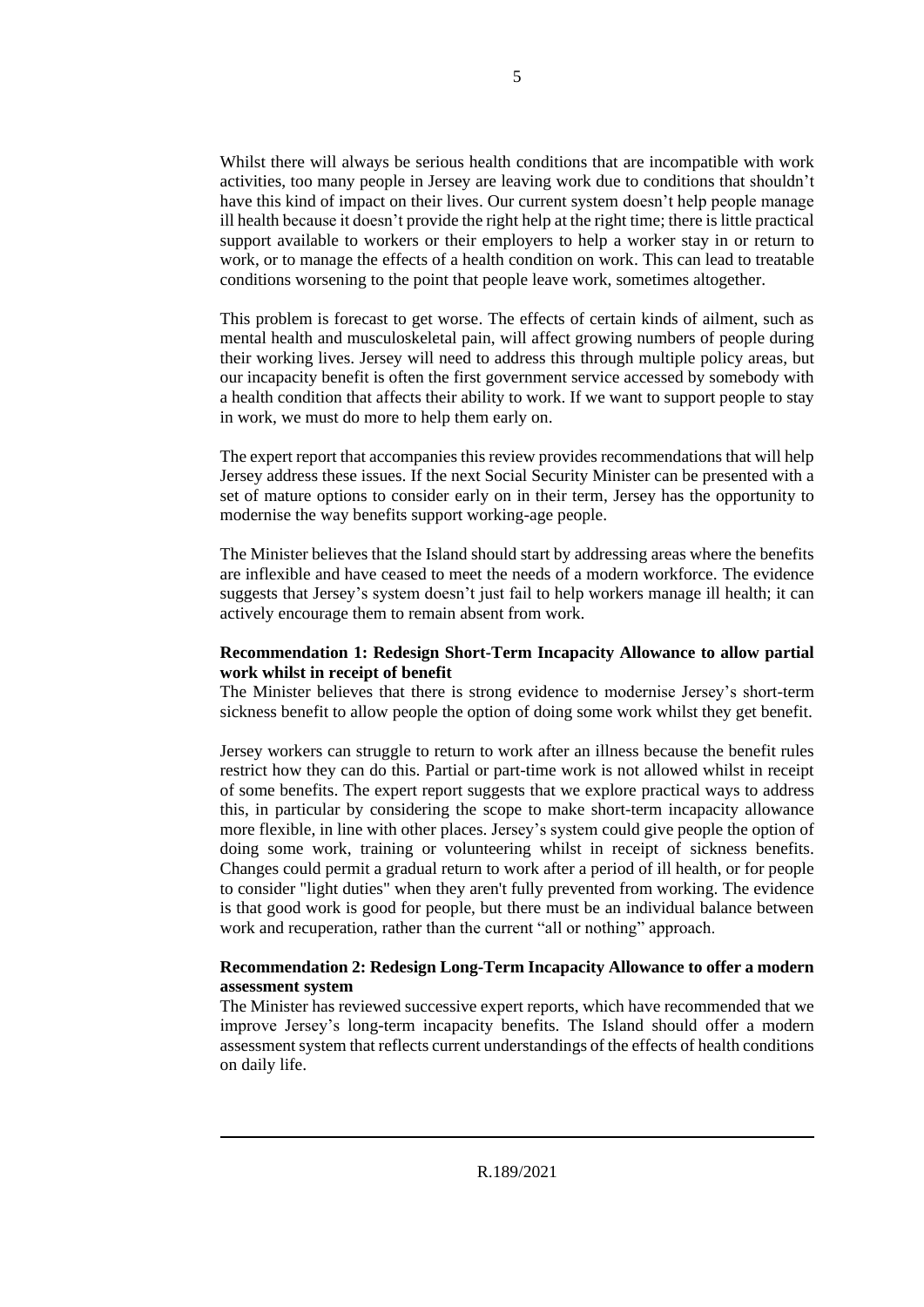Whilst there will always be serious health conditions that are incompatible with work activities, too many people in Jersey are leaving work due to conditions that shouldn't have this kind of impact on their lives. Our current system doesn't help people manage ill health because it doesn't provide the right help at the right time; there is little practical support available to workers or their employers to help a worker stay in or return to work, or to manage the effects of a health condition on work. This can lead to treatable conditions worsening to the point that people leave work, sometimes altogether.

This problem is forecast to get worse. The effects of certain kinds of ailment, such as mental health and musculoskeletal pain, will affect growing numbers of people during their working lives. Jersey will need to address this through multiple policy areas, but our incapacity benefit is often the first government service accessed by somebody with a health condition that affects their ability to work. If we want to support people to stay in work, we must do more to help them early on.

The expert report that accompanies this review provides recommendations that will help Jersey address these issues. If the next Social Security Minister can be presented with a set of mature options to consider early on in their term, Jersey has the opportunity to modernise the way benefits support working-age people.

The Minister believes that the Island should start by addressing areas where the benefits are inflexible and have ceased to meet the needs of a modern workforce. The evidence suggests that Jersey's system doesn't just fail to help workers manage ill health; it can actively encourage them to remain absent from work.

**Recommendation 1: Redesign Short-Term Incapacity Allowance to allow partial work whilst in receipt of benefit**

The Minister believes that there is strong evidence to modernise Jersey's short-term sickness benefit to allow people the option of doing some work whilst they get benefit.

Jersey workers can struggle to return to work after an illness because the benefit rules restrict how they can do this. Partial or part-time work is not allowed whilst in receipt of some benefits. The expert report suggests that we explore practical ways to address this, in particular by considering the scope to make short-term incapacity allowance more flexible, in line with other places. Jersey's system could give people the option of doing some work, training or volunteering whilst in receipt of sickness benefits. Changes could permit a gradual return to work after a period of ill health, or for people to consider "light duties" when they aren't fully prevented from working. The evidence is that good work is good for people, but there must be an individual balance between work and recuperation, rather than the current "all or nothing" approach.

**Recommendation 2: Redesign Long-Term Incapacity Allowance to offer a modern assessment system**

The Minister has reviewed successive expert reports, which have recommended that we improve Jersey's long-term incapacity benefits. The Island should offer a modern assessment system that reflects current understandings of the effects of health conditions on daily life.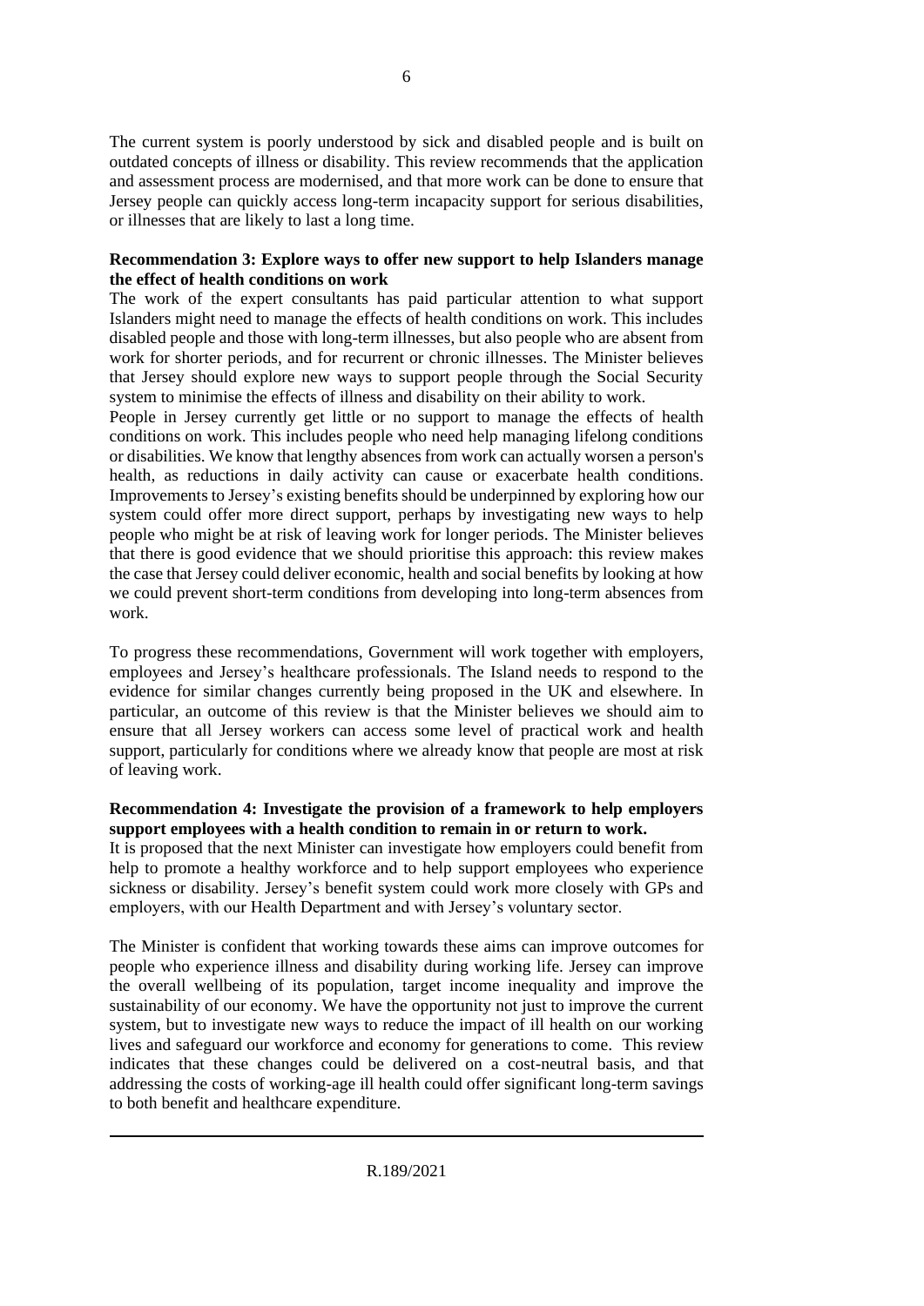The current system is poorly understood by sick and disabled people and is built on outdated concepts of illness or disability. This review recommends that the application and assessment process are modernised, and that more work can be done to ensure that Jersey people can quickly access long-term incapacity support for serious disabilities, or illnesses that are likely to last a long time.

**Recommendation 3: Explore ways to offer new support to help Islanders manage the effect of health conditions on work**

The work of the expert consultants has paid particular attention to what support Islanders might need to manage the effects of health conditions on work. This includes disabled people and those with long-term illnesses, but also people who are absent from work for shorter periods, and for recurrent or chronic illnesses. The Minister believes that Jersey should explore new ways to support people through the Social Security system to minimise the effects of illness and disability on their ability to work.

People in Jersey currently get little or no support to manage the effects of health conditions on work. This includes people who need help managing lifelong conditions or disabilities. We know that lengthy absences from work can actually worsen a person's health, as reductions in daily activity can cause or exacerbate health conditions. Improvements to Jersey's existing benefits should be underpinned by exploring how our system could offer more direct support, perhaps by investigating new ways to help people who might be at risk of leaving work for longer periods. The Minister believes that there is good evidence that we should prioritise this approach: this review makes the case that Jersey could deliver economic, health and social benefits by looking at how we could prevent short-term conditions from developing into long-term absences from work.

To progress these recommendations, Government will work together with employers, employees and Jersey's healthcare professionals. The Island needs to respond to the evidence for similar changes currently being proposed in the UK and elsewhere. In particular, an outcome of this review is that the Minister believes we should aim to ensure that all Jersey workers can access some level of practical work and health support, particularly for conditions where we already know that people are most at risk of leaving work.

**Recommendation 4: Investigate the provision of a framework to help employers support employees with a health condition to remain in or return to work.**

It is proposed that the next Minister can investigate how employers could benefit from help to promote a healthy workforce and to help support employees who experience sickness or disability. Jersey's benefit system could work more closely with GPs and employers, with our Health Department and with Jersey's voluntary sector.

The Minister is confident that working towards these aims can improve outcomes for people who experience illness and disability during working life. Jersey can improve the overall wellbeing of its population, target income inequality and improve the sustainability of our economy. We have the opportunity not just to improve the current system, but to investigate new ways to reduce the impact of ill health on our working lives and safeguard our workforce and economy for generations to come. This review indicates that these changes could be delivered on a cost-neutral basis, and that addressing the costs of working-age ill health could offer significant long-term savings to both benefit and healthcare expenditure.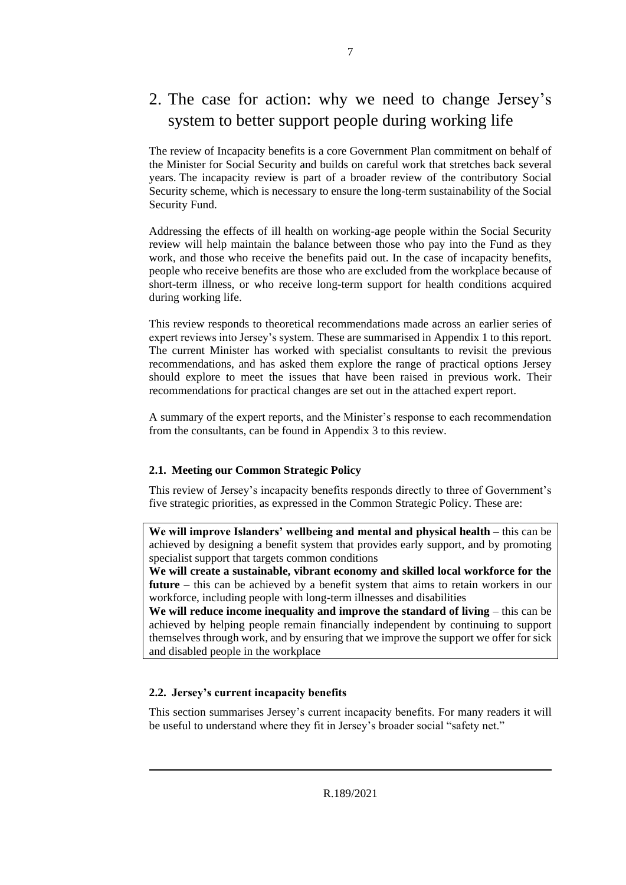## 2. The case for action: why we need to change Jersey's system to better support people during working life

The review of Incapacity benefits is a core Government Plan commitment on behalf of the Minister for Social Security and builds on careful work that stretches back several years. The incapacity review is part of a broader review of the contributory Social Security scheme, which is necessary to ensure the long-term sustainability of the Social Security Fund.

Addressing the effects of ill health on working-age people within the Social Security review will help maintain the balance between those who pay into the Fund as they work, and those who receive the benefits paid out. In the case of incapacity benefits, people who receive benefits are those who are excluded from the workplace because of short-term illness, or who receive long-term support for health conditions acquired during working life.

This review responds to theoretical recommendations made across an earlier series of expert reviews into Jersey's system. These are summarised in Appendix 1 to this report. The current Minister has worked with specialist consultants to revisit the previous recommendations, and has asked them explore the range of practical options Jersey should explore to meet the issues that have been raised in previous work. Their recommendations for practical changes are set out in the attached expert report.

A summary of the expert reports, and the Minister's response to each recommendation from the consultants, can be found in Appendix 3 to this review.

### 2.1. Meeting our Common Strategic Policy

This review of Jersey's incapacity benefits responds directly to three of Government's five strategic priorities, as expressed in the Common Strategic Policy. These are:

**We will improve Islanders' wellbeing and mental and physical health** – this can be achieved by designing a benefit system that provides early support, and by promoting specialist support that targets common conditions

**We will create a sustainable, vibrant economy and skilled local workforce for the future** – this can be achieved by a benefit system that aims to retain workers in our workforce, including people with long-term illnesses and disabilities

**We will reduce income inequality and improve the standard of living** – this can be achieved by helping people remain financially independent by continuing to support themselves through work, and by ensuring that we improve the support we offer for sick and disabled people in the workplace

### 2.2. Jersey's current incapacity benefits

This section summarises Jersey's current incapacity benefits. For many readers it will be useful to understand where they fit in Jersey's broader social "safety net."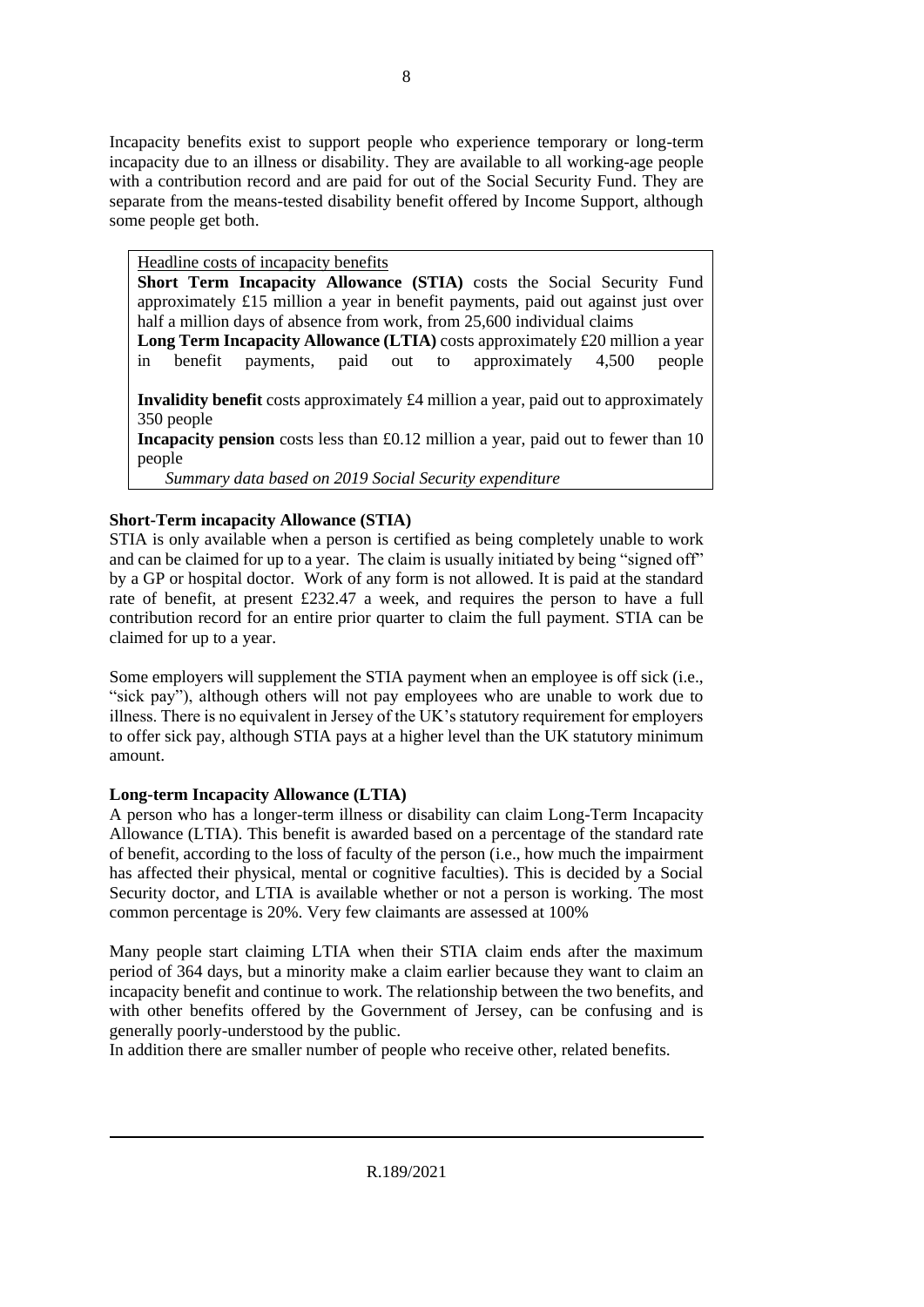Incapacity benefits exist to support people who experience temporary or long-term incapacity due to an illness or disability. They are available to all working-age people with a contribution record and are paid for out of the Social Security Fund. They are separate from the means-tested disability benefit offered by Income Support, although some people get both.

> Headline costs of incapacity benefits
>
> **Short Term Incapacity Allowance (STIA)** costs the Social Security Fund approximately £15 million a year in benefit payments, paid out against just over half a million days of absence from work, from 25,600 individual claims
>
> **Long Term Incapacity Allowance (LTIA)** costs approximately £20 million a year in benefit payments, paid out to approximately 4,500 people
>
> **Invalidity benefit** costs approximately £4 million a year, paid out to approximately 350 people
>
> **Incapacity pension** costs less than £0.12 million a year, paid out to fewer than 10 people
>
> *Summary data based on 2019 Social Security expenditure*

**Short-Term incapacity Allowance (STIA)**

STIA is only available when a person is certified as being completely unable to work and can be claimed for up to a year. The claim is usually initiated by being "signed off" by a GP or hospital doctor. Work of any form is not allowed. It is paid at the standard rate of benefit, at present £232.47 a week, and requires the person to have a full contribution record for an entire prior quarter to claim the full payment. STIA can be claimed for up to a year.

Some employers will supplement the STIA payment when an employee is off sick (i.e., "sick pay"), although others will not pay employees who are unable to work due to illness. There is no equivalent in Jersey of the UK's statutory requirement for employers to offer sick pay, although STIA pays at a higher level than the UK statutory minimum amount.

**Long-term Incapacity Allowance (LTIA)**

A person who has a longer-term illness or disability can claim Long-Term Incapacity Allowance (LTIA). This benefit is awarded based on a percentage of the standard rate of benefit, according to the loss of faculty of the person (i.e., how much the impairment has affected their physical, mental or cognitive faculties). This is decided by a Social Security doctor, and LTIA is available whether or not a person is working. The most common percentage is 20%. Very few claimants are assessed at 100%

Many people start claiming LTIA when their STIA claim ends after the maximum period of 364 days, but a minority make a claim earlier because they want to claim an incapacity benefit and continue to work. The relationship between the two benefits, and with other benefits offered by the Government of Jersey, can be confusing and is generally poorly-understood by the public.

In addition there are smaller number of people who receive other, related benefits.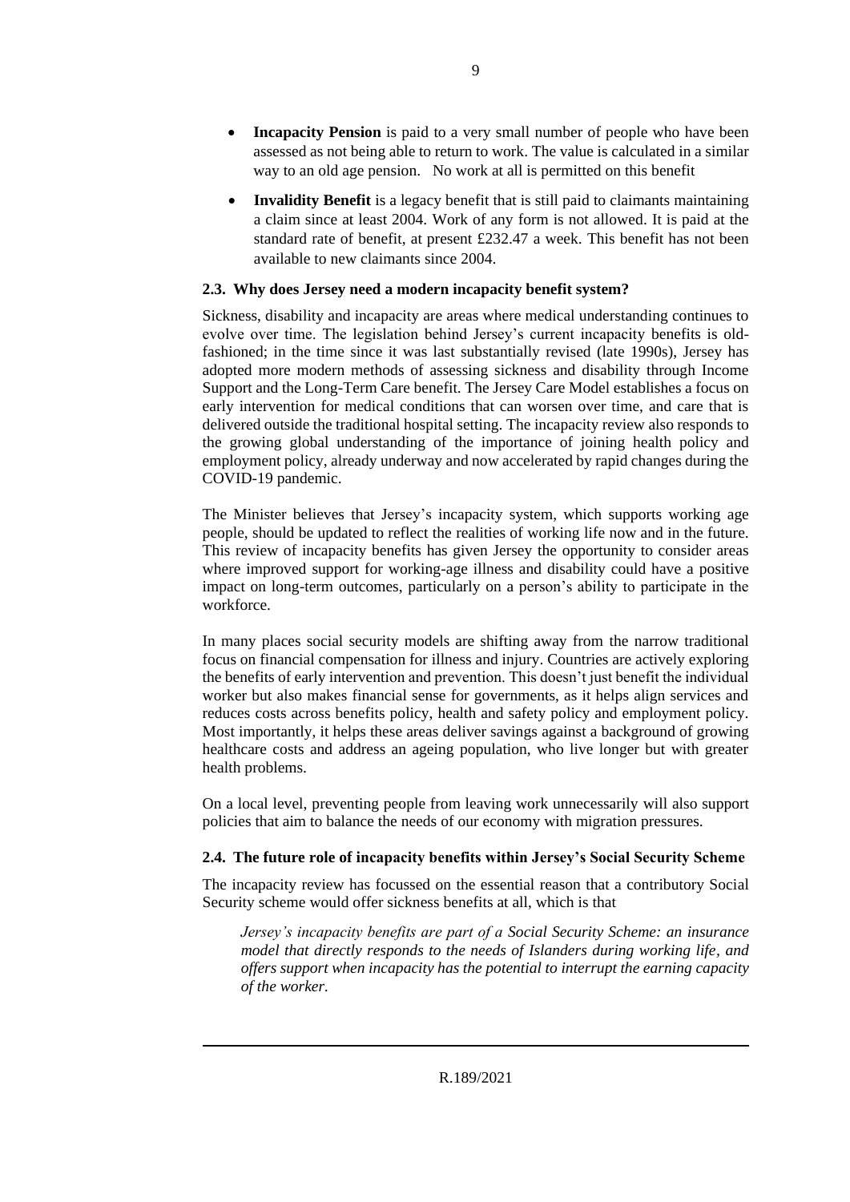- **Incapacity Pension** is paid to a very small number of people who have been assessed as not being able to return to work. The value is calculated in a similar way to an old age pension. No work at all is permitted on this benefit
- **Invalidity Benefit** is a legacy benefit that is still paid to claimants maintaining a claim since at least 2004. Work of any form is not allowed. It is paid at the standard rate of benefit, at present £232.47 a week. This benefit has not been available to new claimants since 2004.

### 2.3. Why does Jersey need a modern incapacity benefit system?

Sickness, disability and incapacity are areas where medical understanding continues to evolve over time. The legislation behind Jersey's current incapacity benefits is old-fashioned; in the time since it was last substantially revised (late 1990s), Jersey has adopted more modern methods of assessing sickness and disability through Income Support and the Long-Term Care benefit. The Jersey Care Model establishes a focus on early intervention for medical conditions that can worsen over time, and care that is delivered outside the traditional hospital setting. The incapacity review also responds to the growing global understanding of the importance of joining health policy and employment policy, already underway and now accelerated by rapid changes during the COVID-19 pandemic.

The Minister believes that Jersey's incapacity system, which supports working age people, should be updated to reflect the realities of working life now and in the future. This review of incapacity benefits has given Jersey the opportunity to consider areas where improved support for working-age illness and disability could have a positive impact on long-term outcomes, particularly on a person's ability to participate in the workforce.

In many places social security models are shifting away from the narrow traditional focus on financial compensation for illness and injury. Countries are actively exploring the benefits of early intervention and prevention. This doesn't just benefit the individual worker but also makes financial sense for governments, as it helps align services and reduces costs across benefits policy, health and safety policy and employment policy. Most importantly, it helps these areas deliver savings against a background of growing healthcare costs and address an ageing population, who live longer but with greater health problems.

On a local level, preventing people from leaving work unnecessarily will also support policies that aim to balance the needs of our economy with migration pressures.

### 2.4. The future role of incapacity benefits within Jersey's Social Security Scheme

The incapacity review has focussed on the essential reason that a contributory Social Security scheme would offer sickness benefits at all, which is that

> *Jersey's incapacity benefits are part of a Social Security Scheme: an insurance model that directly responds to the needs of Islanders during working life, and offers support when incapacity has the potential to interrupt the earning capacity of the worker.*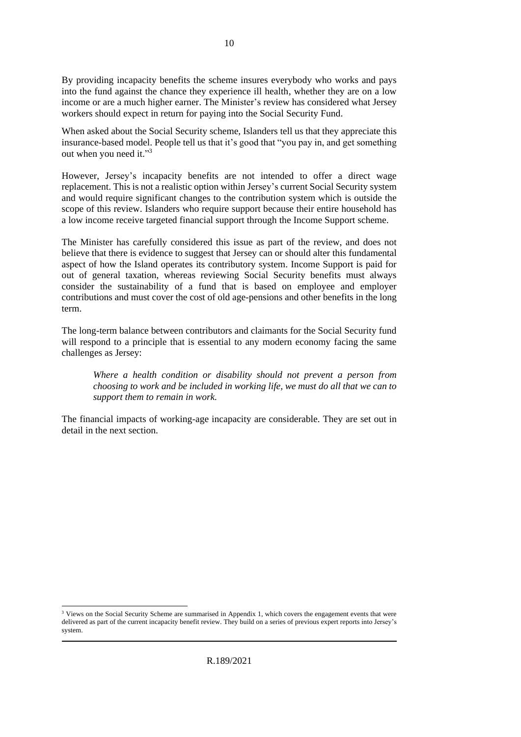By providing incapacity benefits the scheme insures everybody who works and pays into the fund against the chance they experience ill health, whether they are on a low income or are a much higher earner. The Minister's review has considered what Jersey workers should expect in return for paying into the Social Security Fund.

When asked about the Social Security scheme, Islanders tell us that they appreciate this insurance-based model. People tell us that it's good that "you pay in, and get something out when you need it."[3]

However, Jersey's incapacity benefits are not intended to offer a direct wage replacement. This is not a realistic option within Jersey's current Social Security system and would require significant changes to the contribution system which is outside the scope of this review. Islanders who require support because their entire household has a low income receive targeted financial support through the Income Support scheme.

The Minister has carefully considered this issue as part of the review, and does not believe that there is evidence to suggest that Jersey can or should alter this fundamental aspect of how the Island operates its contributory system. Income Support is paid for out of general taxation, whereas reviewing Social Security benefits must always consider the sustainability of a fund that is based on employee and employer contributions and must cover the cost of old age-pensions and other benefits in the long term.

The long-term balance between contributors and claimants for the Social Security fund will respond to a principle that is essential to any modern economy facing the same challenges as Jersey:

> *Where a health condition or disability should not prevent a person from choosing to work and be included in working life, we must do all that we can to support them to remain in work.*

The financial impacts of working-age incapacity are considerable. They are set out in detail in the next section.

---

[3] Views on the Social Security Scheme are summarised in Appendix 1, which covers the engagement events that were delivered as part of the current incapacity benefit review. They build on a series of previous expert reports into Jersey's system.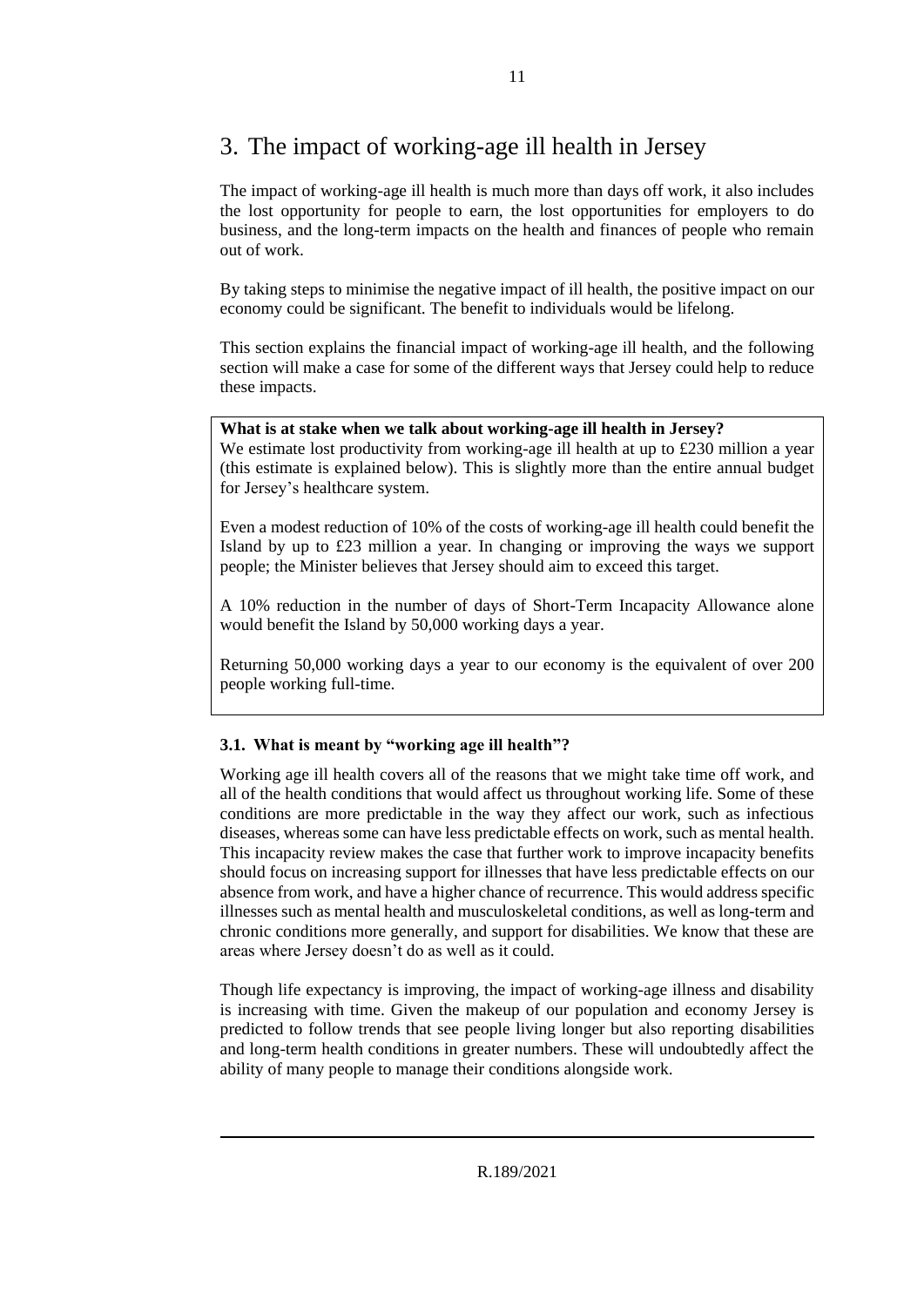# 3. The impact of working-age ill health in Jersey

The impact of working-age ill health is much more than days off work, it also includes the lost opportunity for people to earn, the lost opportunities for employers to do business, and the long-term impacts on the health and finances of people who remain out of work.

By taking steps to minimise the negative impact of ill health, the positive impact on our economy could be significant. The benefit to individuals would be lifelong.

This section explains the financial impact of working-age ill health, and the following section will make a case for some of the different ways that Jersey could help to reduce these impacts.

> **What is at stake when we talk about working-age ill health in Jersey?**
> We estimate lost productivity from working-age ill health at up to £230 million a year (this estimate is explained below). This is slightly more than the entire annual budget for Jersey's healthcare system.
>
> Even a modest reduction of 10% of the costs of working-age ill health could benefit the Island by up to £23 million a year. In changing or improving the ways we support people; the Minister believes that Jersey should aim to exceed this target.
>
> A 10% reduction in the number of days of Short-Term Incapacity Allowance alone would benefit the Island by 50,000 working days a year.
>
> Returning 50,000 working days a year to our economy is the equivalent of over 200 people working full-time.

### 3.1. What is meant by "working age ill health"?

Working age ill health covers all of the reasons that we might take time off work, and all of the health conditions that would affect us throughout working life. Some of these conditions are more predictable in the way they affect our work, such as infectious diseases, whereas some can have less predictable effects on work, such as mental health. This incapacity review makes the case that further work to improve incapacity benefits should focus on increasing support for illnesses that have less predictable effects on our absence from work, and have a higher chance of recurrence. This would address specific illnesses such as mental health and musculoskeletal conditions, as well as long-term and chronic conditions more generally, and support for disabilities. We know that these are areas where Jersey doesn't do as well as it could.

Though life expectancy is improving, the impact of working-age illness and disability is increasing with time. Given the makeup of our population and economy Jersey is predicted to follow trends that see people living longer but also reporting disabilities and long-term health conditions in greater numbers. These will undoubtedly affect the ability of many people to manage their conditions alongside work.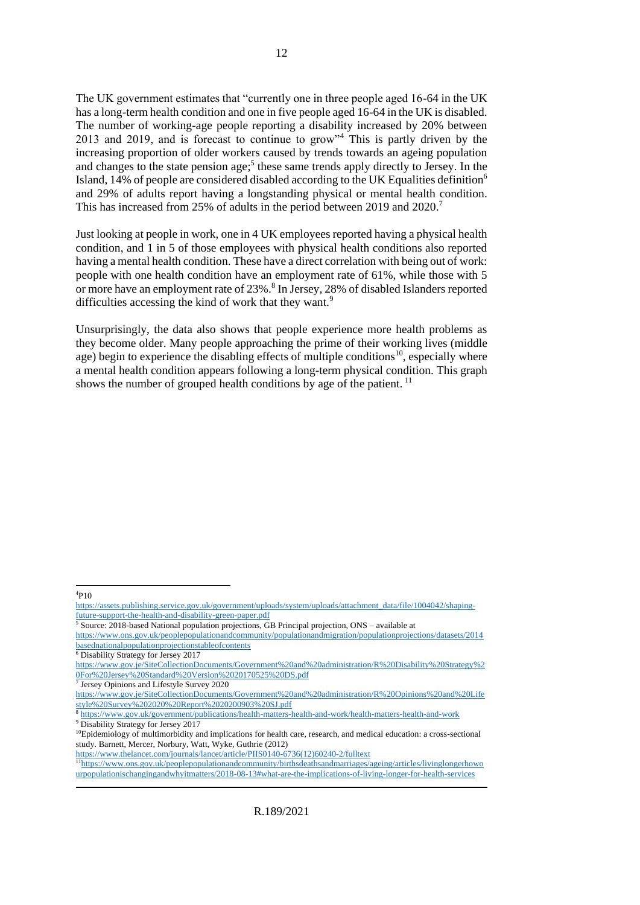The UK government estimates that "currently one in three people aged 16-64 in the UK has a long-term health condition and one in five people aged 16-64 in the UK is disabled. The number of working-age people reporting a disability increased by 20% between 2013 and 2019, and is forecast to continue to grow"[4] This is partly driven by the increasing proportion of older workers caused by trends towards an ageing population and changes to the state pension age;[5] these same trends apply directly to Jersey. In the Island, 14% of people are considered disabled according to the UK Equalities definition[6] and 29% of adults report having a longstanding physical or mental health condition. This has increased from 25% of adults in the period between 2019 and 2020.[7]

Just looking at people in work, one in 4 UK employees reported having a physical health condition, and 1 in 5 of those employees with physical health conditions also reported having a mental health condition. These have a direct correlation with being out of work: people with one health condition have an employment rate of 61%, while those with 5 or more have an employment rate of 23%.[8] In Jersey, 28% of disabled Islanders reported difficulties accessing the kind of work that they want.[9]

Unsurprisingly, the data also shows that people experience more health problems as they become older. Many people approaching the prime of their working lives (middle age) begin to experience the disabling effects of multiple conditions[10], especially where a mental health condition appears following a long-term physical condition. This graph shows the number of grouped health conditions by age of the patient. [11]

---

[4] P10 https://assets.publishing.service.gov.uk/government/uploads/system/uploads/attachment_data/file/1004042/shaping-future-support-the-health-and-disability-green-paper.pdf

[5] Source: 2018-based National population projections, GB Principal projection, ONS – available at https://www.ons.gov.uk/peoplepopulationandcommunity/populationandmigration/populationprojections/datasets/2014basednationalpopulationprojectionstableofcontents

[6] Disability Strategy for Jersey 2017 https://www.gov.je/SiteCollectionDocuments/Government%20and%20administration/R%20Disability%20Strategy%20For%20Jersey%20Standard%20Version%2020170525%20DS.pdf

[7] Jersey Opinions and Lifestyle Survey 2020 https://www.gov.je/SiteCollectionDocuments/Government%20and%20administration/R%20Opinions%20and%20Lifestyle%20Survey%202020%20Report%2020200903%20SJ.pdf

[8] https://www.gov.uk/government/publications/health-matters-health-and-work/health-matters-health-and-work

[9] Disability Strategy for Jersey 2017

[10] Epidemiology of multimorbidity and implications for health care, research, and medical education: a cross-sectional study. Barnett, Mercer, Norbury, Watt, Wyke, Guthrie (2012) https://www.thelancet.com/journals/lancet/article/PIIS0140-6736(12)60240-2/fulltext

[11] https://www.ons.gov.uk/peoplepopulationandcommunity/birthsdeathsandmarriages/ageing/articles/livinglongerhowourpopulationischangingandwhyitmatters/2018-08-13#what-are-the-implications-of-living-longer-for-health-services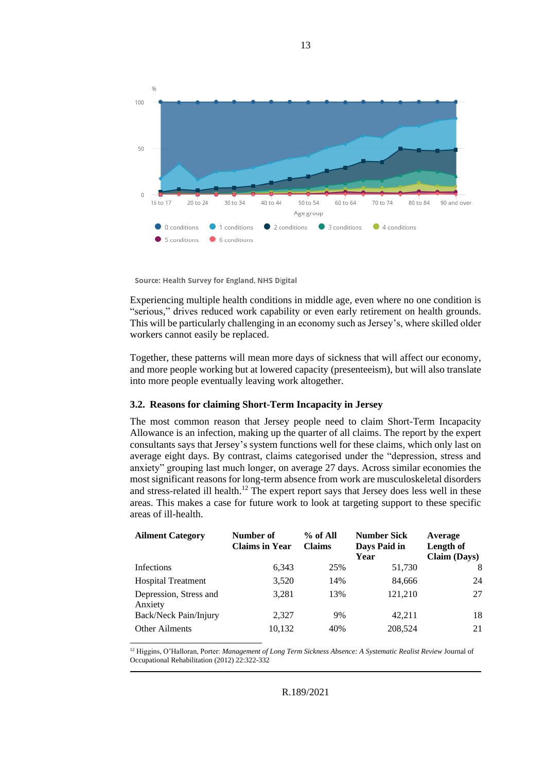Source: Health Survey for England, NHS Digital

Experiencing multiple health conditions in middle age, even where no one condition is "serious," drives reduced work capability or even early retirement on health grounds. This will be particularly challenging in an economy such as Jersey's, where skilled older workers cannot easily be replaced.

Together, these patterns will mean more days of sickness that will affect our economy, and more people working but at lowered capacity (presenteeism), but will also translate into more people eventually leaving work altogether.

### 3.2. Reasons for claiming Short-Term Incapacity in Jersey

The most common reason that Jersey people need to claim Short-Term Incapacity Allowance is an infection, making up the quarter of all claims. The report by the expert consultants says that Jersey's system functions well for these claims, which only last on average eight days. By contrast, claims categorised under the "depression, stress and anxiety" grouping last much longer, on average 27 days. Across similar economies the most significant reasons for long-term absence from work are musculoskeletal disorders and stress-related ill health.[12] The expert report says that Jersey does less well in these areas. This makes a case for future work to look at targeting support to these specific areas of ill-health.

| Ailment Category | Number of Claims in Year | % of All Claims | Number Sick Days Paid in Year | Average Length of Claim (Days) |
|---|---:|---:|---:|---:|
| Infections | 6,343 | 25% | 51,730 | 8 |
| Hospital Treatment | 3,520 | 14% | 84,666 | 24 |
| Depression, Stress and Anxiety | 3,281 | 13% | 121,210 | 27 |
| Back/Neck Pain/Injury | 2,327 | 9% | 42,211 | 18 |
| Other Ailments | 10,132 | 40% | 208,524 | 21 |

[12] Higgins, O'Halloran, Porter: *Management of Long Term Sickness Absence: A Systematic Realist Review* Journal of Occupational Rehabilitation (2012) 22:322-332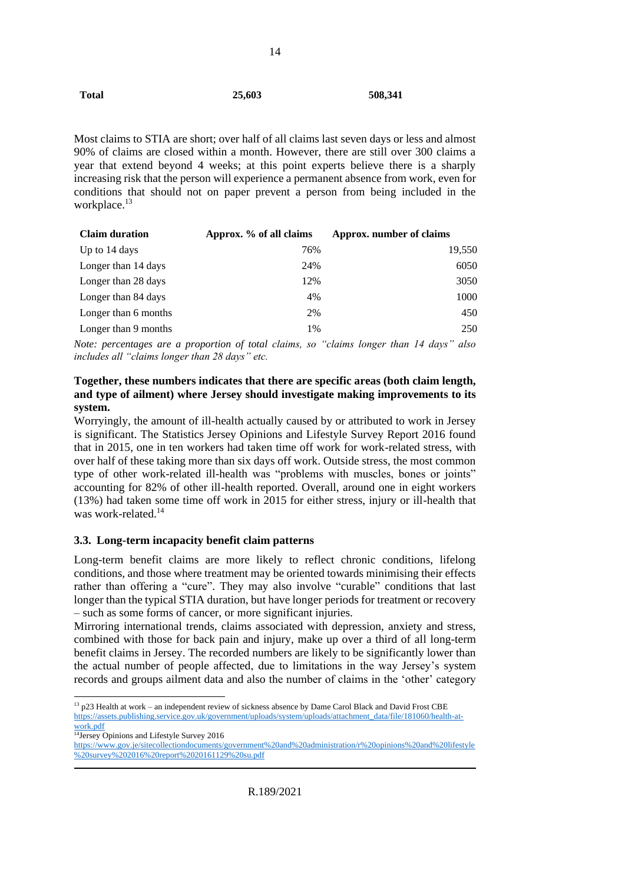| Total | 25,603 | 508,341 |
|---|---|---|

Most claims to STIA are short; over half of all claims last seven days or less and almost 90% of claims are closed within a month. However, there are still over 300 claims a year that extend beyond 4 weeks; at this point experts believe there is a sharply increasing risk that the person will experience a permanent absence from work, even for conditions that should not on paper prevent a person from being included in the workplace.[13]

| Claim duration | Approx. % of all claims | Approx. number of claims |
|---|---|---|
| Up to 14 days | 76% | 19,550 |
| Longer than 14 days | 24% | 6050 |
| Longer than 28 days | 12% | 3050 |
| Longer than 84 days | 4% | 1000 |
| Longer than 6 months | 2% | 450 |
| Longer than 9 months | 1% | 250 |

*Note: percentages are a proportion of total claims, so "claims longer than 14 days" also includes all "claims longer than 28 days" etc.*

**Together, these numbers indicates that there are specific areas (both claim length, and type of ailment) where Jersey should investigate making improvements to its system.**

Worryingly, the amount of ill-health actually caused by or attributed to work in Jersey is significant. The Statistics Jersey Opinions and Lifestyle Survey Report 2016 found that in 2015, one in ten workers had taken time off work for work-related stress, with over half of these taking more than six days off work. Outside stress, the most common type of other work-related ill-health was "problems with muscles, bones or joints" accounting for 82% of other ill-health reported. Overall, around one in eight workers (13%) had taken some time off work in 2015 for either stress, injury or ill-health that was work-related.[14]

### 3.3. Long-term incapacity benefit claim patterns

Long-term benefit claims are more likely to reflect chronic conditions, lifelong conditions, and those where treatment may be oriented towards minimising their effects rather than offering a "cure". They may also involve "curable" conditions that last longer than the typical STIA duration, but have longer periods for treatment or recovery – such as some forms of cancer, or more significant injuries.

Mirroring international trends, claims associated with depression, anxiety and stress, combined with those for back pain and injury, make up over a third of all long-term benefit claims in Jersey. The recorded numbers are likely to be significantly lower than the actual number of people affected, due to limitations in the way Jersey's system records and groups ailment data and also the number of claims in the 'other' category

---

[13] p23 Health at work – an independent review of sickness absence by Dame Carol Black and David Frost CBE https://assets.publishing.service.gov.uk/government/uploads/system/uploads/attachment_data/file/181060/health-at-work.pdf

[14] Jersey Opinions and Lifestyle Survey 2016 https://www.gov.je/sitecollectiondocuments/government%20and%20administration/r%20opinions%20and%20lifestyle%20survey%202016%20report%2020161129%20su.pdf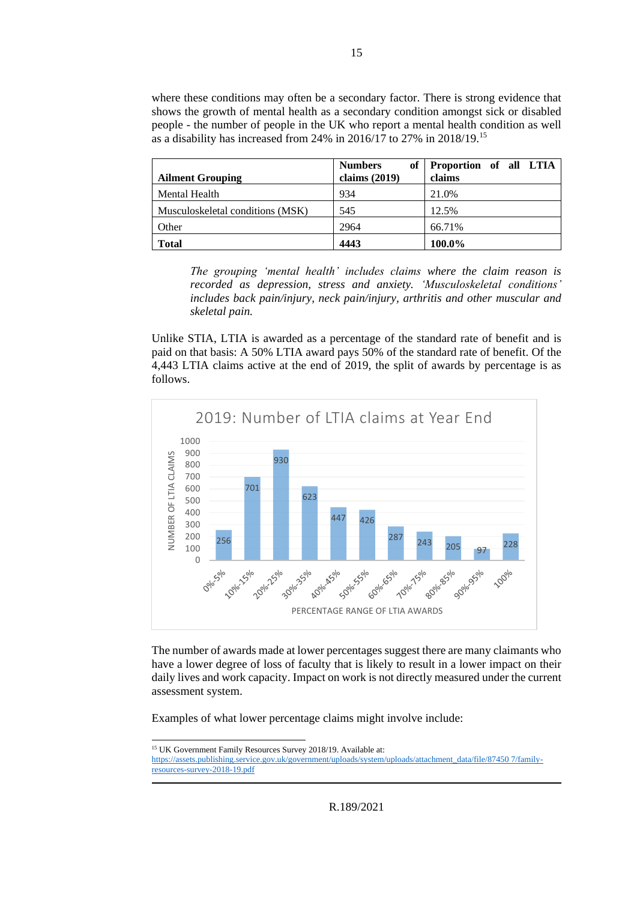where these conditions may often be a secondary factor. There is strong evidence that shows the growth of mental health as a secondary condition amongst sick or disabled people - the number of people in the UK who report a mental health condition as well as a disability has increased from 24% in 2016/17 to 27% in 2018/19.[15]

| Ailment Grouping | Numbers of claims (2019) | Proportion of all LTIA claims |
|---|---|---|
| Mental Health | 934 | 21.0% |
| Musculoskeletal conditions (MSK) | 545 | 12.5% |
| Other | 2964 | 66.71% |
| **Total** | **4443** | **100.0%** |

*The grouping 'mental health' includes claims where the claim reason is recorded as depression, stress and anxiety. 'Musculoskeletal conditions' includes back pain/injury, neck pain/injury, arthritis and other muscular and skeletal pain.*

Unlike STIA, LTIA is awarded as a percentage of the standard rate of benefit and is paid on that basis: A 50% LTIA award pays 50% of the standard rate of benefit. Of the 4,443 LTIA claims active at the end of 2019, the split of awards by percentage is as follows.

**2019: Number of LTIA claims at Year End**

| Percentage range of LTIA awards | Number of LTIA claims |
|---|---|
| 0%-5% | 256 |
| 10%-15% | 701 |
| 20%-25% | 930 |
| 30%-35% | 623 |
| 40%-45% | 447 |
| 50%-55% | 426 |
| 60%-65% | 287 |
| 70%-75% | 243 |
| 80%-85% | 205 |
| 90%-95% | 97 |
| 100% | 228 |

The number of awards made at lower percentages suggest there are many claimants who have a lower degree of loss of faculty that is likely to result in a lower impact on their daily lives and work capacity. Impact on work is not directly measured under the current assessment system.

Examples of what lower percentage claims might involve include:

---

[15] UK Government Family Resources Survey 2018/19. Available at: https://assets.publishing.service.gov.uk/government/uploads/system/uploads/attachment_data/file/87450 7/family-resources-survey-2018-19.pdf

R.189/2021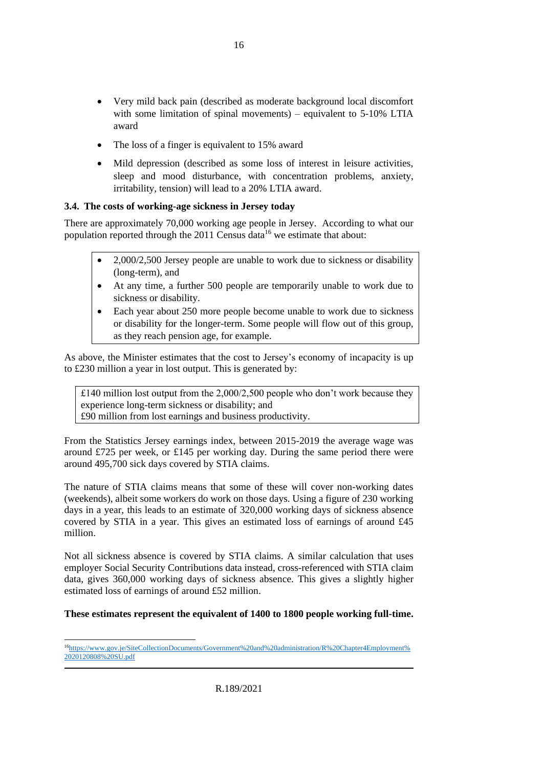- Very mild back pain (described as moderate background local discomfort with some limitation of spinal movements) – equivalent to 5-10% LTIA award
- The loss of a finger is equivalent to 15% award
- Mild depression (described as some loss of interest in leisure activities, sleep and mood disturbance, with concentration problems, anxiety, irritability, tension) will lead to a 20% LTIA award.

### 3.4. The costs of working-age sickness in Jersey today

There are approximately 70,000 working age people in Jersey. According to what our population reported through the 2011 Census data[16] we estimate that about:

- 2,000/2,500 Jersey people are unable to work due to sickness or disability (long-term), and
- At any time, a further 500 people are temporarily unable to work due to sickness or disability.
- Each year about 250 more people become unable to work due to sickness or disability for the longer-term. Some people will flow out of this group, as they reach pension age, for example.

As above, the Minister estimates that the cost to Jersey's economy of incapacity is up to £230 million a year in lost output. This is generated by:

£140 million lost output from the 2,000/2,500 people who don't work because they experience long-term sickness or disability; and
£90 million from lost earnings and business productivity.

From the Statistics Jersey earnings index, between 2015-2019 the average wage was around £725 per week, or £145 per working day. During the same period there were around 495,700 sick days covered by STIA claims.

The nature of STIA claims means that some of these will cover non-working dates (weekends), albeit some workers do work on those days. Using a figure of 230 working days in a year, this leads to an estimate of 320,000 working days of sickness absence covered by STIA in a year. This gives an estimated loss of earnings of around £45 million.

Not all sickness absence is covered by STIA claims. A similar calculation that uses employer Social Security Contributions data instead, cross-referenced with STIA claim data, gives 360,000 working days of sickness absence. This gives a slightly higher estimated loss of earnings of around £52 million.

**These estimates represent the equivalent of 1400 to 1800 people working full-time.**

---

[16] https://www.gov.je/SiteCollectionDocuments/Government%20and%20administration/R%20Chapter4Employment%2020120808%20SU.pdf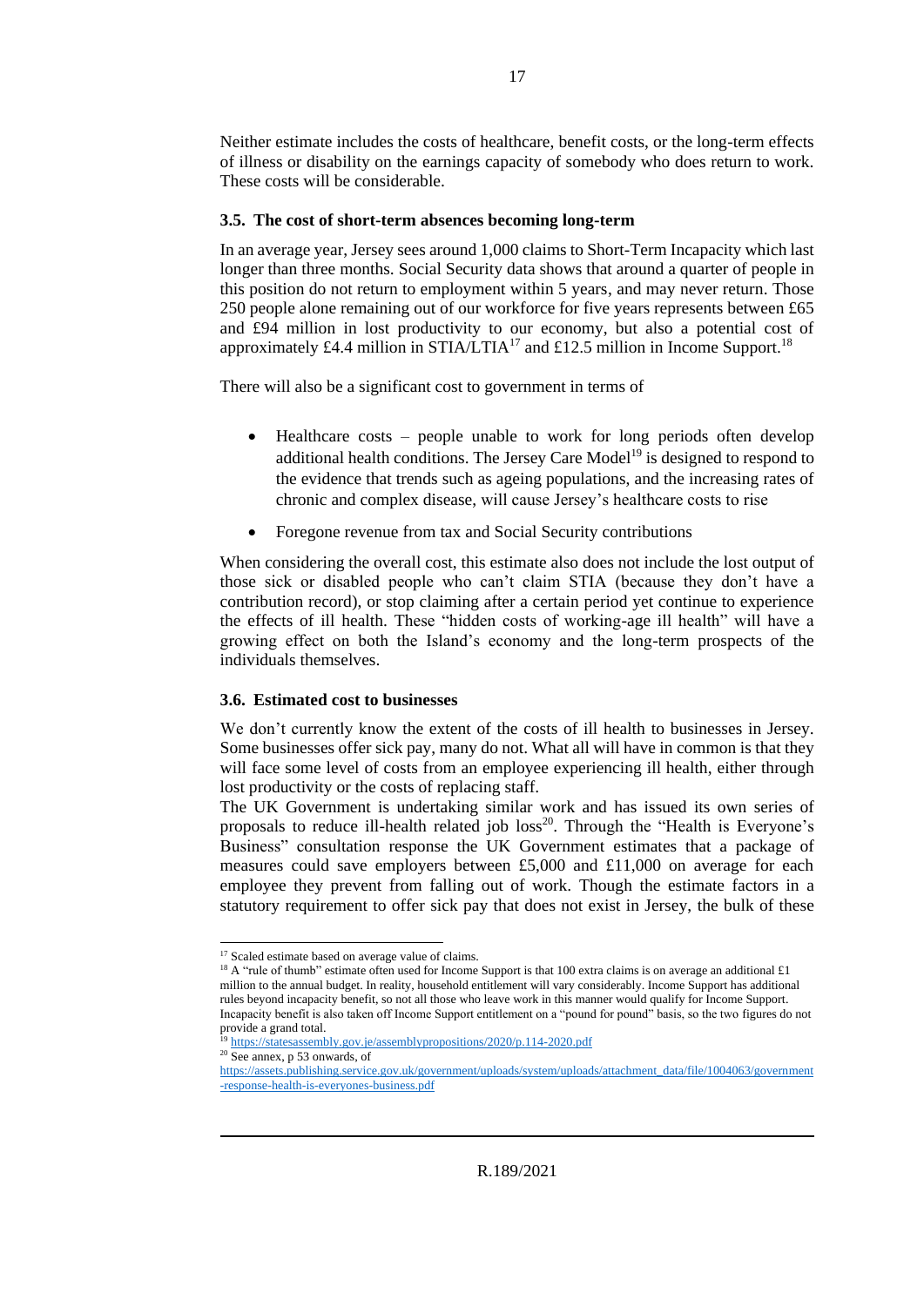Neither estimate includes the costs of healthcare, benefit costs, or the long-term effects of illness or disability on the earnings capacity of somebody who does return to work. These costs will be considerable.

### 3.5. The cost of short-term absences becoming long-term

In an average year, Jersey sees around 1,000 claims to Short-Term Incapacity which last longer than three months. Social Security data shows that around a quarter of people in this position do not return to employment within 5 years, and may never return. Those 250 people alone remaining out of our workforce for five years represents between £65 and £94 million in lost productivity to our economy, but also a potential cost of approximately £4.4 million in STIA/LTIA[17] and £12.5 million in Income Support.[18]

There will also be a significant cost to government in terms of

- Healthcare costs – people unable to work for long periods often develop additional health conditions. The Jersey Care Model[19] is designed to respond to the evidence that trends such as ageing populations, and the increasing rates of chronic and complex disease, will cause Jersey's healthcare costs to rise
- Foregone revenue from tax and Social Security contributions

When considering the overall cost, this estimate also does not include the lost output of those sick or disabled people who can't claim STIA (because they don't have a contribution record), or stop claiming after a certain period yet continue to experience the effects of ill health. These "hidden costs of working-age ill health" will have a growing effect on both the Island's economy and the long-term prospects of the individuals themselves.

### 3.6. Estimated cost to businesses

We don't currently know the extent of the costs of ill health to businesses in Jersey. Some businesses offer sick pay, many do not. What all will have in common is that they will face some level of costs from an employee experiencing ill health, either through lost productivity or the costs of replacing staff.

The UK Government is undertaking similar work and has issued its own series of proposals to reduce ill-health related job loss[20]. Through the "Health is Everyone's Business" consultation response the UK Government estimates that a package of measures could save employers between £5,000 and £11,000 on average for each employee they prevent from falling out of work. Though the estimate factors in a statutory requirement to offer sick pay that does not exist in Jersey, the bulk of these

---

[17] Scaled estimate based on average value of claims.

[18] A "rule of thumb" estimate often used for Income Support is that 100 extra claims is on average an additional £1 million to the annual budget. In reality, household entitlement will vary considerably. Income Support has additional rules beyond incapacity benefit, so not all those who leave work in this manner would qualify for Income Support. Incapacity benefit is also taken off Income Support entitlement on a "pound for pound" basis, so the two figures do not provide a grand total.

[19] https://statesassembly.gov.je/assemblypropositions/2020/p.114-2020.pdf

[20] See annex, p 53 onwards, of https://assets.publishing.service.gov.uk/government/uploads/system/uploads/attachment_data/file/1004063/government-response-health-is-everyones-business.pdf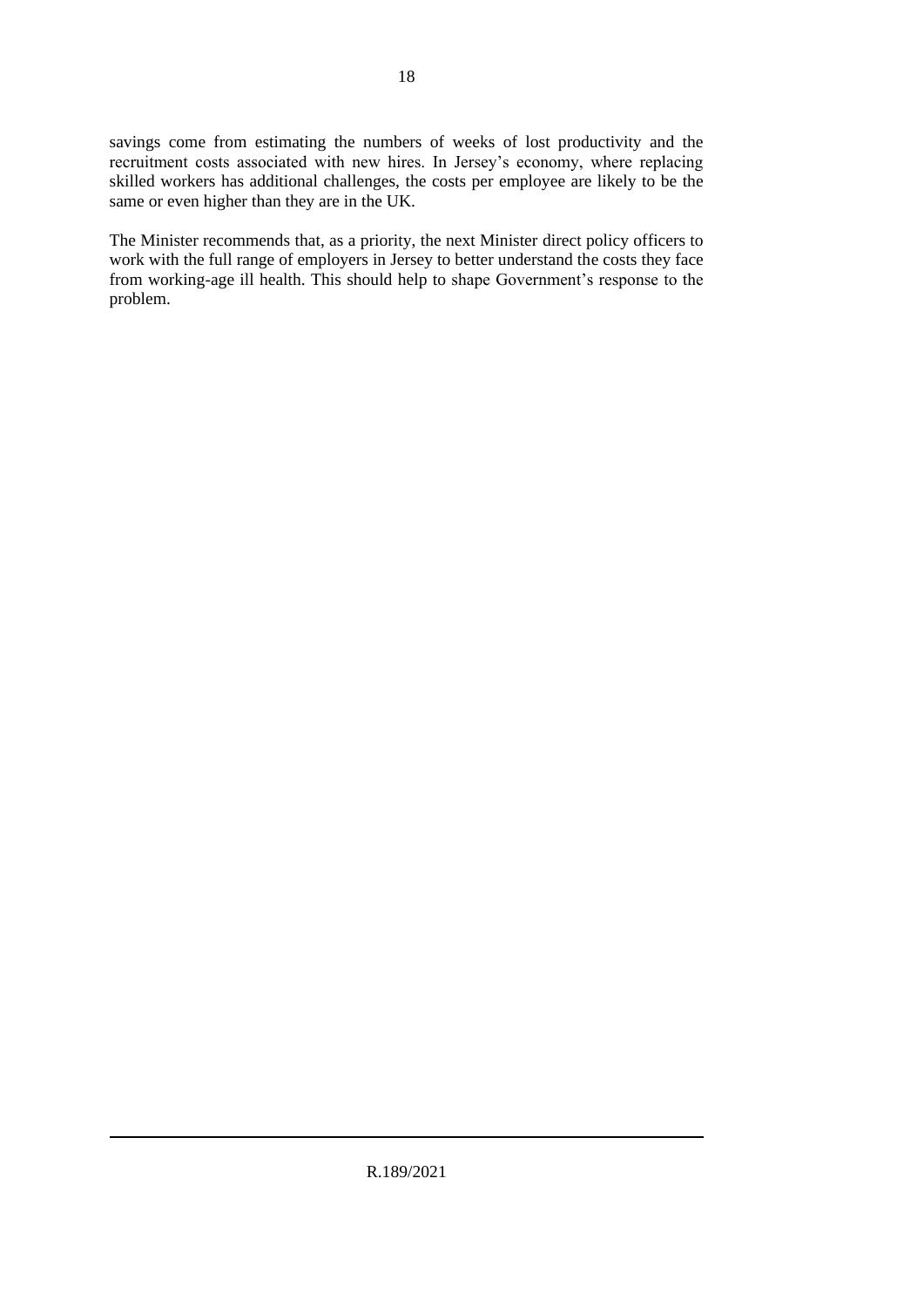savings come from estimating the numbers of weeks of lost productivity and the recruitment costs associated with new hires. In Jersey's economy, where replacing skilled workers has additional challenges, the costs per employee are likely to be the same or even higher than they are in the UK.

The Minister recommends that, as a priority, the next Minister direct policy officers to work with the full range of employers in Jersey to better understand the costs they face from working-age ill health. This should help to shape Government's response to the problem.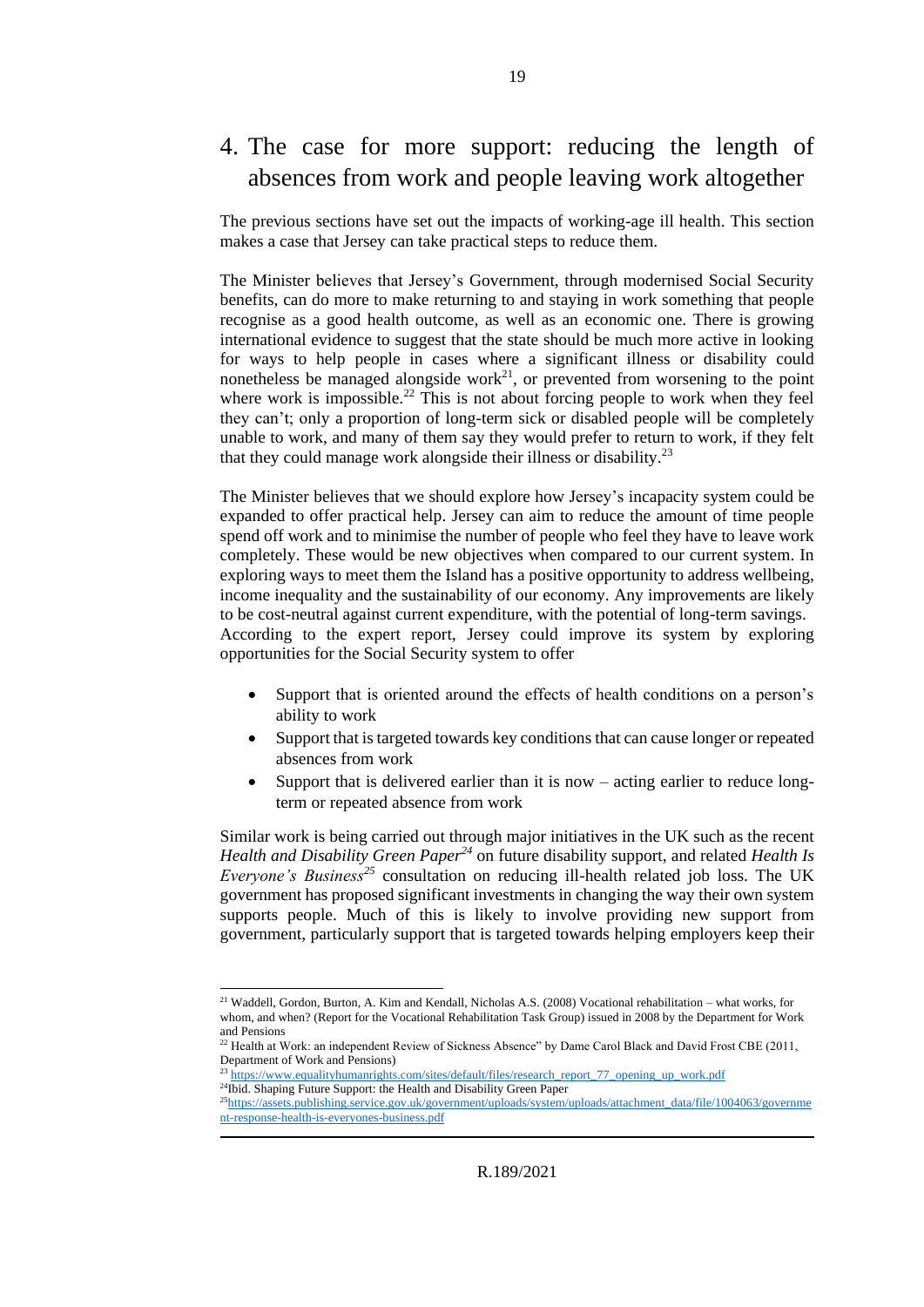# 4. The case for more support: reducing the length of absences from work and people leaving work altogether

The previous sections have set out the impacts of working-age ill health. This section makes a case that Jersey can take practical steps to reduce them.

The Minister believes that Jersey's Government, through modernised Social Security benefits, can do more to make returning to and staying in work something that people recognise as a good health outcome, as well as an economic one. There is growing international evidence to suggest that the state should be much more active in looking for ways to help people in cases where a significant illness or disability could nonetheless be managed alongside work[21], or prevented from worsening to the point where work is impossible.[22] This is not about forcing people to work when they feel they can't; only a proportion of long-term sick or disabled people will be completely unable to work, and many of them say they would prefer to return to work, if they felt that they could manage work alongside their illness or disability.[23]

The Minister believes that we should explore how Jersey's incapacity system could be expanded to offer practical help. Jersey can aim to reduce the amount of time people spend off work and to minimise the number of people who feel they have to leave work completely. These would be new objectives when compared to our current system. In exploring ways to meet them the Island has a positive opportunity to address wellbeing, income inequality and the sustainability of our economy. Any improvements are likely to be cost-neutral against current expenditure, with the potential of long-term savings. According to the expert report, Jersey could improve its system by exploring opportunities for the Social Security system to offer

- Support that is oriented around the effects of health conditions on a person's ability to work
- Support that is targeted towards key conditions that can cause longer or repeated absences from work
- Support that is delivered earlier than it is now – acting earlier to reduce long-term or repeated absence from work

Similar work is being carried out through major initiatives in the UK such as the recent *Health and Disability Green Paper*[24] on future disability support, and related *Health Is Everyone's Business*[25] consultation on reducing ill-health related job loss. The UK government has proposed significant investments in changing the way their own system supports people. Much of this is likely to involve providing new support from government, particularly support that is targeted towards helping employers keep their

---

[21] Waddell, Gordon, Burton, A. Kim and Kendall, Nicholas A.S. (2008) Vocational rehabilitation – what works, for whom, and when? (Report for the Vocational Rehabilitation Task Group) issued in 2008 by the Department for Work and Pensions

[22] Health at Work: an independent Review of Sickness Absence" by Dame Carol Black and David Frost CBE (2011, Department of Work and Pensions)

[23] https://www.equalityhumanrights.com/sites/default/files/research_report_77_opening_up_work.pdf

[24] Ibid. Shaping Future Support: the Health and Disability Green Paper

[25] https://assets.publishing.service.gov.uk/government/uploads/system/uploads/attachment_data/file/1004063/government-response-health-is-everyones-business.pdf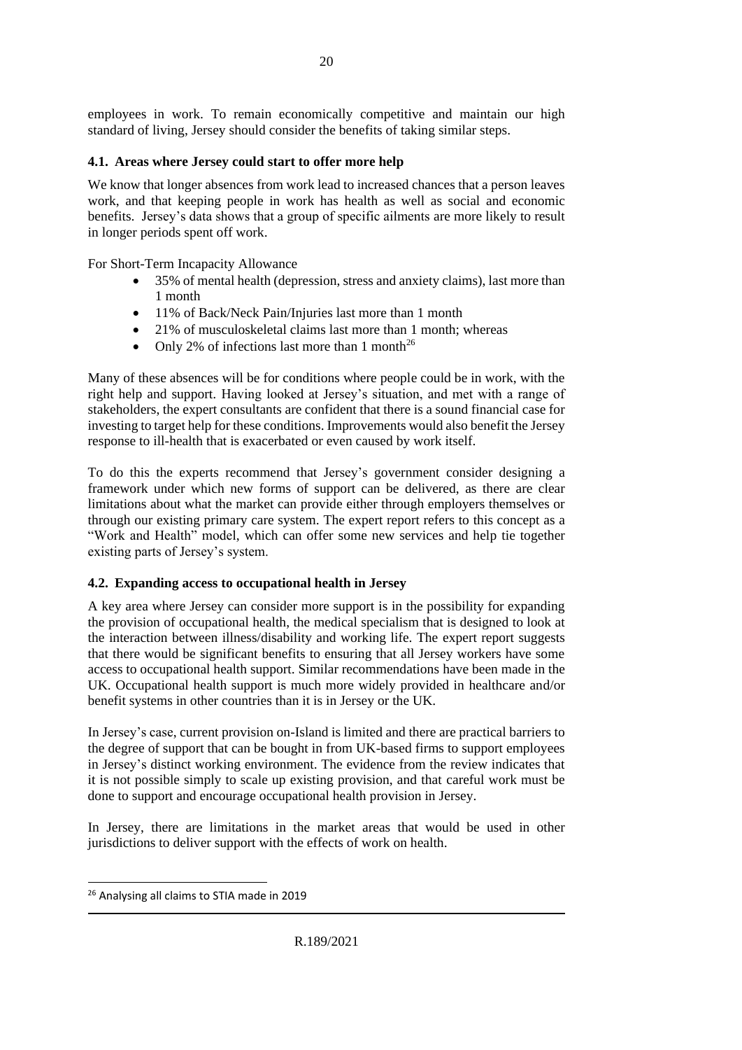employees in work. To remain economically competitive and maintain our high standard of living, Jersey should consider the benefits of taking similar steps.

### 4.1. Areas where Jersey could start to offer more help

We know that longer absences from work lead to increased chances that a person leaves work, and that keeping people in work has health as well as social and economic benefits. Jersey's data shows that a group of specific ailments are more likely to result in longer periods spent off work.

For Short-Term Incapacity Allowance

- 35% of mental health (depression, stress and anxiety claims), last more than 1 month
- 11% of Back/Neck Pain/Injuries last more than 1 month
- 21% of musculoskeletal claims last more than 1 month; whereas
- Only 2% of infections last more than 1 month[26]

Many of these absences will be for conditions where people could be in work, with the right help and support. Having looked at Jersey's situation, and met with a range of stakeholders, the expert consultants are confident that there is a sound financial case for investing to target help for these conditions. Improvements would also benefit the Jersey response to ill-health that is exacerbated or even caused by work itself.

To do this the experts recommend that Jersey's government consider designing a framework under which new forms of support can be delivered, as there are clear limitations about what the market can provide either through employers themselves or through our existing primary care system. The expert report refers to this concept as a "Work and Health" model, which can offer some new services and help tie together existing parts of Jersey's system.

### 4.2. Expanding access to occupational health in Jersey

A key area where Jersey can consider more support is in the possibility for expanding the provision of occupational health, the medical specialism that is designed to look at the interaction between illness/disability and working life. The expert report suggests that there would be significant benefits to ensuring that all Jersey workers have some access to occupational health support. Similar recommendations have been made in the UK. Occupational health support is much more widely provided in healthcare and/or benefit systems in other countries than it is in Jersey or the UK.

In Jersey's case, current provision on-Island is limited and there are practical barriers to the degree of support that can be bought in from UK-based firms to support employees in Jersey's distinct working environment. The evidence from the review indicates that it is not possible simply to scale up existing provision, and that careful work must be done to support and encourage occupational health provision in Jersey.

In Jersey, there are limitations in the market areas that would be used in other jurisdictions to deliver support with the effects of work on health.

[26] Analysing all claims to STIA made in 2019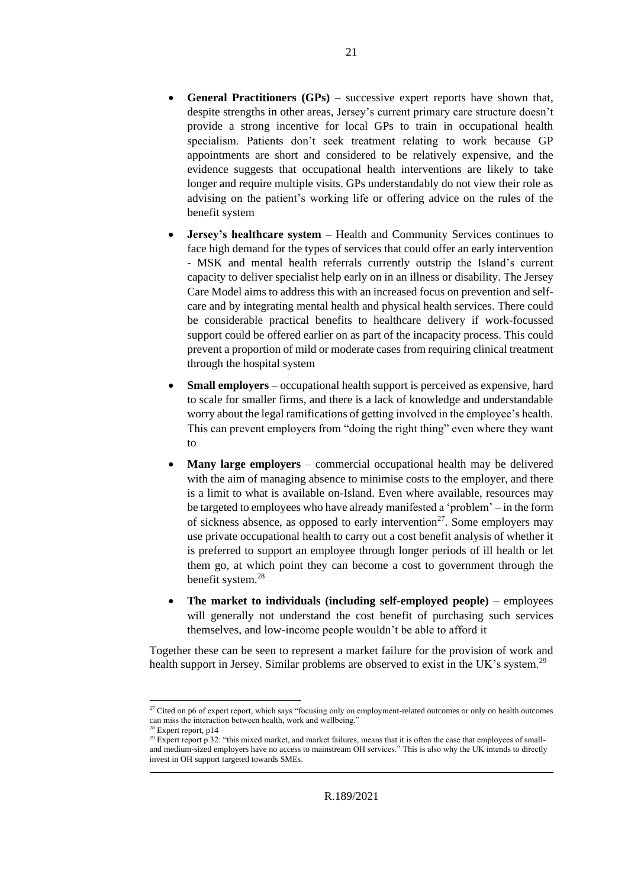- **General Practitioners (GPs)** – successive expert reports have shown that, despite strengths in other areas, Jersey's current primary care structure doesn't provide a strong incentive for local GPs to train in occupational health specialism. Patients don't seek treatment relating to work because GP appointments are short and considered to be relatively expensive, and the evidence suggests that occupational health interventions are likely to take longer and require multiple visits. GPs understandably do not view their role as advising on the patient's working life or offering advice on the rules of the benefit system

- **Jersey's healthcare system** – Health and Community Services continues to face high demand for the types of services that could offer an early intervention - MSK and mental health referrals currently outstrip the Island's current capacity to deliver specialist help early on in an illness or disability. The Jersey Care Model aims to address this with an increased focus on prevention and self-care and by integrating mental health and physical health services. There could be considerable practical benefits to healthcare delivery if work-focussed support could be offered earlier on as part of the incapacity process. This could prevent a proportion of mild or moderate cases from requiring clinical treatment through the hospital system

- **Small employers** – occupational health support is perceived as expensive, hard to scale for smaller firms, and there is a lack of knowledge and understandable worry about the legal ramifications of getting involved in the employee's health. This can prevent employers from "doing the right thing" even where they want to

- **Many large employers** – commercial occupational health may be delivered with the aim of managing absence to minimise costs to the employer, and there is a limit to what is available on-Island. Even where available, resources may be targeted to employees who have already manifested a 'problem' – in the form of sickness absence, as opposed to early intervention[27]. Some employers may use private occupational health to carry out a cost benefit analysis of whether it is preferred to support an employee through longer periods of ill health or let them go, at which point they can become a cost to government through the benefit system.[28]

- **The market to individuals (including self-employed people)** – employees will generally not understand the cost benefit of purchasing such services themselves, and low-income people wouldn't be able to afford it

Together these can be seen to represent a market failure for the provision of work and health support in Jersey. Similar problems are observed to exist in the UK's system.[29]

---

[27] Cited on p6 of expert report, which says "focusing only on employment-related outcomes or only on health outcomes can miss the interaction between health, work and wellbeing."

[28] Expert report, p14

[29] Expert report p 32: "this mixed market, and market failures, means that it is often the case that employees of small- and medium-sized employers have no access to mainstream OH services." This is also why the UK intends to directly invest in OH support targeted towards SMEs.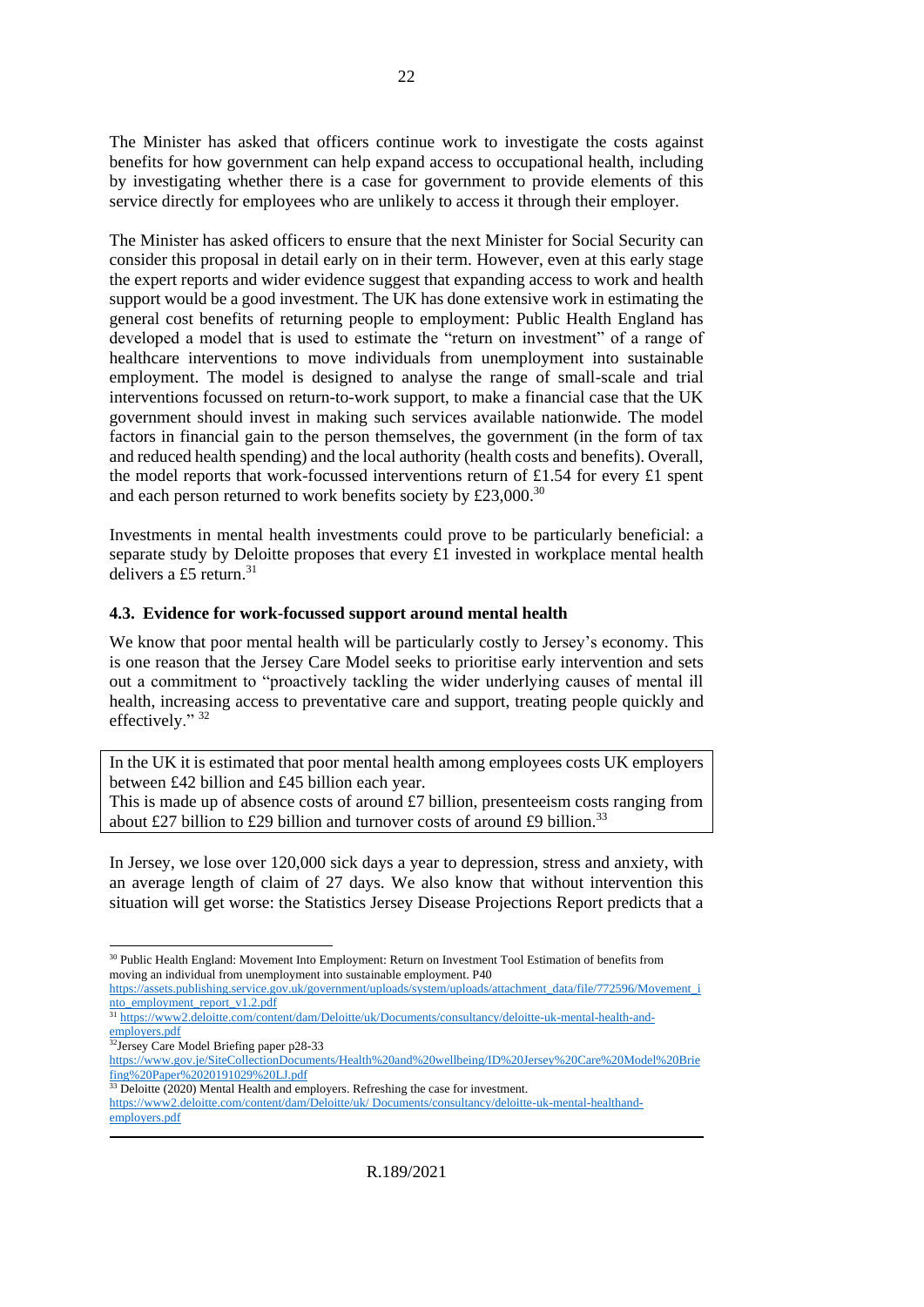The Minister has asked that officers continue work to investigate the costs against benefits for how government can help expand access to occupational health, including by investigating whether there is a case for government to provide elements of this service directly for employees who are unlikely to access it through their employer.

The Minister has asked officers to ensure that the next Minister for Social Security can consider this proposal in detail early on in their term. However, even at this early stage the expert reports and wider evidence suggest that expanding access to work and health support would be a good investment. The UK has done extensive work in estimating the general cost benefits of returning people to employment: Public Health England has developed a model that is used to estimate the "return on investment" of a range of healthcare interventions to move individuals from unemployment into sustainable employment. The model is designed to analyse the range of small-scale and trial interventions focussed on return-to-work support, to make a financial case that the UK government should invest in making such services available nationwide. The model factors in financial gain to the person themselves, the government (in the form of tax and reduced health spending) and the local authority (health costs and benefits). Overall, the model reports that work-focussed interventions return of £1.54 for every £1 spent and each person returned to work benefits society by £23,000.[30]

Investments in mental health investments could prove to be particularly beneficial: a separate study by Deloitte proposes that every £1 invested in workplace mental health delivers a £5 return.[31]

### 4.3. Evidence for work-focussed support around mental health

We know that poor mental health will be particularly costly to Jersey's economy. This is one reason that the Jersey Care Model seeks to prioritise early intervention and sets out a commitment to "proactively tackling the wider underlying causes of mental ill health, increasing access to preventative care and support, treating people quickly and effectively." [32]

> In the UK it is estimated that poor mental health among employees costs UK employers between £42 billion and £45 billion each year.
> This is made up of absence costs of around £7 billion, presenteeism costs ranging from about £27 billion to £29 billion and turnover costs of around £9 billion.[33]

In Jersey, we lose over 120,000 sick days a year to depression, stress and anxiety, with an average length of claim of 27 days. We also know that without intervention this situation will get worse: the Statistics Jersey Disease Projections Report predicts that a

---

[30] Public Health England: Movement Into Employment: Return on Investment Tool Estimation of benefits from moving an individual from unemployment into sustainable employment. P40 https://assets.publishing.service.gov.uk/government/uploads/system/uploads/attachment_data/file/772596/Movement_into_employment_report_v1.2.pdf

[31] https://www2.deloitte.com/content/dam/Deloitte/uk/Documents/consultancy/deloitte-uk-mental-health-and-employers.pdf

[32] Jersey Care Model Briefing paper p28-33 https://www.gov.je/SiteCollectionDocuments/Health%20and%20wellbeing/ID%20Jersey%20Care%20Model%20Briefing%20Paper%2020191029%20LJ.pdf

[33] Deloitte (2020) Mental Health and employers. Refreshing the case for investment. https://www2.deloitte.com/content/dam/Deloitte/uk/ Documents/consultancy/deloitte-uk-mental-healthand-employers.pdf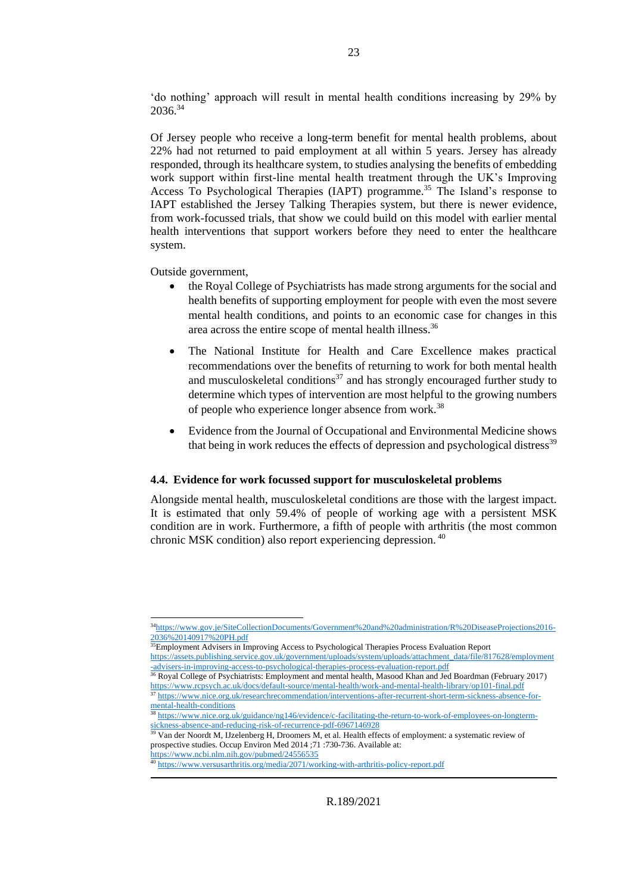'do nothing' approach will result in mental health conditions increasing by 29% by 2036.[34]

Of Jersey people who receive a long-term benefit for mental health problems, about 22% had not returned to paid employment at all within 5 years. Jersey has already responded, through its healthcare system, to studies analysing the benefits of embedding work support within first-line mental health treatment through the UK's Improving Access To Psychological Therapies (IAPT) programme.[35] The Island's response to IAPT established the Jersey Talking Therapies system, but there is newer evidence, from work-focussed trials, that show we could build on this model with earlier mental health interventions that support workers before they need to enter the healthcare system.

Outside government,

- the Royal College of Psychiatrists has made strong arguments for the social and health benefits of supporting employment for people with even the most severe mental health conditions, and points to an economic case for changes in this area across the entire scope of mental health illness.[36]
- The National Institute for Health and Care Excellence makes practical recommendations over the benefits of returning to work for both mental health and musculoskeletal conditions[37] and has strongly encouraged further study to determine which types of intervention are most helpful to the growing numbers of people who experience longer absence from work.[38]
- Evidence from the Journal of Occupational and Environmental Medicine shows that being in work reduces the effects of depression and psychological distress[39]

#### 4.4. Evidence for work focussed support for musculoskeletal problems

Alongside mental health, musculoskeletal conditions are those with the largest impact. It is estimated that only 59.4% of people of working age with a persistent MSK condition are in work. Furthermore, a fifth of people with arthritis (the most common chronic MSK condition) also report experiencing depression. [40]

---

[34] https://www.gov.je/SiteCollectionDocuments/Government%20and%20administration/R%20DiseaseProjections2016-2036%20140917%20PH.pdf

[35] Employment Advisers in Improving Access to Psychological Therapies Process Evaluation Report https://assets.publishing.service.gov.uk/government/uploads/system/uploads/attachment_data/file/817628/employment-advisers-in-improving-access-to-psychological-therapies-process-evaluation-report.pdf

[36] Royal College of Psychiatrists: Employment and mental health, Masood Khan and Jed Boardman (February 2017) https://www.rcpsych.ac.uk/docs/default-source/mental-health/work-and-mental-health-library/op101-final.pdf

[37] https://www.nice.org.uk/researchrecommendation/interventions-after-recurrent-short-term-sickness-absence-for-mental-health-conditions

[38] https://www.nice.org.uk/guidance/ng146/evidence/c-facilitating-the-return-to-work-of-employees-on-longterm-sickness-absence-and-reducing-risk-of-recurrence-pdf-6967146928

[39] Van der Noordt M, IJzelenberg H, Droomers M, et al. Health effects of employment: a systematic review of prospective studies. Occup Environ Med 2014 ;71 :730-736. Available at: https://www.ncbi.nlm.nih.gov/pubmed/24556535

[40] https://www.versusarthritis.org/media/2071/working-with-arthritis-policy-report.pdf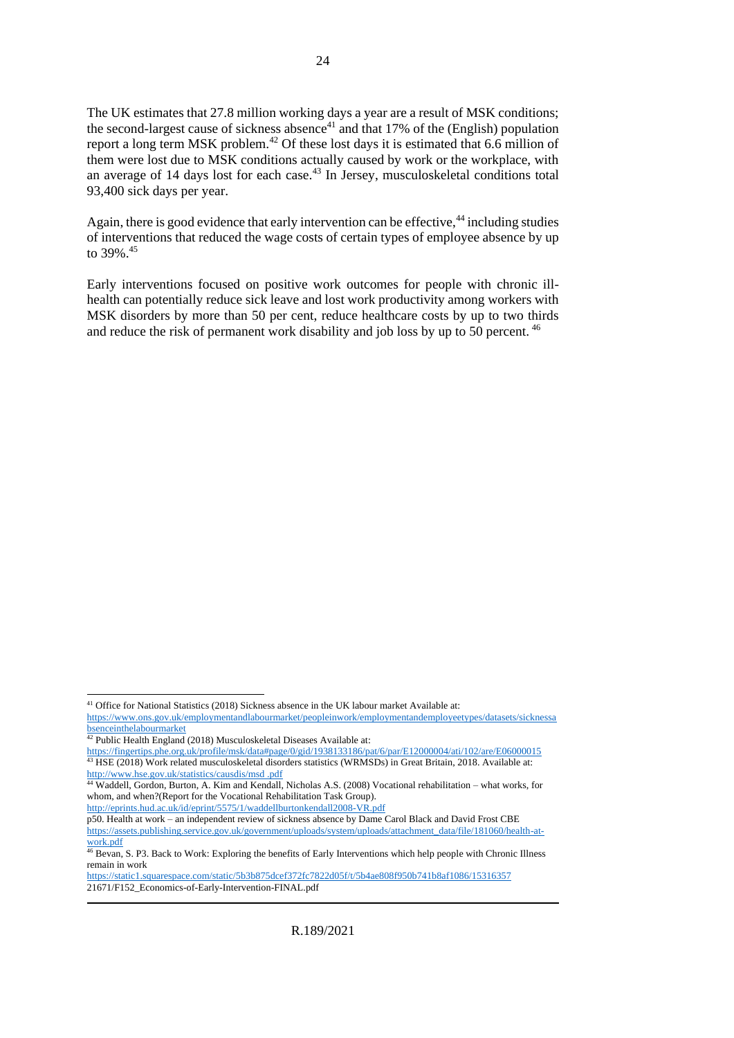The UK estimates that 27.8 million working days a year are a result of MSK conditions; the second-largest cause of sickness absence[41] and that 17% of the (English) population report a long term MSK problem.[42] Of these lost days it is estimated that 6.6 million of them were lost due to MSK conditions actually caused by work or the workplace, with an average of 14 days lost for each case.[43] In Jersey, musculoskeletal conditions total 93,400 sick days per year.

Again, there is good evidence that early intervention can be effective,[44] including studies of interventions that reduced the wage costs of certain types of employee absence by up to 39%.[45]

Early interventions focused on positive work outcomes for people with chronic ill-health can potentially reduce sick leave and lost work productivity among workers with MSK disorders by more than 50 per cent, reduce healthcare costs by up to two thirds and reduce the risk of permanent work disability and job loss by up to 50 percent.[46]

---

[41] Office for National Statistics (2018) Sickness absence in the UK labour market Available at: https://www.ons.gov.uk/employmentandlabourmarket/peopleinwork/employmentandemployeetypes/datasets/sicknessabsenceinthelabourmarket

[42] Public Health England (2018) Musculoskeletal Diseases Available at: https://fingertips.phe.org.uk/profile/msk/data#page/0/gid/1938133186/pat/6/par/E12000004/ati/102/are/E06000015

[43] HSE (2018) Work related musculoskeletal disorders statistics (WRMSDs) in Great Britain, 2018. Available at: http://www.hse.gov.uk/statistics/causdis/msd .pdf

[44] Waddell, Gordon, Burton, A. Kim and Kendall, Nicholas A.S. (2008) Vocational rehabilitation – what works, for whom, and when?(Report for the Vocational Rehabilitation Task Group). http://eprints.hud.ac.uk/id/eprint/5575/1/waddellburtonkendall2008-VR.pdf

p50. Health at work – an independent review of sickness absence by Dame Carol Black and David Frost CBE https://assets.publishing.service.gov.uk/government/uploads/system/uploads/attachment_data/file/181060/health-at-work.pdf

[46] Bevan, S. P3. Back to Work: Exploring the benefits of Early Interventions which help people with Chronic Illness remain in work https://static1.squarespace.com/static/5b3b875dcef372fc7822d05f/t/5b4ae808f950b741b8af1086/15316357 21671/F152_Economics-of-Early-Intervention-FINAL.pdf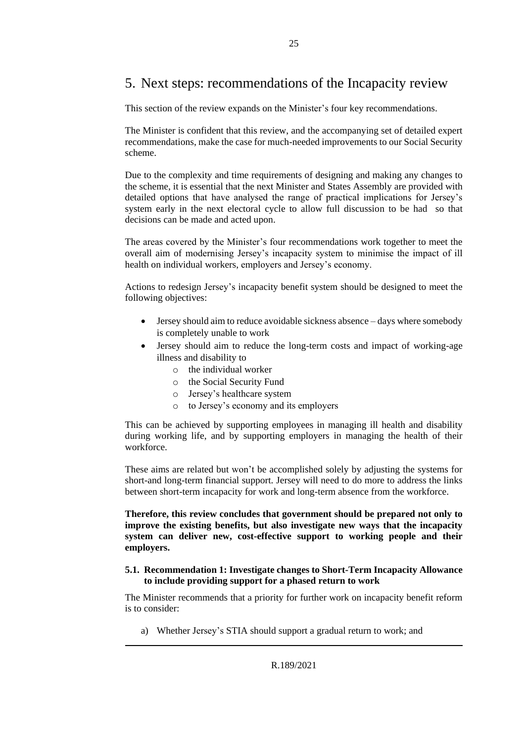# 5. Next steps: recommendations of the Incapacity review

This section of the review expands on the Minister's four key recommendations.

The Minister is confident that this review, and the accompanying set of detailed expert recommendations, make the case for much-needed improvements to our Social Security scheme.

Due to the complexity and time requirements of designing and making any changes to the scheme, it is essential that the next Minister and States Assembly are provided with detailed options that have analysed the range of practical implications for Jersey's system early in the next electoral cycle to allow full discussion to be had so that decisions can be made and acted upon.

The areas covered by the Minister's four recommendations work together to meet the overall aim of modernising Jersey's incapacity system to minimise the impact of ill health on individual workers, employers and Jersey's economy.

Actions to redesign Jersey's incapacity benefit system should be designed to meet the following objectives:

- Jersey should aim to reduce avoidable sickness absence – days where somebody is completely unable to work
- Jersey should aim to reduce the long-term costs and impact of working-age illness and disability to
  - the individual worker
  - the Social Security Fund
  - Jersey's healthcare system
  - to Jersey's economy and its employers

This can be achieved by supporting employees in managing ill health and disability during working life, and by supporting employers in managing the health of their workforce.

These aims are related but won't be accomplished solely by adjusting the systems for short-and long-term financial support. Jersey will need to do more to address the links between short-term incapacity for work and long-term absence from the workforce.

**Therefore, this review concludes that government should be prepared not only to improve the existing benefits, but also investigate new ways that the incapacity system can deliver new, cost-effective support to working people and their employers.**

### 5.1. Recommendation 1: Investigate changes to Short-Term Incapacity Allowance to include providing support for a phased return to work

The Minister recommends that a priority for further work on incapacity benefit reform is to consider:

a) Whether Jersey's STIA should support a gradual return to work; and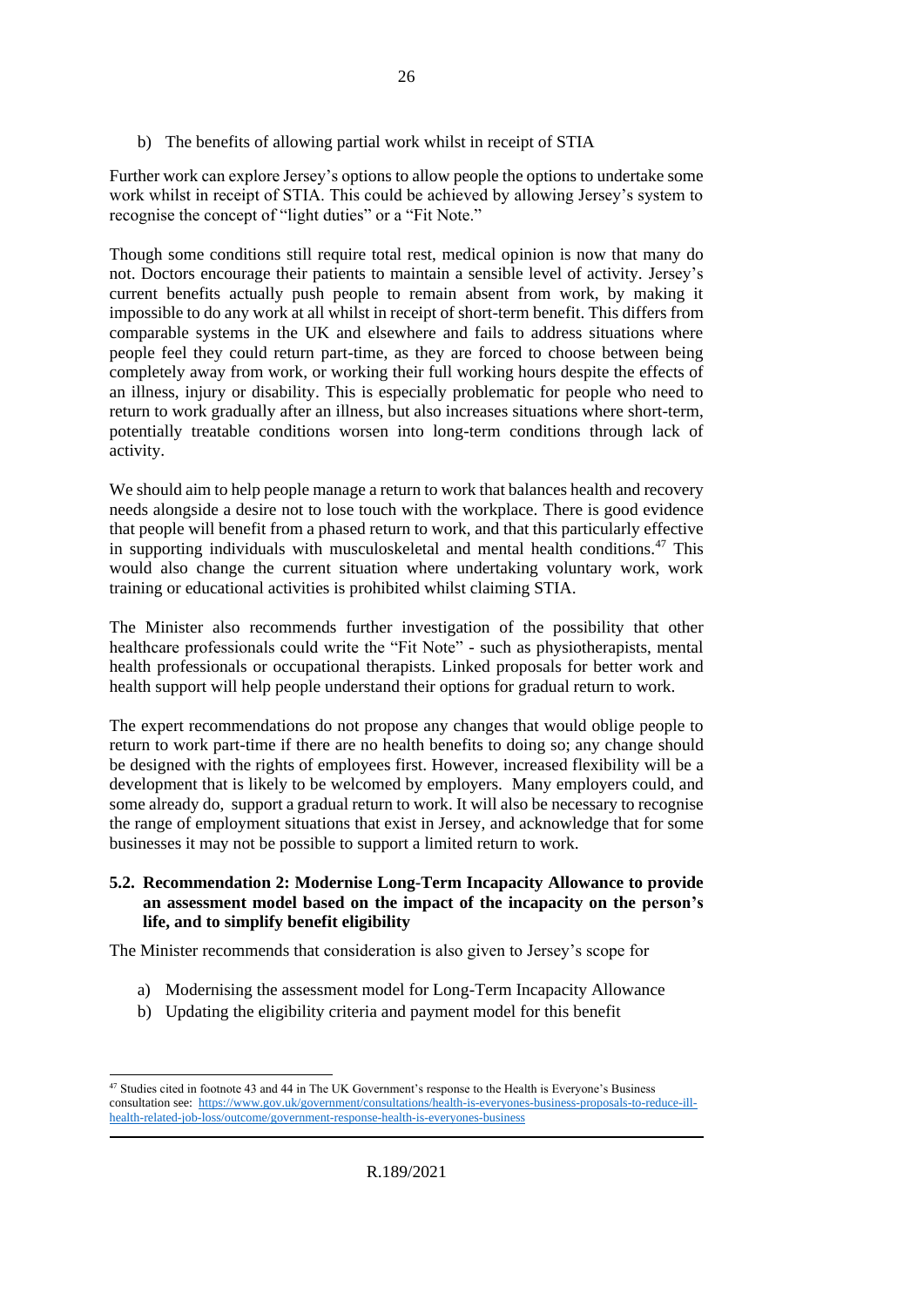b) The benefits of allowing partial work whilst in receipt of STIA

Further work can explore Jersey's options to allow people the options to undertake some work whilst in receipt of STIA. This could be achieved by allowing Jersey's system to recognise the concept of "light duties" or a "Fit Note."

Though some conditions still require total rest, medical opinion is now that many do not. Doctors encourage their patients to maintain a sensible level of activity. Jersey's current benefits actually push people to remain absent from work, by making it impossible to do any work at all whilst in receipt of short-term benefit. This differs from comparable systems in the UK and elsewhere and fails to address situations where people feel they could return part-time, as they are forced to choose between being completely away from work, or working their full working hours despite the effects of an illness, injury or disability. This is especially problematic for people who need to return to work gradually after an illness, but also increases situations where short-term, potentially treatable conditions worsen into long-term conditions through lack of activity.

We should aim to help people manage a return to work that balances health and recovery needs alongside a desire not to lose touch with the workplace. There is good evidence that people will benefit from a phased return to work, and that this particularly effective in supporting individuals with musculoskeletal and mental health conditions.[47] This would also change the current situation where undertaking voluntary work, work training or educational activities is prohibited whilst claiming STIA.

The Minister also recommends further investigation of the possibility that other healthcare professionals could write the "Fit Note" - such as physiotherapists, mental health professionals or occupational therapists. Linked proposals for better work and health support will help people understand their options for gradual return to work.

The expert recommendations do not propose any changes that would oblige people to return to work part-time if there are no health benefits to doing so; any change should be designed with the rights of employees first. However, increased flexibility will be a development that is likely to be welcomed by employers. Many employers could, and some already do, support a gradual return to work. It will also be necessary to recognise the range of employment situations that exist in Jersey, and acknowledge that for some businesses it may not be possible to support a limited return to work.

### 5.2. Recommendation 2: Modernise Long-Term Incapacity Allowance to provide an assessment model based on the impact of the incapacity on the person's life, and to simplify benefit eligibility

The Minister recommends that consideration is also given to Jersey's scope for

a) Modernising the assessment model for Long-Term Incapacity Allowance
b) Updating the eligibility criteria and payment model for this benefit

[47] Studies cited in footnote 43 and 44 in The UK Government's response to the Health is Everyone's Business consultation see: https://www.gov.uk/government/consultations/health-is-everyones-business-proposals-to-reduce-ill-health-related-job-loss/outcome/government-response-health-is-everyones-business

R.189/2021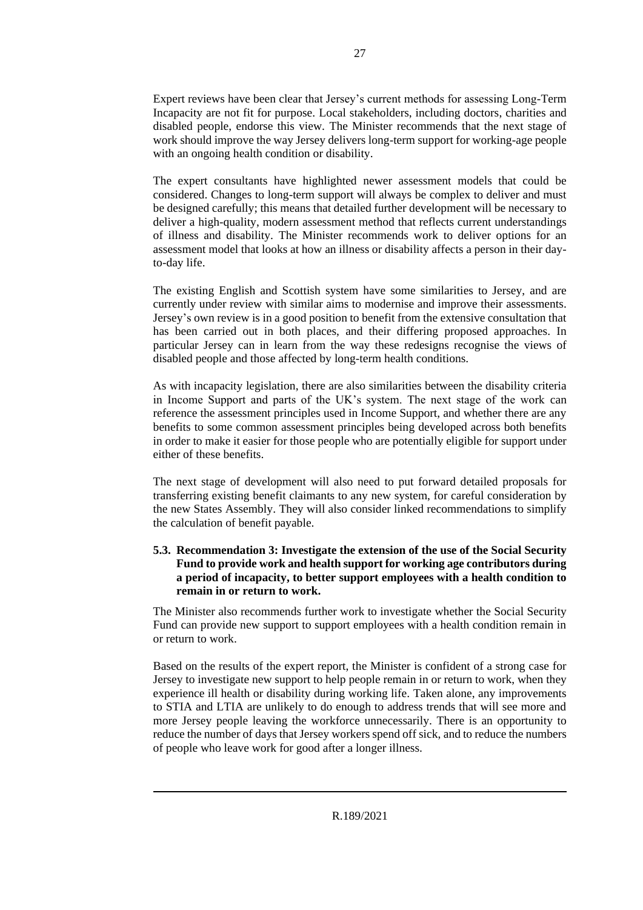Expert reviews have been clear that Jersey's current methods for assessing Long-Term Incapacity are not fit for purpose. Local stakeholders, including doctors, charities and disabled people, endorse this view. The Minister recommends that the next stage of work should improve the way Jersey delivers long-term support for working-age people with an ongoing health condition or disability.

The expert consultants have highlighted newer assessment models that could be considered. Changes to long-term support will always be complex to deliver and must be designed carefully; this means that detailed further development will be necessary to deliver a high-quality, modern assessment method that reflects current understandings of illness and disability. The Minister recommends work to deliver options for an assessment model that looks at how an illness or disability affects a person in their day-to-day life.

The existing English and Scottish system have some similarities to Jersey, and are currently under review with similar aims to modernise and improve their assessments. Jersey's own review is in a good position to benefit from the extensive consultation that has been carried out in both places, and their differing proposed approaches. In particular Jersey can in learn from the way these redesigns recognise the views of disabled people and those affected by long-term health conditions.

As with incapacity legislation, there are also similarities between the disability criteria in Income Support and parts of the UK's system. The next stage of the work can reference the assessment principles used in Income Support, and whether there are any benefits to some common assessment principles being developed across both benefits in order to make it easier for those people who are potentially eligible for support under either of these benefits.

The next stage of development will also need to put forward detailed proposals for transferring existing benefit claimants to any new system, for careful consideration by the new States Assembly. They will also consider linked recommendations to simplify the calculation of benefit payable.

### 5.3. Recommendation 3: Investigate the extension of the use of the Social Security Fund to provide work and health support for working age contributors during a period of incapacity, to better support employees with a health condition to remain in or return to work.

The Minister also recommends further work to investigate whether the Social Security Fund can provide new support to support employees with a health condition remain in or return to work.

Based on the results of the expert report, the Minister is confident of a strong case for Jersey to investigate new support to help people remain in or return to work, when they experience ill health or disability during working life. Taken alone, any improvements to STIA and LTIA are unlikely to do enough to address trends that will see more and more Jersey people leaving the workforce unnecessarily. There is an opportunity to reduce the number of days that Jersey workers spend off sick, and to reduce the numbers of people who leave work for good after a longer illness.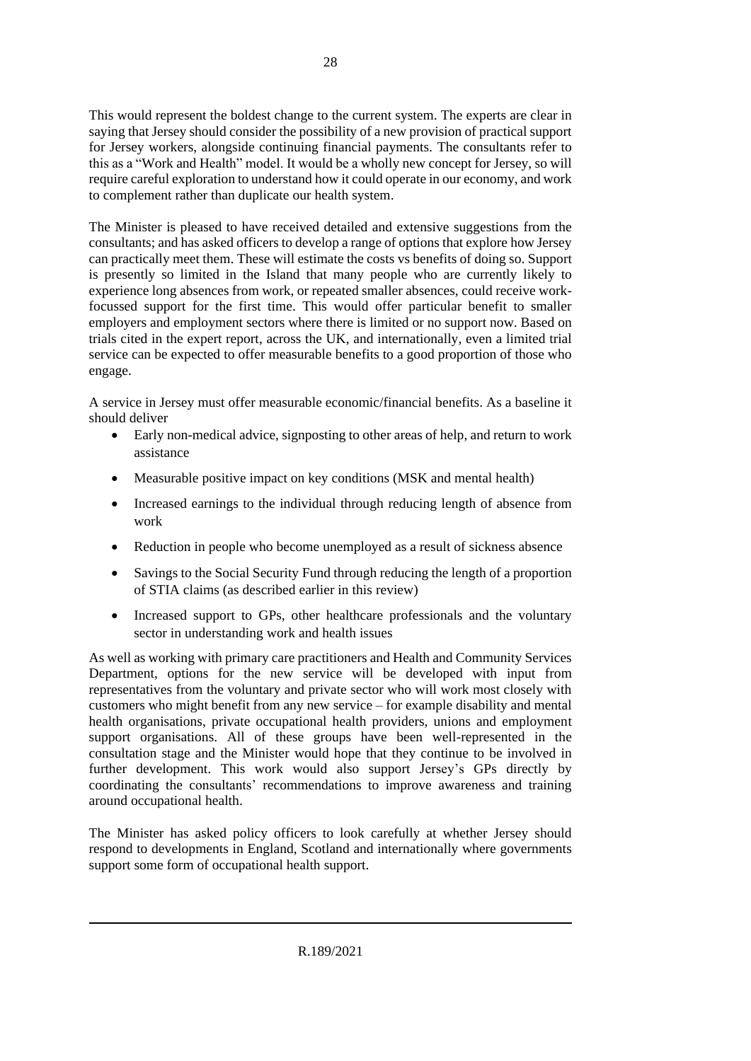This would represent the boldest change to the current system. The experts are clear in saying that Jersey should consider the possibility of a new provision of practical support for Jersey workers, alongside continuing financial payments. The consultants refer to this as a "Work and Health" model. It would be a wholly new concept for Jersey, so will require careful exploration to understand how it could operate in our economy, and work to complement rather than duplicate our health system.

The Minister is pleased to have received detailed and extensive suggestions from the consultants; and has asked officers to develop a range of options that explore how Jersey can practically meet them. These will estimate the costs vs benefits of doing so. Support is presently so limited in the Island that many people who are currently likely to experience long absences from work, or repeated smaller absences, could receive work-focussed support for the first time. This would offer particular benefit to smaller employers and employment sectors where there is limited or no support now. Based on trials cited in the expert report, across the UK, and internationally, even a limited trial service can be expected to offer measurable benefits to a good proportion of those who engage.

A service in Jersey must offer measurable economic/financial benefits. As a baseline it should deliver

- Early non-medical advice, signposting to other areas of help, and return to work assistance
- Measurable positive impact on key conditions (MSK and mental health)
- Increased earnings to the individual through reducing length of absence from work
- Reduction in people who become unemployed as a result of sickness absence
- Savings to the Social Security Fund through reducing the length of a proportion of STIA claims (as described earlier in this review)
- Increased support to GPs, other healthcare professionals and the voluntary sector in understanding work and health issues

As well as working with primary care practitioners and Health and Community Services Department, options for the new service will be developed with input from representatives from the voluntary and private sector who will work most closely with customers who might benefit from any new service – for example disability and mental health organisations, private occupational health providers, unions and employment support organisations. All of these groups have been well-represented in the consultation stage and the Minister would hope that they continue to be involved in further development. This work would also support Jersey's GPs directly by coordinating the consultants' recommendations to improve awareness and training around occupational health.

The Minister has asked policy officers to look carefully at whether Jersey should respond to developments in England, Scotland and internationally where governments support some form of occupational health support.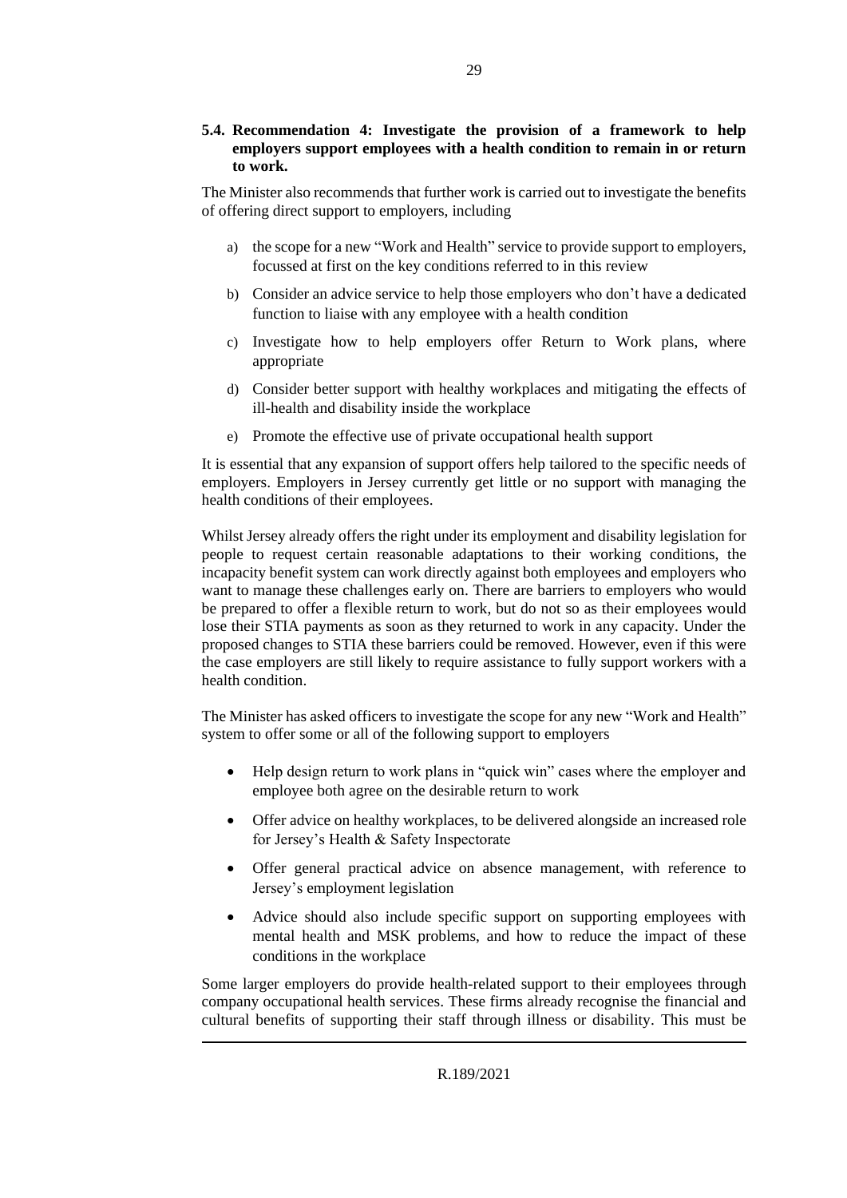### 5.4. Recommendation 4: Investigate the provision of a framework to help employers support employees with a health condition to remain in or return to work.

The Minister also recommends that further work is carried out to investigate the benefits of offering direct support to employers, including

a) the scope for a new "Work and Health" service to provide support to employers, focussed at first on the key conditions referred to in this review

b) Consider an advice service to help those employers who don't have a dedicated function to liaise with any employee with a health condition

c) Investigate how to help employers offer Return to Work plans, where appropriate

d) Consider better support with healthy workplaces and mitigating the effects of ill-health and disability inside the workplace

e) Promote the effective use of private occupational health support

It is essential that any expansion of support offers help tailored to the specific needs of employers. Employers in Jersey currently get little or no support with managing the health conditions of their employees.

Whilst Jersey already offers the right under its employment and disability legislation for people to request certain reasonable adaptations to their working conditions, the incapacity benefit system can work directly against both employees and employers who want to manage these challenges early on. There are barriers to employers who would be prepared to offer a flexible return to work, but do not so as their employees would lose their STIA payments as soon as they returned to work in any capacity. Under the proposed changes to STIA these barriers could be removed. However, even if this were the case employers are still likely to require assistance to fully support workers with a health condition.

The Minister has asked officers to investigate the scope for any new "Work and Health" system to offer some or all of the following support to employers

- Help design return to work plans in "quick win" cases where the employer and employee both agree on the desirable return to work
- Offer advice on healthy workplaces, to be delivered alongside an increased role for Jersey's Health & Safety Inspectorate
- Offer general practical advice on absence management, with reference to Jersey's employment legislation
- Advice should also include specific support on supporting employees with mental health and MSK problems, and how to reduce the impact of these conditions in the workplace

Some larger employers do provide health-related support to their employees through company occupational health services. These firms already recognise the financial and cultural benefits of supporting their staff through illness or disability. This must be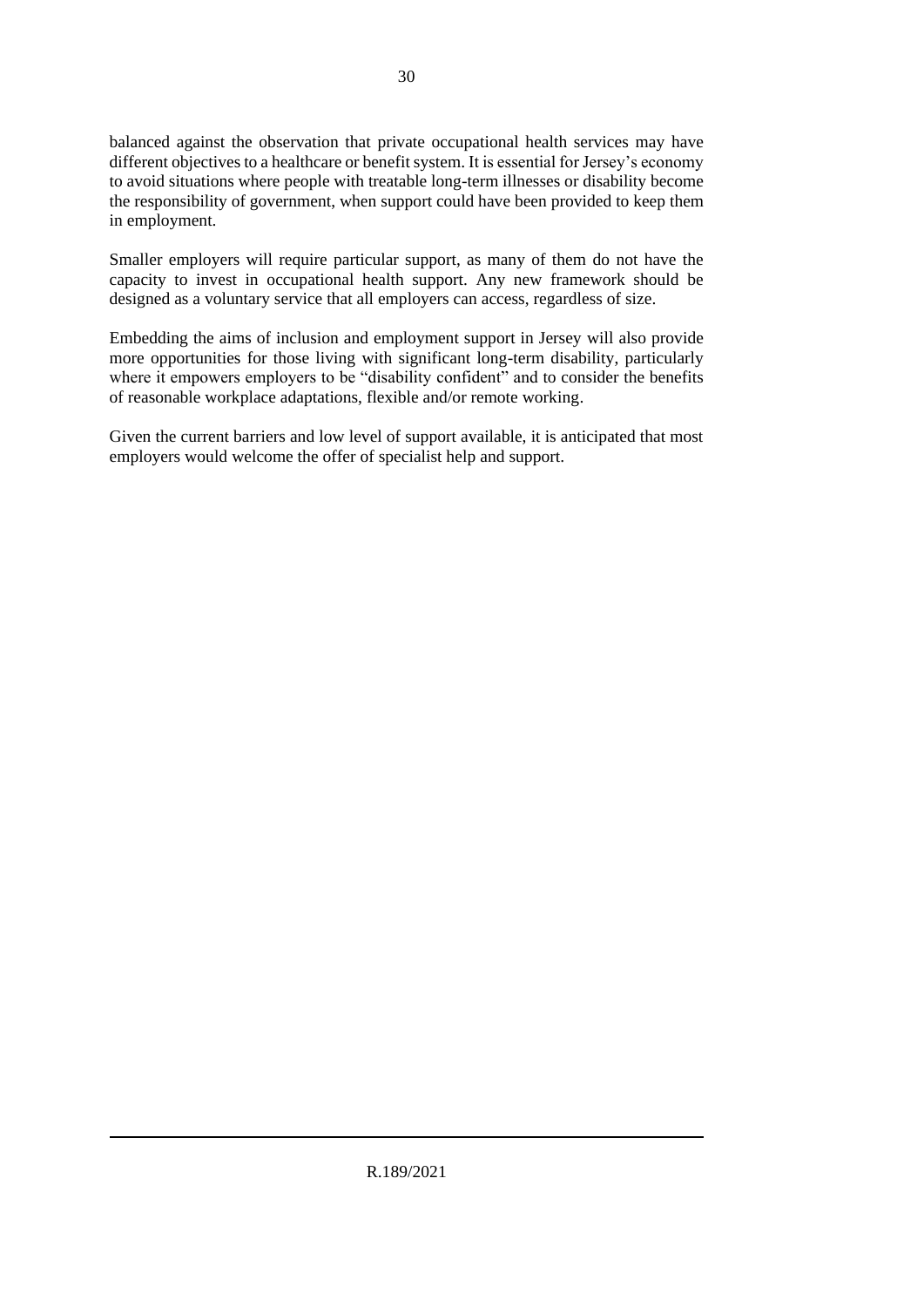balanced against the observation that private occupational health services may have different objectives to a healthcare or benefit system. It is essential for Jersey's economy to avoid situations where people with treatable long-term illnesses or disability become the responsibility of government, when support could have been provided to keep them in employment.

Smaller employers will require particular support, as many of them do not have the capacity to invest in occupational health support. Any new framework should be designed as a voluntary service that all employers can access, regardless of size.

Embedding the aims of inclusion and employment support in Jersey will also provide more opportunities for those living with significant long-term disability, particularly where it empowers employers to be "disability confident" and to consider the benefits of reasonable workplace adaptations, flexible and/or remote working.

Given the current barriers and low level of support available, it is anticipated that most employers would welcome the offer of specialist help and support.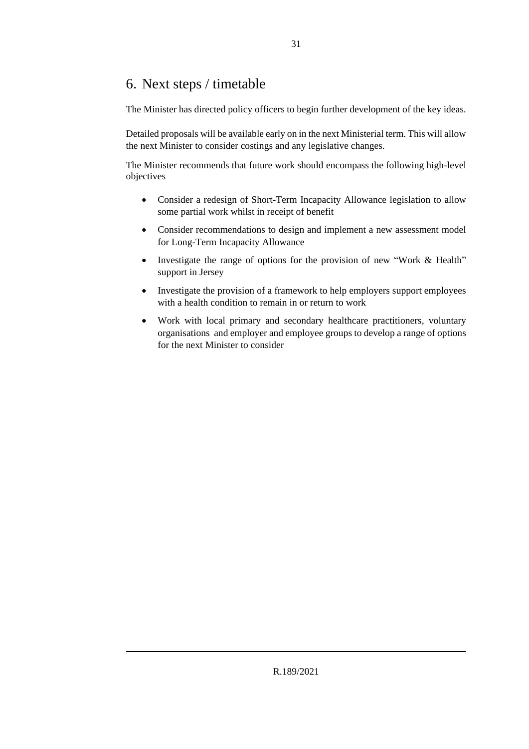## 6. Next steps / timetable

The Minister has directed policy officers to begin further development of the key ideas.

Detailed proposals will be available early on in the next Ministerial term. This will allow the next Minister to consider costings and any legislative changes.

The Minister recommends that future work should encompass the following high-level objectives

- Consider a redesign of Short-Term Incapacity Allowance legislation to allow some partial work whilst in receipt of benefit
- Consider recommendations to design and implement a new assessment model for Long-Term Incapacity Allowance
- Investigate the range of options for the provision of new "Work & Health" support in Jersey
- Investigate the provision of a framework to help employers support employees with a health condition to remain in or return to work
- Work with local primary and secondary healthcare practitioners, voluntary organisations and employer and employee groups to develop a range of options for the next Minister to consider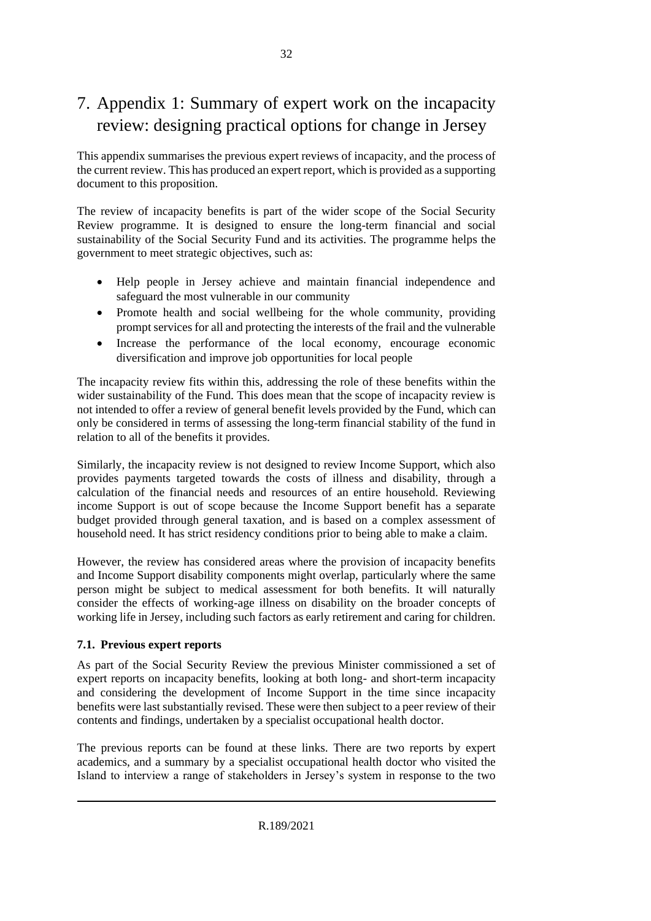# 7. Appendix 1: Summary of expert work on the incapacity review: designing practical options for change in Jersey

This appendix summarises the previous expert reviews of incapacity, and the process of the current review. This has produced an expert report, which is provided as a supporting document to this proposition.

The review of incapacity benefits is part of the wider scope of the Social Security Review programme. It is designed to ensure the long-term financial and social sustainability of the Social Security Fund and its activities. The programme helps the government to meet strategic objectives, such as:

- Help people in Jersey achieve and maintain financial independence and safeguard the most vulnerable in our community
- Promote health and social wellbeing for the whole community, providing prompt services for all and protecting the interests of the frail and the vulnerable
- Increase the performance of the local economy, encourage economic diversification and improve job opportunities for local people

The incapacity review fits within this, addressing the role of these benefits within the wider sustainability of the Fund. This does mean that the scope of incapacity review is not intended to offer a review of general benefit levels provided by the Fund, which can only be considered in terms of assessing the long-term financial stability of the fund in relation to all of the benefits it provides.

Similarly, the incapacity review is not designed to review Income Support, which also provides payments targeted towards the costs of illness and disability, through a calculation of the financial needs and resources of an entire household. Reviewing income Support is out of scope because the Income Support benefit has a separate budget provided through general taxation, and is based on a complex assessment of household need. It has strict residency conditions prior to being able to make a claim.

However, the review has considered areas where the provision of incapacity benefits and Income Support disability components might overlap, particularly where the same person might be subject to medical assessment for both benefits. It will naturally consider the effects of working-age illness on disability on the broader concepts of working life in Jersey, including such factors as early retirement and caring for children.

### 7.1. Previous expert reports

As part of the Social Security Review the previous Minister commissioned a set of expert reports on incapacity benefits, looking at both long- and short-term incapacity and considering the development of Income Support in the time since incapacity benefits were last substantially revised. These were then subject to a peer review of their contents and findings, undertaken by a specialist occupational health doctor.

The previous reports can be found at these links. There are two reports by expert academics, and a summary by a specialist occupational health doctor who visited the Island to interview a range of stakeholders in Jersey's system in response to the two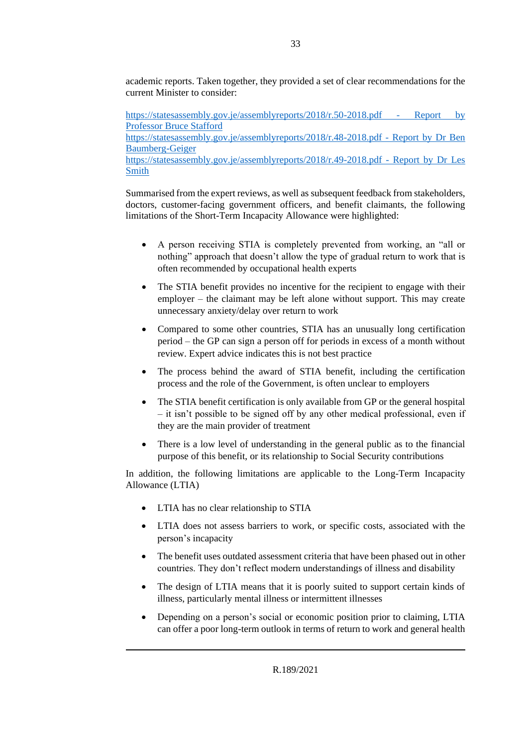academic reports. Taken together, they provided a set of clear recommendations for the current Minister to consider:

[https://statesassembly.gov.je/assemblyreports/2018/r.50-2018.pdf - Report by Professor Bruce Stafford](https://statesassembly.gov.je/assemblyreports/2018/r.50-2018.pdf)
[https://statesassembly.gov.je/assemblyreports/2018/r.48-2018.pdf - Report by Dr Ben Baumberg-Geiger](https://statesassembly.gov.je/assemblyreports/2018/r.48-2018.pdf)
[https://statesassembly.gov.je/assemblyreports/2018/r.49-2018.pdf - Report by Dr Les Smith](https://statesassembly.gov.je/assemblyreports/2018/r.49-2018.pdf)

Summarised from the expert reviews, as well as subsequent feedback from stakeholders, doctors, customer-facing government officers, and benefit claimants, the following limitations of the Short-Term Incapacity Allowance were highlighted:

- A person receiving STIA is completely prevented from working, an "all or nothing" approach that doesn't allow the type of gradual return to work that is often recommended by occupational health experts
- The STIA benefit provides no incentive for the recipient to engage with their employer – the claimant may be left alone without support. This may create unnecessary anxiety/delay over return to work
- Compared to some other countries, STIA has an unusually long certification period – the GP can sign a person off for periods in excess of a month without review. Expert advice indicates this is not best practice
- The process behind the award of STIA benefit, including the certification process and the role of the Government, is often unclear to employers
- The STIA benefit certification is only available from GP or the general hospital – it isn't possible to be signed off by any other medical professional, even if they are the main provider of treatment
- There is a low level of understanding in the general public as to the financial purpose of this benefit, or its relationship to Social Security contributions

In addition, the following limitations are applicable to the Long-Term Incapacity Allowance (LTIA)

- LTIA has no clear relationship to STIA
- LTIA does not assess barriers to work, or specific costs, associated with the person's incapacity
- The benefit uses outdated assessment criteria that have been phased out in other countries. They don't reflect modern understandings of illness and disability
- The design of LTIA means that it is poorly suited to support certain kinds of illness, particularly mental illness or intermittent illnesses
- Depending on a person's social or economic position prior to claiming, LTIA can offer a poor long-term outlook in terms of return to work and general health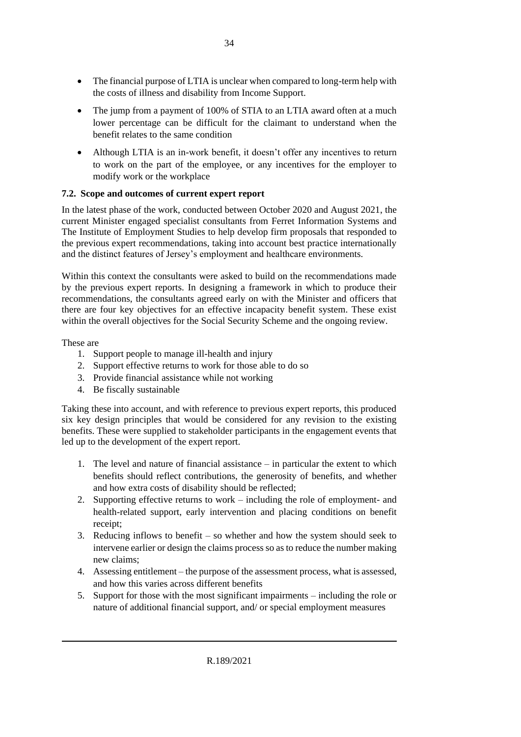- The financial purpose of LTIA is unclear when compared to long-term help with the costs of illness and disability from Income Support.
- The jump from a payment of 100% of STIA to an LTIA award often at a much lower percentage can be difficult for the claimant to understand when the benefit relates to the same condition
- Although LTIA is an in-work benefit, it doesn't offer any incentives to return to work on the part of the employee, or any incentives for the employer to modify work or the workplace

### 7.2. Scope and outcomes of current expert report

In the latest phase of the work, conducted between October 2020 and August 2021, the current Minister engaged specialist consultants from Ferret Information Systems and The Institute of Employment Studies to help develop firm proposals that responded to the previous expert recommendations, taking into account best practice internationally and the distinct features of Jersey's employment and healthcare environments.

Within this context the consultants were asked to build on the recommendations made by the previous expert reports. In designing a framework in which to produce their recommendations, the consultants agreed early on with the Minister and officers that there are four key objectives for an effective incapacity benefit system. These exist within the overall objectives for the Social Security Scheme and the ongoing review.

These are

1. Support people to manage ill-health and injury
2. Support effective returns to work for those able to do so
3. Provide financial assistance while not working
4. Be fiscally sustainable

Taking these into account, and with reference to previous expert reports, this produced six key design principles that would be considered for any revision to the existing benefits. These were supplied to stakeholder participants in the engagement events that led up to the development of the expert report.

1. The level and nature of financial assistance – in particular the extent to which benefits should reflect contributions, the generosity of benefits, and whether and how extra costs of disability should be reflected;
2. Supporting effective returns to work – including the role of employment- and health-related support, early intervention and placing conditions on benefit receipt;
3. Reducing inflows to benefit – so whether and how the system should seek to intervene earlier or design the claims process so as to reduce the number making new claims;
4. Assessing entitlement – the purpose of the assessment process, what is assessed, and how this varies across different benefits
5. Support for those with the most significant impairments – including the role or nature of additional financial support, and/ or special employment measures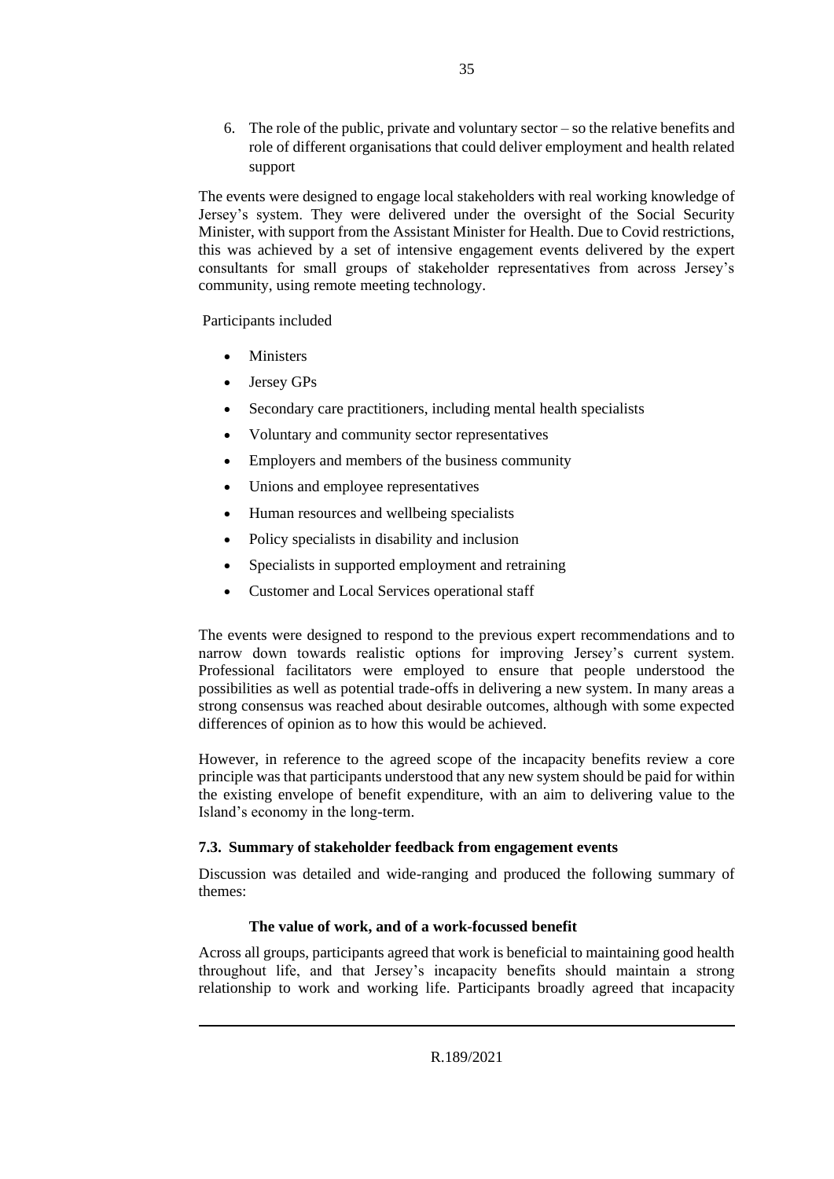6. The role of the public, private and voluntary sector – so the relative benefits and role of different organisations that could deliver employment and health related support

The events were designed to engage local stakeholders with real working knowledge of Jersey's system. They were delivered under the oversight of the Social Security Minister, with support from the Assistant Minister for Health. Due to Covid restrictions, this was achieved by a set of intensive engagement events delivered by the expert consultants for small groups of stakeholder representatives from across Jersey's community, using remote meeting technology.

Participants included

- Ministers
- Jersey GPs
- Secondary care practitioners, including mental health specialists
- Voluntary and community sector representatives
- Employers and members of the business community
- Unions and employee representatives
- Human resources and wellbeing specialists
- Policy specialists in disability and inclusion
- Specialists in supported employment and retraining
- Customer and Local Services operational staff

The events were designed to respond to the previous expert recommendations and to narrow down towards realistic options for improving Jersey's current system. Professional facilitators were employed to ensure that people understood the possibilities as well as potential trade-offs in delivering a new system. In many areas a strong consensus was reached about desirable outcomes, although with some expected differences of opinion as to how this would be achieved.

However, in reference to the agreed scope of the incapacity benefits review a core principle was that participants understood that any new system should be paid for within the existing envelope of benefit expenditure, with an aim to delivering value to the Island's economy in the long-term.

### 7.3. Summary of stakeholder feedback from engagement events

Discussion was detailed and wide-ranging and produced the following summary of themes:

#### The value of work, and of a work-focussed benefit

Across all groups, participants agreed that work is beneficial to maintaining good health throughout life, and that Jersey's incapacity benefits should maintain a strong relationship to work and working life. Participants broadly agreed that incapacity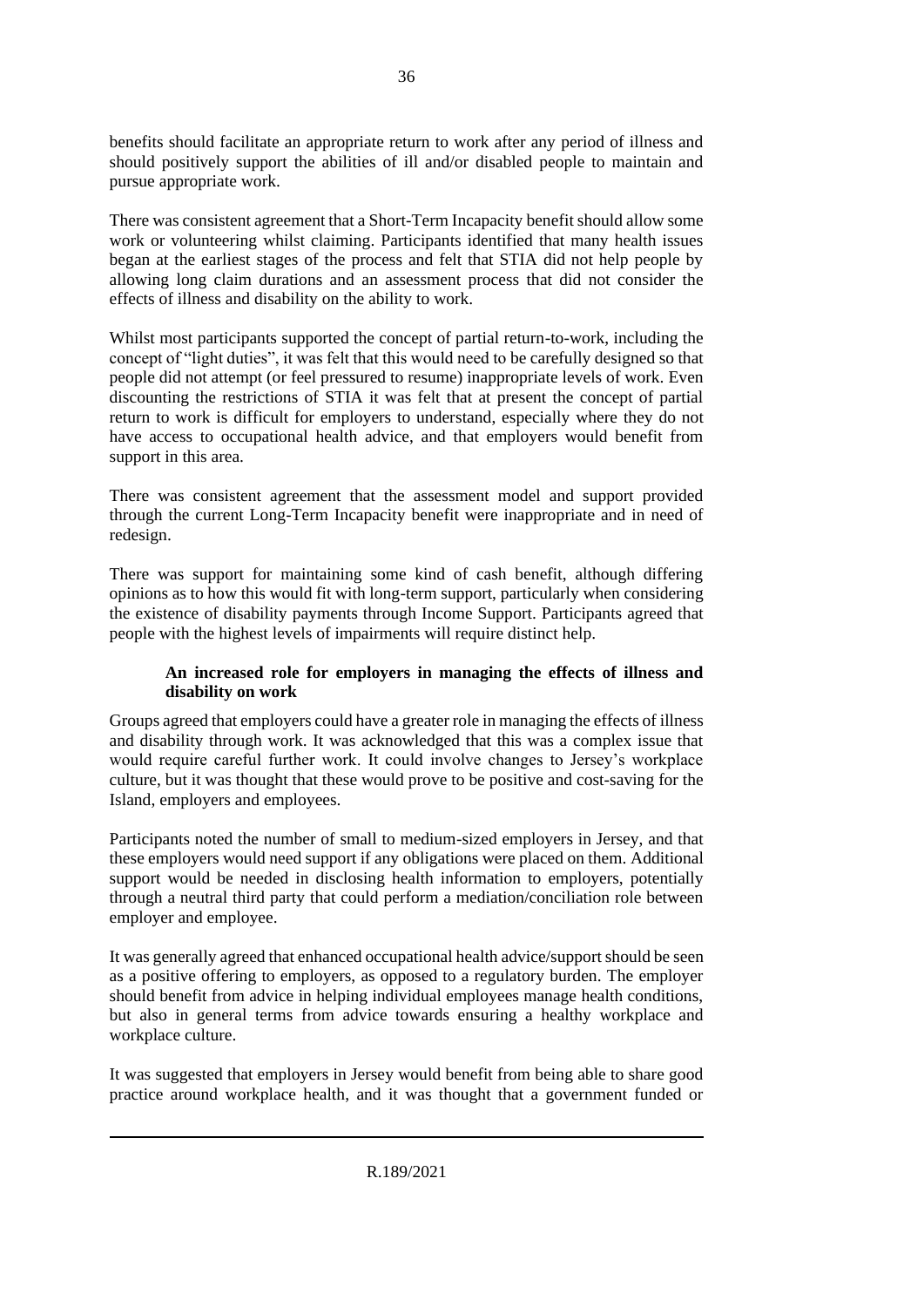benefits should facilitate an appropriate return to work after any period of illness and should positively support the abilities of ill and/or disabled people to maintain and pursue appropriate work.

There was consistent agreement that a Short-Term Incapacity benefit should allow some work or volunteering whilst claiming. Participants identified that many health issues began at the earliest stages of the process and felt that STIA did not help people by allowing long claim durations and an assessment process that did not consider the effects of illness and disability on the ability to work.

Whilst most participants supported the concept of partial return-to-work, including the concept of "light duties", it was felt that this would need to be carefully designed so that people did not attempt (or feel pressured to resume) inappropriate levels of work. Even discounting the restrictions of STIA it was felt that at present the concept of partial return to work is difficult for employers to understand, especially where they do not have access to occupational health advice, and that employers would benefit from support in this area.

There was consistent agreement that the assessment model and support provided through the current Long-Term Incapacity benefit were inappropriate and in need of redesign.

There was support for maintaining some kind of cash benefit, although differing opinions as to how this would fit with long-term support, particularly when considering the existence of disability payments through Income Support. Participants agreed that people with the highest levels of impairments will require distinct help.

**An increased role for employers in managing the effects of illness and disability on work**

Groups agreed that employers could have a greater role in managing the effects of illness and disability through work. It was acknowledged that this was a complex issue that would require careful further work. It could involve changes to Jersey's workplace culture, but it was thought that these would prove to be positive and cost-saving for the Island, employers and employees.

Participants noted the number of small to medium-sized employers in Jersey, and that these employers would need support if any obligations were placed on them. Additional support would be needed in disclosing health information to employers, potentially through a neutral third party that could perform a mediation/conciliation role between employer and employee.

It was generally agreed that enhanced occupational health advice/support should be seen as a positive offering to employers, as opposed to a regulatory burden. The employer should benefit from advice in helping individual employees manage health conditions, but also in general terms from advice towards ensuring a healthy workplace and workplace culture.

It was suggested that employers in Jersey would benefit from being able to share good practice around workplace health, and it was thought that a government funded or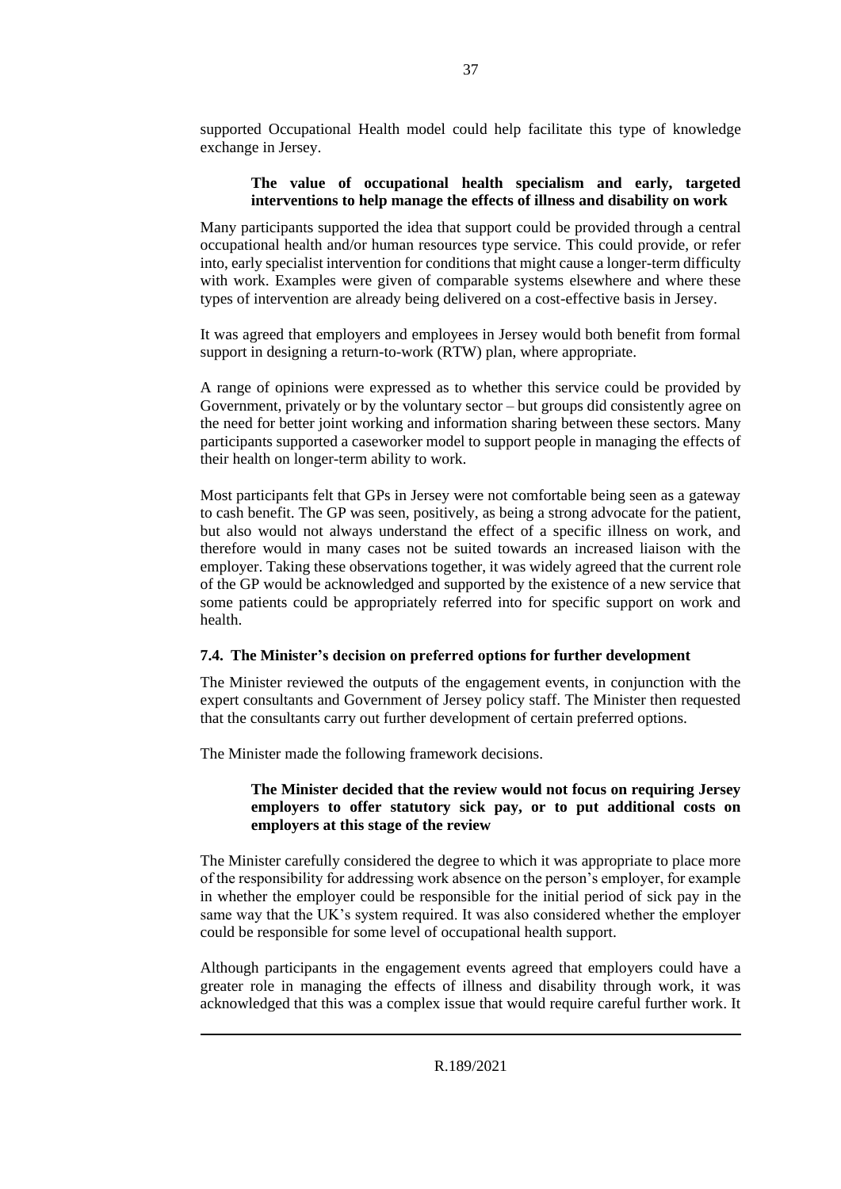supported Occupational Health model could help facilitate this type of knowledge exchange in Jersey.

**The value of occupational health specialism and early, targeted interventions to help manage the effects of illness and disability on work**

Many participants supported the idea that support could be provided through a central occupational health and/or human resources type service. This could provide, or refer into, early specialist intervention for conditions that might cause a longer-term difficulty with work. Examples were given of comparable systems elsewhere and where these types of intervention are already being delivered on a cost-effective basis in Jersey.

It was agreed that employers and employees in Jersey would both benefit from formal support in designing a return-to-work (RTW) plan, where appropriate.

A range of opinions were expressed as to whether this service could be provided by Government, privately or by the voluntary sector – but groups did consistently agree on the need for better joint working and information sharing between these sectors. Many participants supported a caseworker model to support people in managing the effects of their health on longer-term ability to work.

Most participants felt that GPs in Jersey were not comfortable being seen as a gateway to cash benefit. The GP was seen, positively, as being a strong advocate for the patient, but also would not always understand the effect of a specific illness on work, and therefore would in many cases not be suited towards an increased liaison with the employer. Taking these observations together, it was widely agreed that the current role of the GP would be acknowledged and supported by the existence of a new service that some patients could be appropriately referred into for specific support on work and health.

### 7.4. The Minister's decision on preferred options for further development

The Minister reviewed the outputs of the engagement events, in conjunction with the expert consultants and Government of Jersey policy staff. The Minister then requested that the consultants carry out further development of certain preferred options.

The Minister made the following framework decisions.

**The Minister decided that the review would not focus on requiring Jersey employers to offer statutory sick pay, or to put additional costs on employers at this stage of the review**

The Minister carefully considered the degree to which it was appropriate to place more of the responsibility for addressing work absence on the person's employer, for example in whether the employer could be responsible for the initial period of sick pay in the same way that the UK's system required. It was also considered whether the employer could be responsible for some level of occupational health support.

Although participants in the engagement events agreed that employers could have a greater role in managing the effects of illness and disability through work, it was acknowledged that this was a complex issue that would require careful further work. It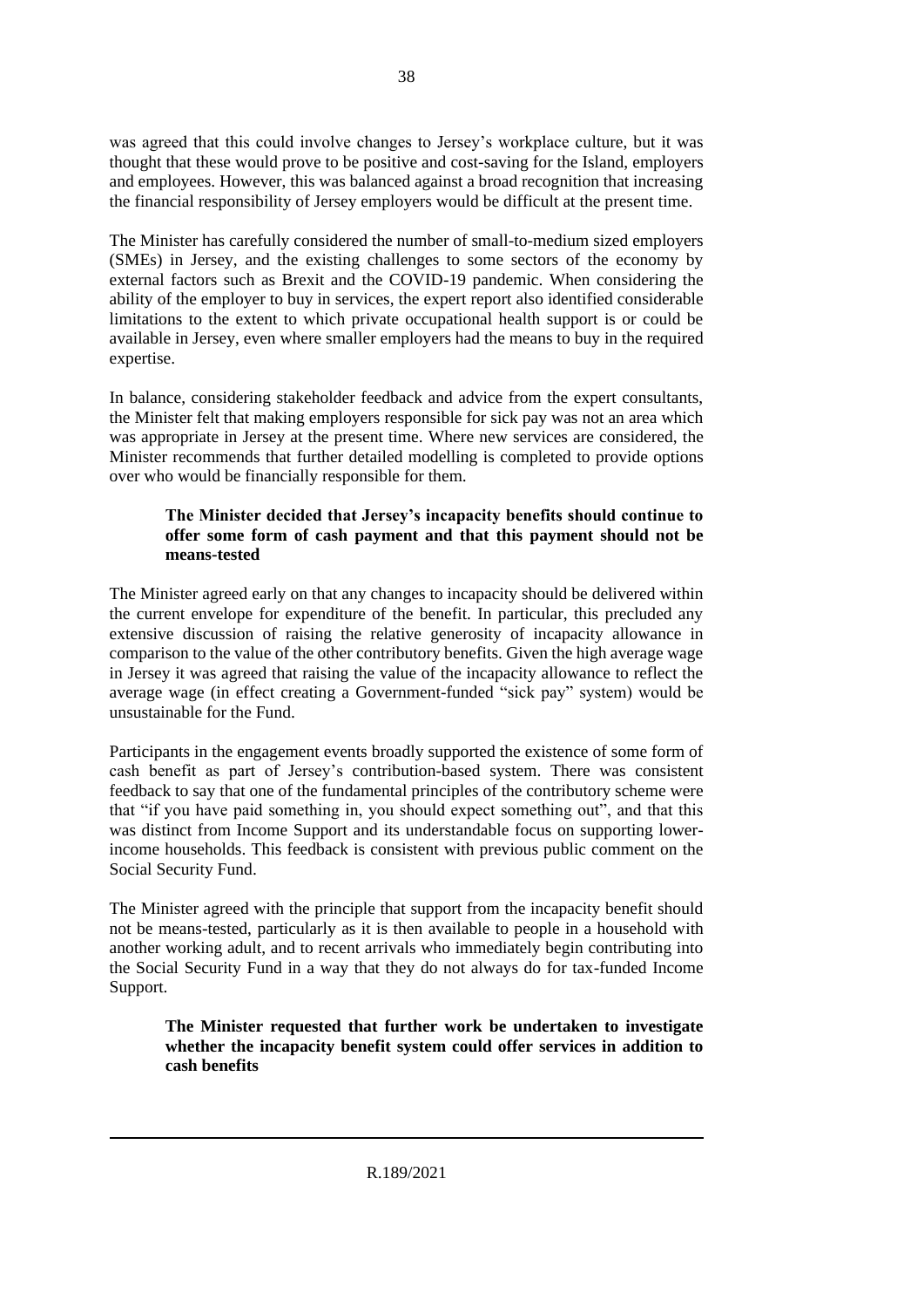was agreed that this could involve changes to Jersey's workplace culture, but it was thought that these would prove to be positive and cost-saving for the Island, employers and employees. However, this was balanced against a broad recognition that increasing the financial responsibility of Jersey employers would be difficult at the present time.

The Minister has carefully considered the number of small-to-medium sized employers (SMEs) in Jersey, and the existing challenges to some sectors of the economy by external factors such as Brexit and the COVID-19 pandemic. When considering the ability of the employer to buy in services, the expert report also identified considerable limitations to the extent to which private occupational health support is or could be available in Jersey, even where smaller employers had the means to buy in the required expertise.

In balance, considering stakeholder feedback and advice from the expert consultants, the Minister felt that making employers responsible for sick pay was not an area which was appropriate in Jersey at the present time. Where new services are considered, the Minister recommends that further detailed modelling is completed to provide options over who would be financially responsible for them.

> **The Minister decided that Jersey's incapacity benefits should continue to offer some form of cash payment and that this payment should not be means-tested**

The Minister agreed early on that any changes to incapacity should be delivered within the current envelope for expenditure of the benefit. In particular, this precluded any extensive discussion of raising the relative generosity of incapacity allowance in comparison to the value of the other contributory benefits. Given the high average wage in Jersey it was agreed that raising the value of the incapacity allowance to reflect the average wage (in effect creating a Government-funded "sick pay" system) would be unsustainable for the Fund.

Participants in the engagement events broadly supported the existence of some form of cash benefit as part of Jersey's contribution-based system. There was consistent feedback to say that one of the fundamental principles of the contributory scheme were that "if you have paid something in, you should expect something out", and that this was distinct from Income Support and its understandable focus on supporting lower-income households. This feedback is consistent with previous public comment on the Social Security Fund.

The Minister agreed with the principle that support from the incapacity benefit should not be means-tested, particularly as it is then available to people in a household with another working adult, and to recent arrivals who immediately begin contributing into the Social Security Fund in a way that they do not always do for tax-funded Income Support.

> **The Minister requested that further work be undertaken to investigate whether the incapacity benefit system could offer services in addition to cash benefits**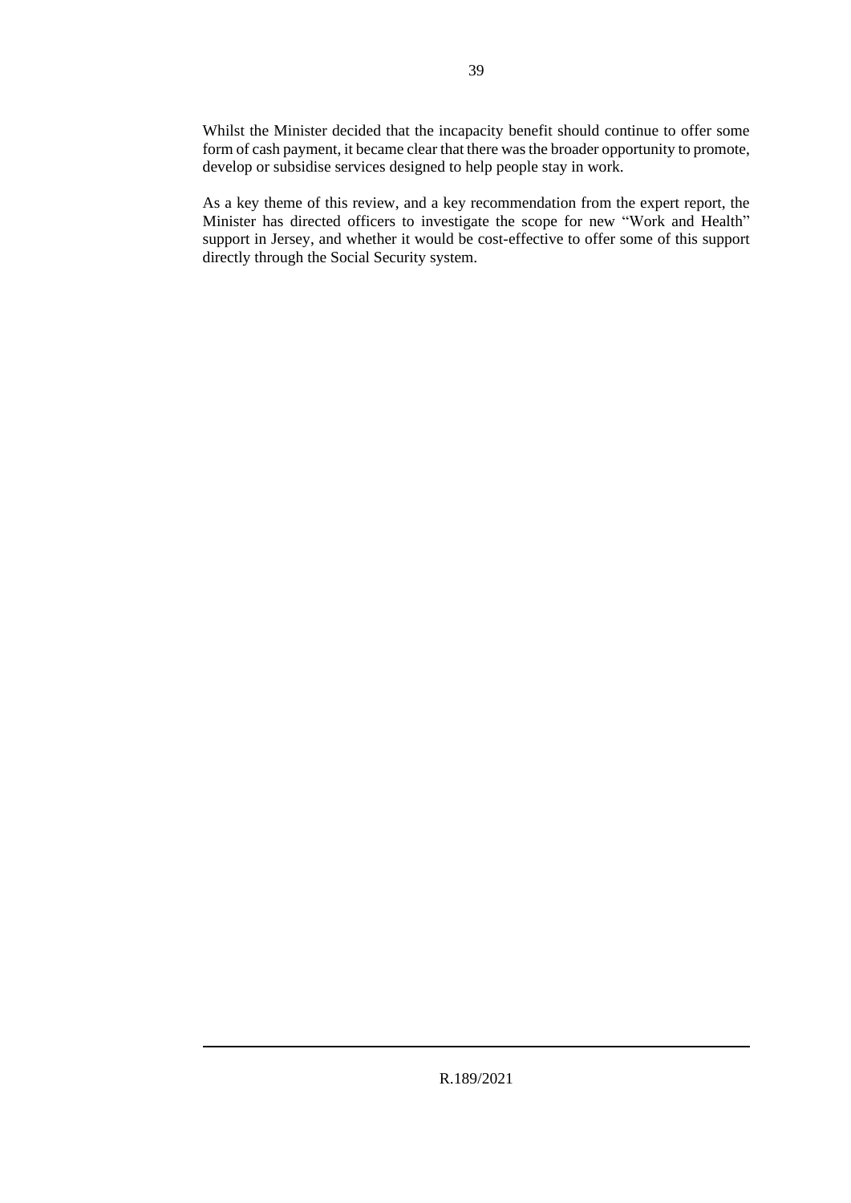Whilst the Minister decided that the incapacity benefit should continue to offer some form of cash payment, it became clear that there was the broader opportunity to promote, develop or subsidise services designed to help people stay in work.

As a key theme of this review, and a key recommendation from the expert report, the Minister has directed officers to investigate the scope for new "Work and Health" support in Jersey, and whether it would be cost-effective to offer some of this support directly through the Social Security system.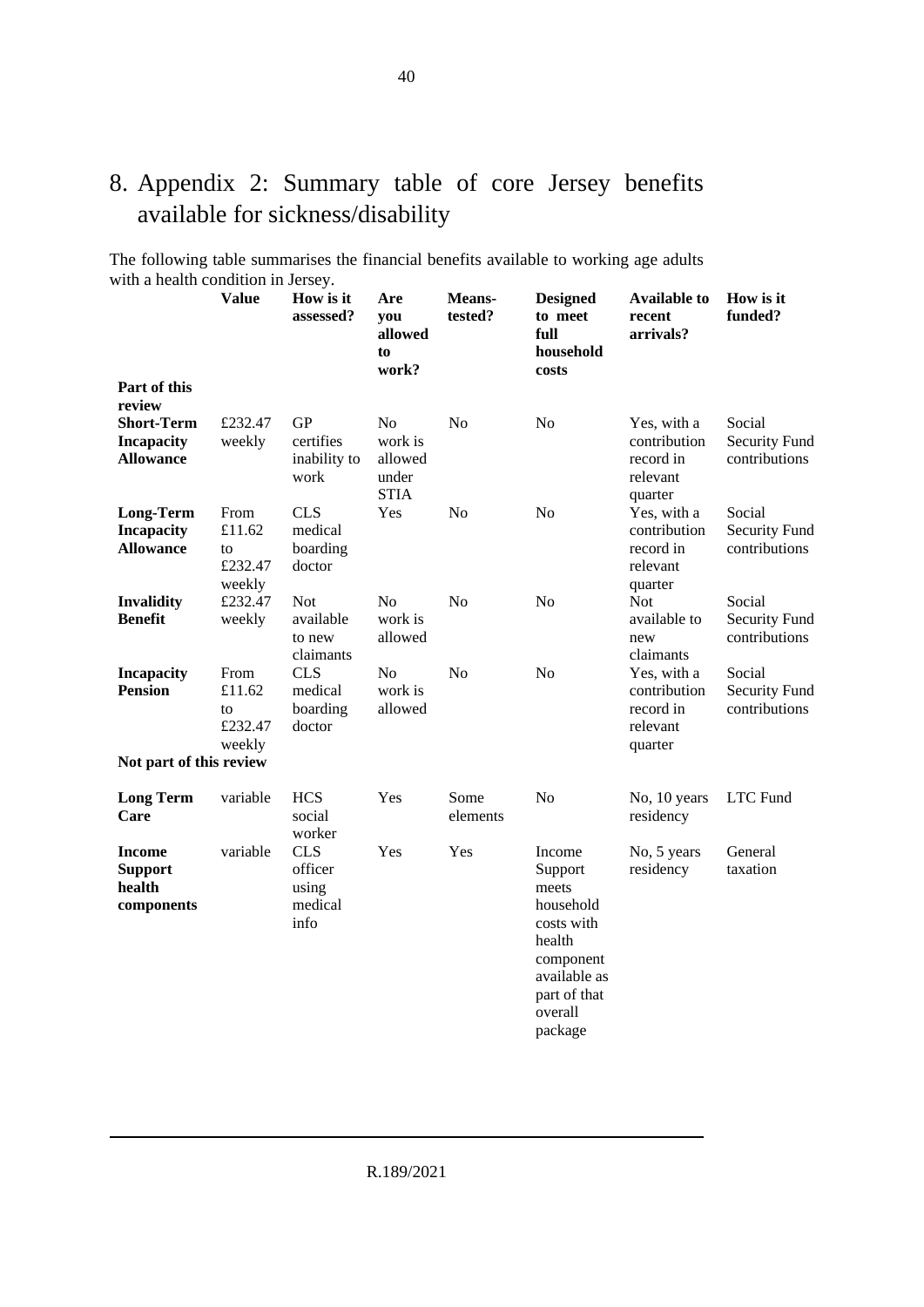# 8. Appendix 2: Summary table of core Jersey benefits available for sickness/disability

The following table summarises the financial benefits available to working age adults with a health condition in Jersey.

| | Value | How is it assessed? | Are you allowed to work? | Means-tested? | Designed to meet full household costs | Available to recent arrivals? | How is it funded? |
|---|---|---|---|---|---|---|---|
| **Part of this review** | | | | | | | |
| **Short-Term Incapacity Allowance** | £232.47 weekly | GP certifies inability to work | No work is allowed under STIA | No | No | Yes, with a contribution record in relevant quarter | Social Security Fund contributions |
| **Long-Term Incapacity Allowance** | From £11.62 to £232.47 weekly | CLS medical boarding doctor | Yes | No | No | Yes, with a contribution record in relevant quarter | Social Security Fund contributions |
| **Invalidity Benefit** | £232.47 weekly | Not available to new claimants | No work is allowed | No | No | Not available to new claimants | Social Security Fund contributions |
| **Incapacity Pension** | From £11.62 to £232.47 weekly | CLS medical boarding doctor | No work is allowed | No | No | Yes, with a contribution record in relevant quarter | Social Security Fund contributions |
| **Not part of this review** | | | | | | | |
| **Long Term Care** | variable | HCS social worker | Yes | Some elements | No | No, 10 years residency | LTC Fund |
| **Income Support health components** | variable | CLS officer using medical info | Yes | Yes | Income Support meets household costs with health component available as part of that overall package | No, 5 years residency | General taxation |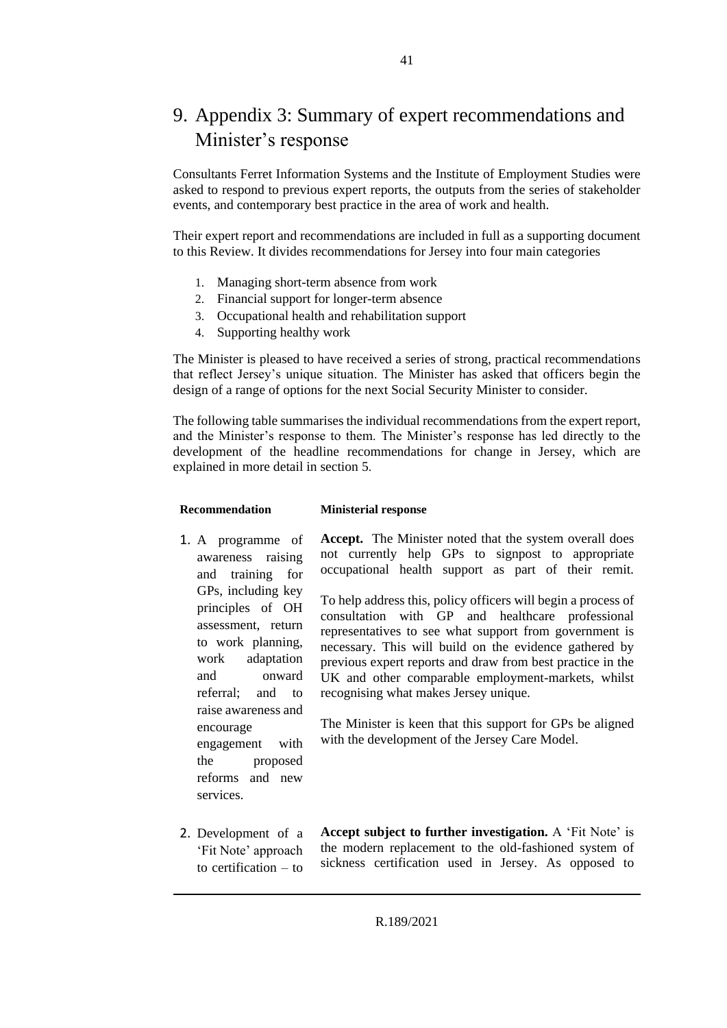# 9. Appendix 3: Summary of expert recommendations and Minister's response

Consultants Ferret Information Systems and the Institute of Employment Studies were asked to respond to previous expert reports, the outputs from the series of stakeholder events, and contemporary best practice in the area of work and health.

Their expert report and recommendations are included in full as a supporting document to this Review. It divides recommendations for Jersey into four main categories

1. Managing short-term absence from work
2. Financial support for longer-term absence
3. Occupational health and rehabilitation support
4. Supporting healthy work

The Minister is pleased to have received a series of strong, practical recommendations that reflect Jersey's unique situation. The Minister has asked that officers begin the design of a range of options for the next Social Security Minister to consider.

The following table summarises the individual recommendations from the expert report, and the Minister's response to them. The Minister's response has led directly to the development of the headline recommendations for change in Jersey, which are explained in more detail in section 5.

| Recommendation | Ministerial response |
| --- | --- |
| 1. A programme of awareness raising and training for GPs, including key principles of OH assessment, return to work planning, work adaptation and onward referral; and to raise awareness and encourage engagement with the proposed reforms and new services. | **Accept.** The Minister noted that the system overall does not currently help GPs to signpost to appropriate occupational health support as part of their remit.<br><br>To help address this, policy officers will begin a process of consultation with GP and healthcare professional representatives to see what support from government is necessary. This will build on the evidence gathered by previous expert reports and draw from best practice in the UK and other comparable employment-markets, whilst recognising what makes Jersey unique.<br><br>The Minister is keen that this support for GPs be aligned with the development of the Jersey Care Model. |
| 2. Development of a 'Fit Note' approach to certification – to | **Accept subject to further investigation.** A 'Fit Note' is the modern replacement to the old-fashioned system of sickness certification used in Jersey. As opposed to |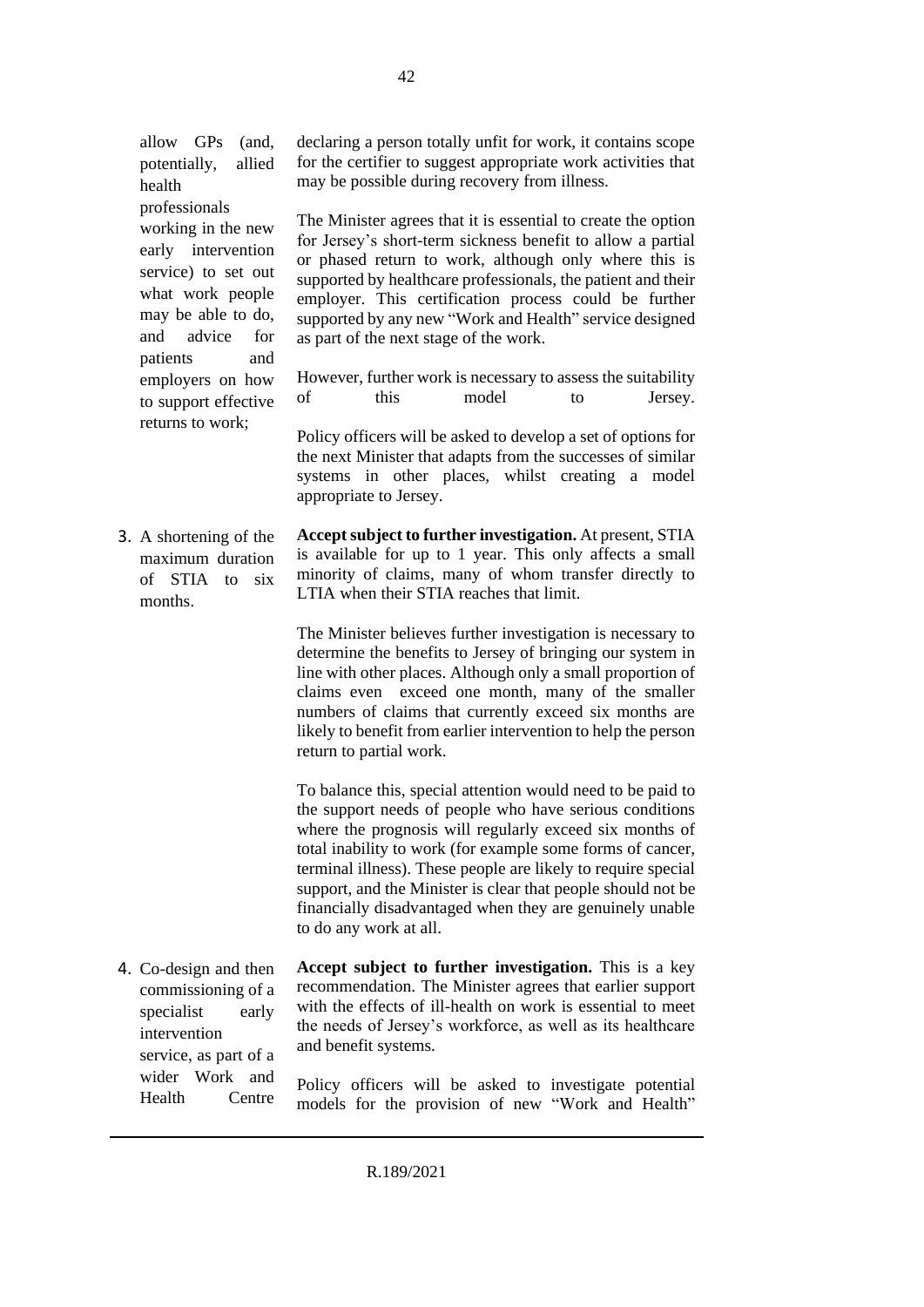| | |
|---|---|
| allow GPs (and, potentially, allied health professionals working in the new early intervention service) to set out what work people may be able to do, and advice for patients and employers on how to support effective returns to work; | declaring a person totally unfit for work, it contains scope for the certifier to suggest appropriate work activities that may be possible during recovery from illness.<br><br>The Minister agrees that it is essential to create the option for Jersey's short-term sickness benefit to allow a partial or phased return to work, although only where this is supported by healthcare professionals, the patient and their employer. This certification process could be further supported by any new "Work and Health" service designed as part of the next stage of the work.<br><br>However, further work is necessary to assess the suitability of this model to Jersey.<br><br>Policy officers will be asked to develop a set of options for the next Minister that adapts from the successes of similar systems in other places, whilst creating a model appropriate to Jersey. |
| 3. A shortening of the maximum duration of STIA to six months. | **Accept subject to further investigation.** At present, STIA is available for up to 1 year. This only affects a small minority of claims, many of whom transfer directly to LTIA when their STIA reaches that limit.<br><br>The Minister believes further investigation is necessary to determine the benefits to Jersey of bringing our system in line with other places. Although only a small proportion of claims even exceed one month, many of the smaller numbers of claims that currently exceed six months are likely to benefit from earlier intervention to help the person return to partial work.<br><br>To balance this, special attention would need to be paid to the support needs of people who have serious conditions where the prognosis will regularly exceed six months of total inability to work (for example some forms of cancer, terminal illness). These people are likely to require special support, and the Minister is clear that people should not be financially disadvantaged when they are genuinely unable to do any work at all. |
| 4. Co-design and then commissioning of a specialist early intervention service, as part of a wider Work and Health Centre | **Accept subject to further investigation.** This is a key recommendation. The Minister agrees that earlier support with the effects of ill-health on work is essential to meet the needs of Jersey's workforce, as well as its healthcare and benefit systems.<br><br>Policy officers will be asked to investigate potential models for the provision of new "Work and Health" |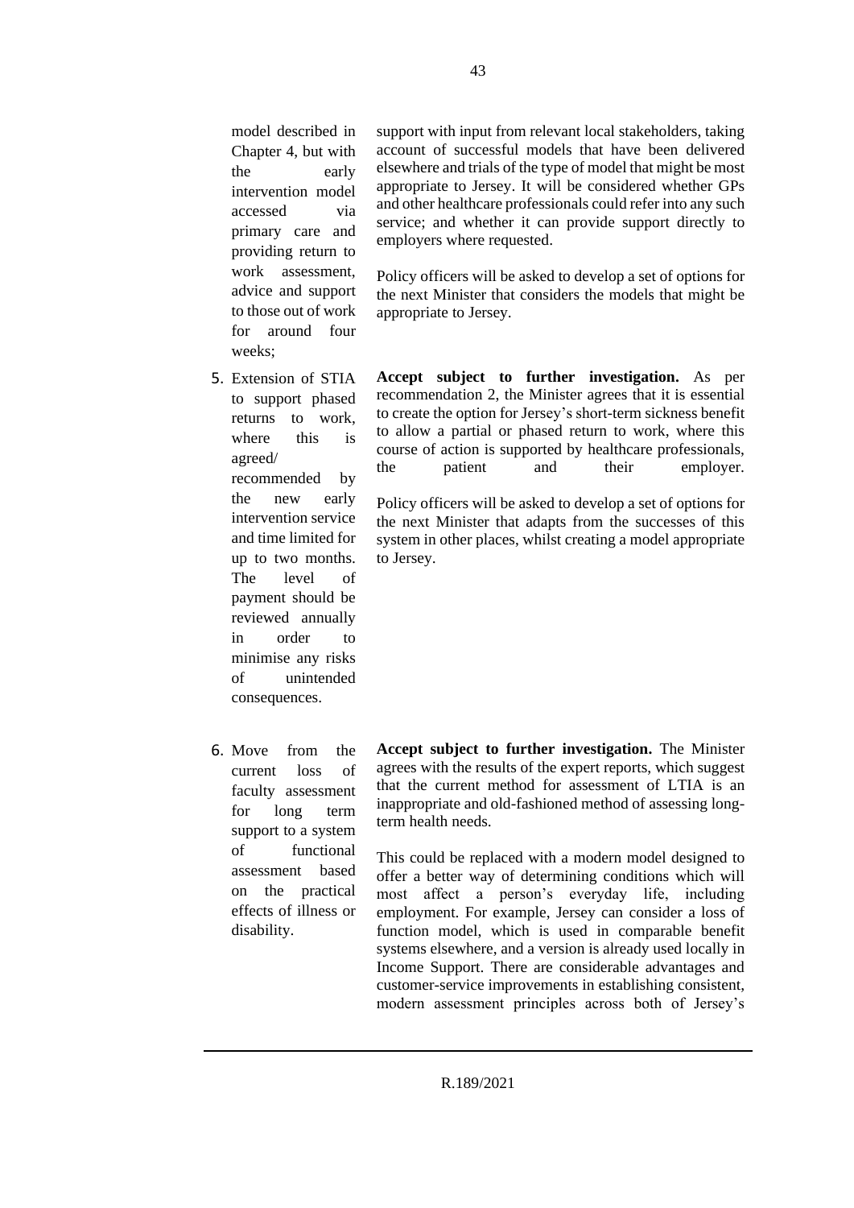| | |
|---|---|
| model described in Chapter 4, but with the early intervention model accessed via primary care and providing return to work assessment, advice and support to those out of work for around four weeks; | support with input from relevant local stakeholders, taking account of successful models that have been delivered elsewhere and trials of the type of model that might be most appropriate to Jersey. It will be considered whether GPs and other healthcare professionals could refer into any such service; and whether it can provide support directly to employers where requested.<br><br>Policy officers will be asked to develop a set of options for the next Minister that considers the models that might be appropriate to Jersey. |
| 5. Extension of STIA to support phased returns to work, where this is agreed/ recommended by the new early intervention service and time limited for up to two months. The level of payment should be reviewed annually in order to minimise any risks of unintended consequences. | **Accept subject to further investigation.** As per recommendation 2, the Minister agrees that it is essential to create the option for Jersey's short-term sickness benefit to allow a partial or phased return to work, where this course of action is supported by healthcare professionals, the patient and their employer.<br><br>Policy officers will be asked to develop a set of options for the next Minister that adapts from the successes of this system in other places, whilst creating a model appropriate to Jersey. |
| 6. Move from the current loss of faculty assessment for long term support to a system of functional assessment based on the practical effects of illness or disability. | **Accept subject to further investigation.** The Minister agrees with the results of the expert reports, which suggest that the current method for assessment of LTIA is an inappropriate and old-fashioned method of assessing long-term health needs.<br><br>This could be replaced with a modern model designed to offer a better way of determining conditions which will most affect a person's everyday life, including employment. For example, Jersey can consider a loss of function model, which is used in comparable benefit systems elsewhere, and a version is already used locally in Income Support. There are considerable advantages and customer-service improvements in establishing consistent, modern assessment principles across both of Jersey's |

R.189/2021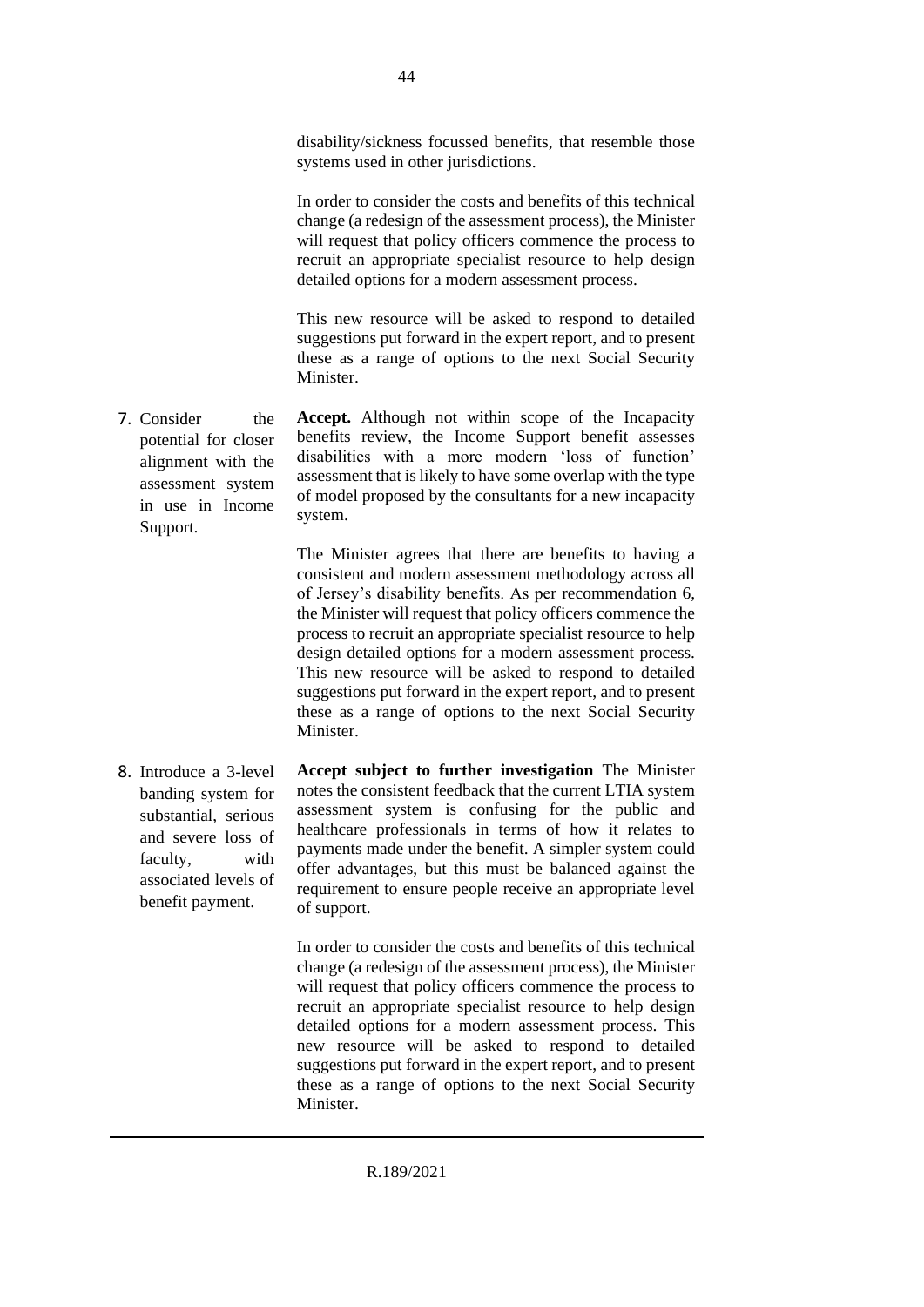| | |
|---|---|
| | disability/sickness focussed benefits, that resemble those systems used in other jurisdictions.<br><br>In order to consider the costs and benefits of this technical change (a redesign of the assessment process), the Minister will request that policy officers commence the process to recruit an appropriate specialist resource to help design detailed options for a modern assessment process.<br><br>This new resource will be asked to respond to detailed suggestions put forward in the expert report, and to present these as a range of options to the next Social Security Minister. |
| 7. Consider the potential for closer alignment with the assessment system in use in Income Support. | **Accept.** Although not within scope of the Incapacity benefits review, the Income Support benefit assesses disabilities with a more modern 'loss of function' assessment that is likely to have some overlap with the type of model proposed by the consultants for a new incapacity system.<br><br>The Minister agrees that there are benefits to having a consistent and modern assessment methodology across all of Jersey's disability benefits. As per recommendation 6, the Minister will request that policy officers commence the process to recruit an appropriate specialist resource to help design detailed options for a modern assessment process. This new resource will be asked to respond to detailed suggestions put forward in the expert report, and to present these as a range of options to the next Social Security Minister. |
| 8. Introduce a 3-level banding system for substantial, serious and severe loss of faculty, with associated levels of benefit payment. | **Accept subject to further investigation** The Minister notes the consistent feedback that the current LTIA system assessment system is confusing for the public and healthcare professionals in terms of how it relates to payments made under the benefit. A simpler system could offer advantages, but this must be balanced against the requirement to ensure people receive an appropriate level of support.<br><br>In order to consider the costs and benefits of this technical change (a redesign of the assessment process), the Minister will request that policy officers commence the process to recruit an appropriate specialist resource to help design detailed options for a modern assessment process. This new resource will be asked to respond to detailed suggestions put forward in the expert report, and to present these as a range of options to the next Social Security Minister. |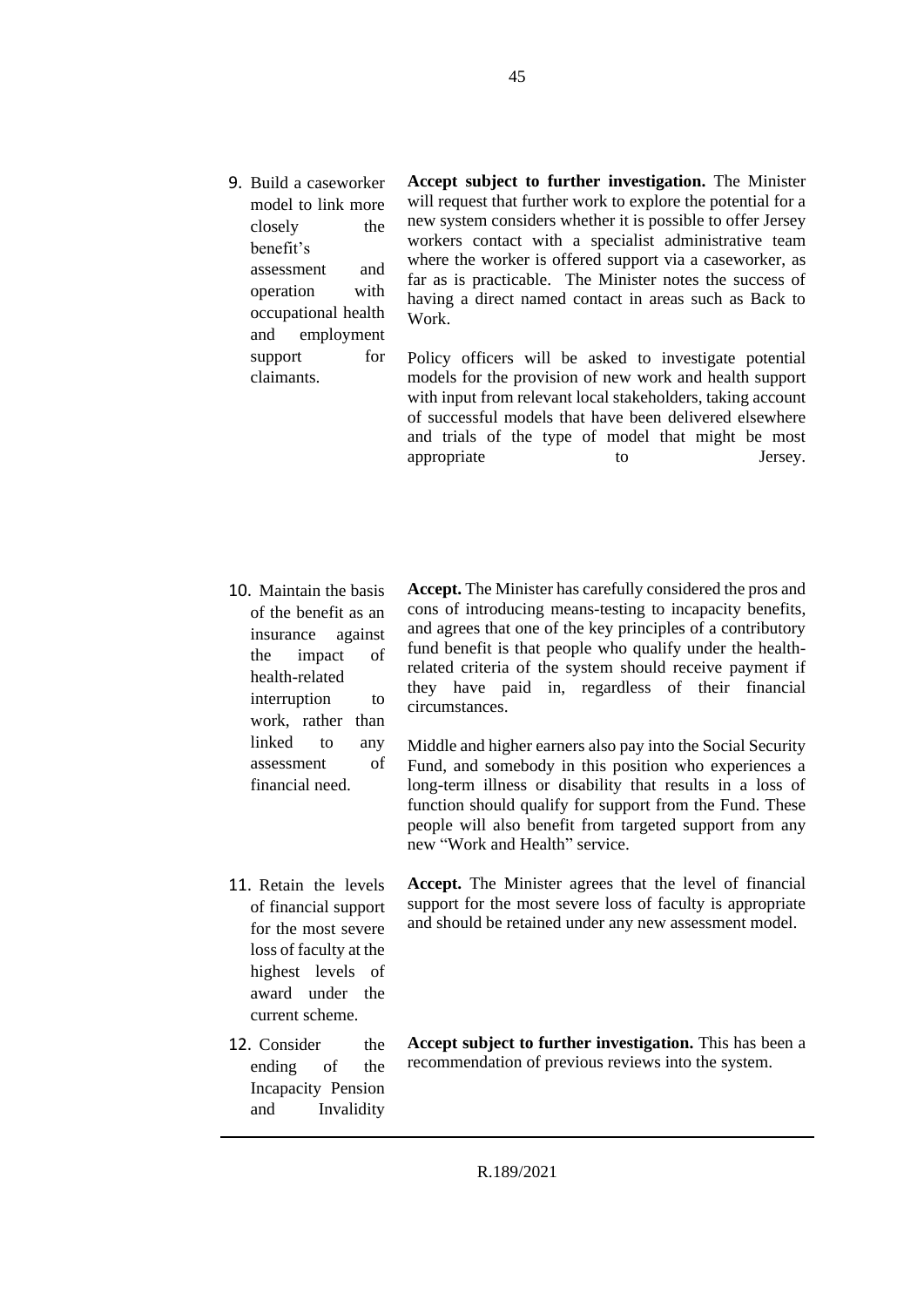| | |
|---|---|
| 9. Build a caseworker model to link more closely the benefit's assessment and operation with occupational health and employment support for claimants. | **Accept subject to further investigation.** The Minister will request that further work to explore the potential for a new system considers whether it is possible to offer Jersey workers contact with a specialist administrative team where the worker is offered support via a caseworker, as far as is practicable. The Minister notes the success of having a direct named contact in areas such as Back to Work.<br><br>Policy officers will be asked to investigate potential models for the provision of new work and health support with input from relevant local stakeholders, taking account of successful models that have been delivered elsewhere and trials of the type of model that might be most appropriate to Jersey. |
| 10. Maintain the basis of the benefit as an insurance against the impact of health-related interruption to work, rather than linked to any assessment of financial need. | **Accept.** The Minister has carefully considered the pros and cons of introducing means-testing to incapacity benefits, and agrees that one of the key principles of a contributory fund benefit is that people who qualify under the health-related criteria of the system should receive payment if they have paid in, regardless of their financial circumstances.<br><br>Middle and higher earners also pay into the Social Security Fund, and somebody in this position who experiences a long-term illness or disability that results in a loss of function should qualify for support from the Fund. These people will also benefit from targeted support from any new "Work and Health" service. |
| 11. Retain the levels of financial support for the most severe loss of faculty at the highest levels of award under the current scheme. | **Accept.** The Minister agrees that the level of financial support for the most severe loss of faculty is appropriate and should be retained under any new assessment model. |
| 12. Consider the ending of the Incapacity Pension and Invalidity | **Accept subject to further investigation.** This has been a recommendation of previous reviews into the system. |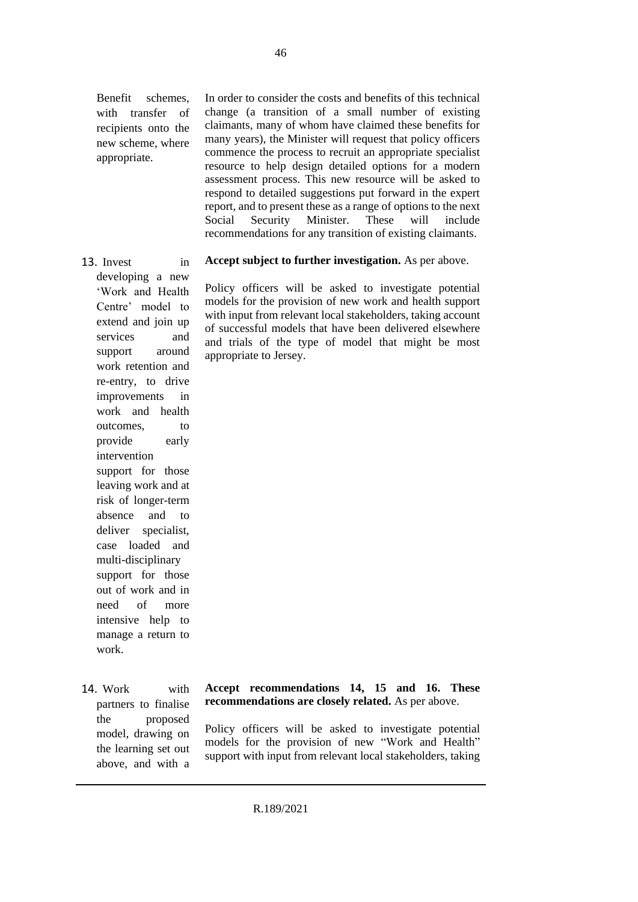| | |
|---|---|
| Benefit schemes, with transfer of recipients onto the new scheme, where appropriate. | In order to consider the costs and benefits of this technical change (a transition of a small number of existing claimants, many of whom have claimed these benefits for many years), the Minister will request that policy officers commence the process to recruit an appropriate specialist resource to help design detailed options for a modern assessment process. This new resource will be asked to respond to detailed suggestions put forward in the expert report, and to present these as a range of options to the next Social Security Minister. These will include recommendations for any transition of existing claimants. |
| 13. Invest in developing a new 'Work and Health Centre' model to extend and join up services and support around work retention and re-entry, to drive improvements in work and health outcomes, to provide early intervention support for those leaving work and at risk of longer-term absence and to deliver specialist, case loaded and multi-disciplinary support for those out of work and in need of more intensive help to manage a return to work. | **Accept subject to further investigation.** As per above.<br><br>Policy officers will be asked to investigate potential models for the provision of new work and health support with input from relevant local stakeholders, taking account of successful models that have been delivered elsewhere and trials of the type of model that might be most appropriate to Jersey. |
| 14. Work with partners to finalise the proposed model, drawing on the learning set out above, and with a | **Accept recommendations 14, 15 and 16. These recommendations are closely related.** As per above.<br><br>Policy officers will be asked to investigate potential models for the provision of new "Work and Health" support with input from relevant local stakeholders, taking |

R.189/2021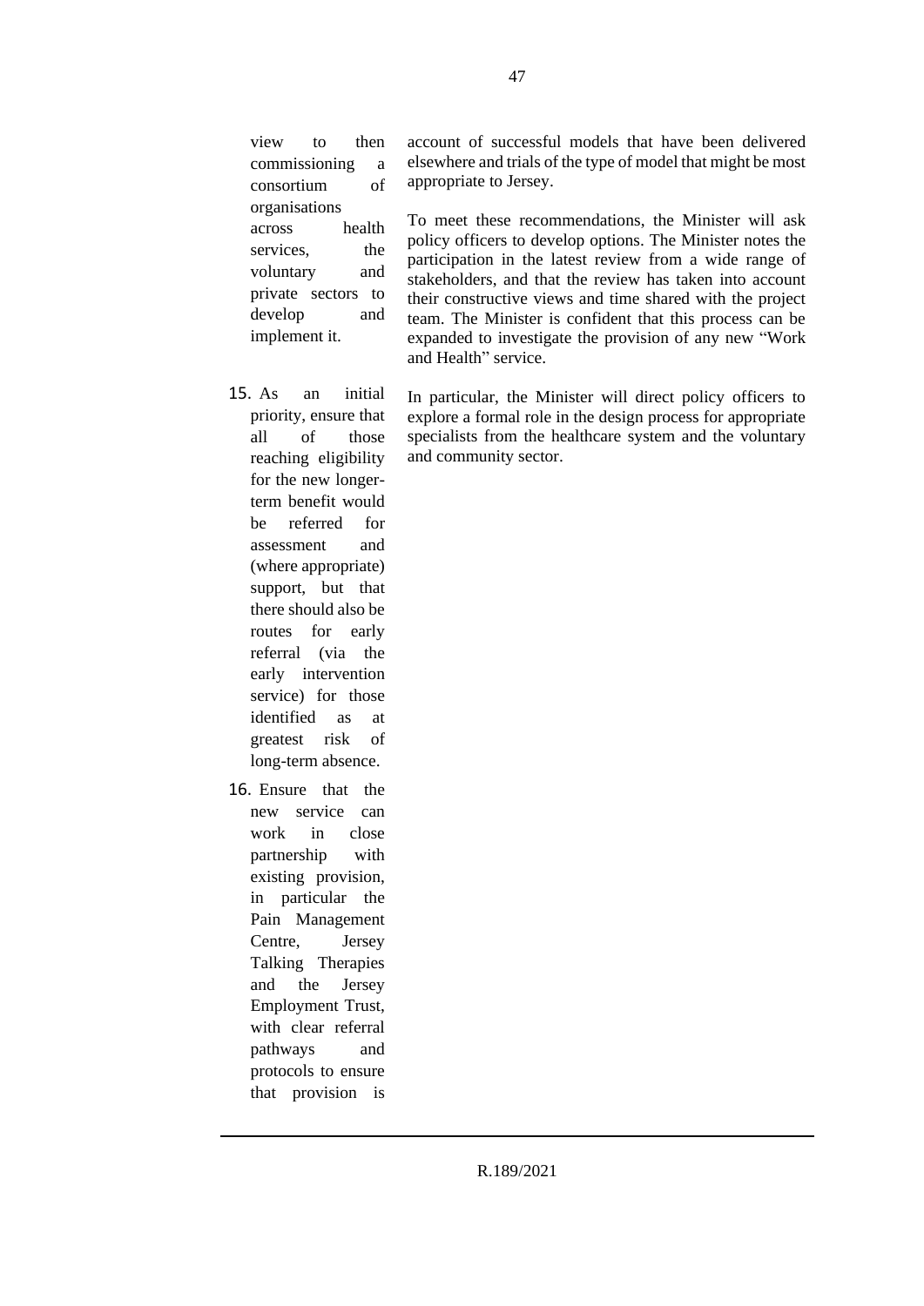| | |
|---|---|
| view to then commissioning a consortium of organisations across health services, the voluntary and private sectors to develop and implement it. | account of successful models that have been delivered elsewhere and trials of the type of model that might be most appropriate to Jersey.<br><br>To meet these recommendations, the Minister will ask policy officers to develop options. The Minister notes the participation in the latest review from a wide range of stakeholders, and that the review has taken into account their constructive views and time shared with the project team. The Minister is confident that this process can be expanded to investigate the provision of any new "Work and Health" service. |
| 15. As an initial priority, ensure that all of those reaching eligibility for the new longer-term benefit would be referred for assessment and (where appropriate) support, but that there should also be routes for early referral (via the early intervention service) for those identified as at greatest risk of long-term absence.<br><br>16. Ensure that the new service can work in close partnership with existing provision, in particular the Pain Management Centre, Jersey Talking Therapies and the Jersey Employment Trust, with clear referral pathways and protocols to ensure that provision is | In particular, the Minister will direct policy officers to explore a formal role in the design process for appropriate specialists from the healthcare system and the voluntary and community sector. |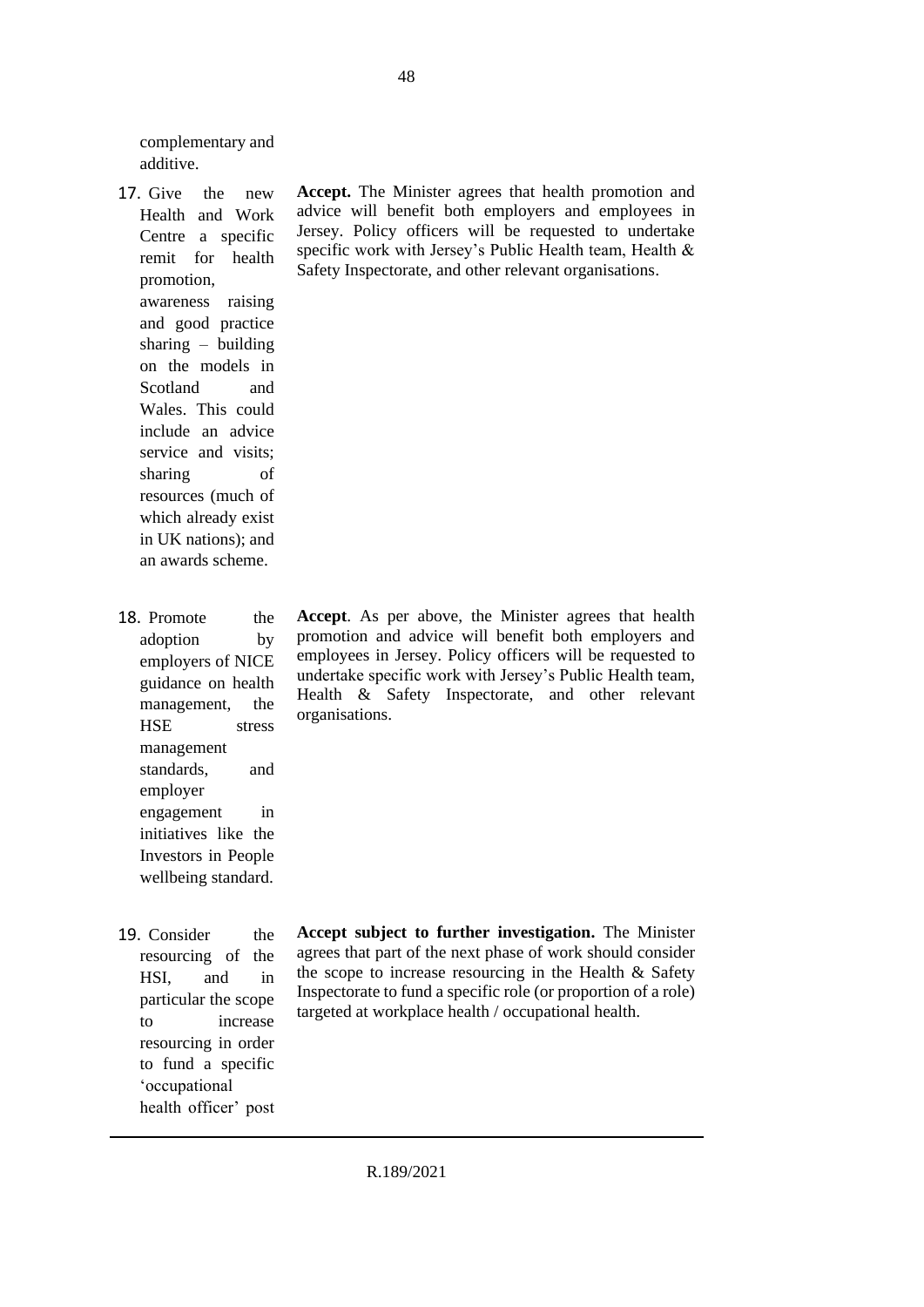| | |
|---|---|
| complementary and additive. | |
| 17. Give the new Health and Work Centre a specific remit for health promotion, awareness raising and good practice sharing – building on the models in Scotland and Wales. This could include an advice service and visits; sharing of resources (much of which already exist in UK nations); and an awards scheme. | **Accept.** The Minister agrees that health promotion and advice will benefit both employers and employees in Jersey. Policy officers will be requested to undertake specific work with Jersey's Public Health team, Health & Safety Inspectorate, and other relevant organisations. |
| 18. Promote the adoption by employers of NICE guidance on health management, the HSE stress management standards, and employer engagement in initiatives like the Investors in People wellbeing standard. | **Accept**. As per above, the Minister agrees that health promotion and advice will benefit both employers and employees in Jersey. Policy officers will be requested to undertake specific work with Jersey's Public Health team, Health & Safety Inspectorate, and other relevant organisations. |
| 19. Consider the resourcing of the HSI, and in particular the scope to increase resourcing in order to fund a specific 'occupational health officer' post | **Accept subject to further investigation.** The Minister agrees that part of the next phase of work should consider the scope to increase resourcing in the Health & Safety Inspectorate to fund a specific role (or proportion of a role) targeted at workplace health / occupational health. |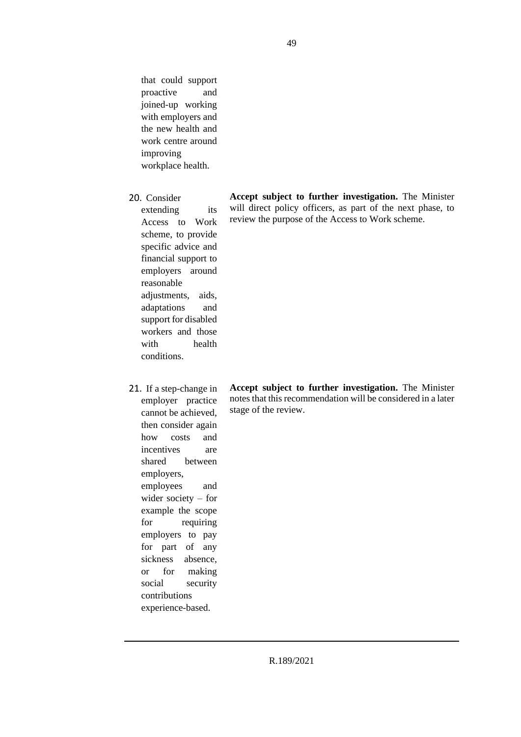| | |
|---|---|
| that could support proactive and joined-up working with employers and the new health and work centre around improving workplace health. | |
| 20. Consider extending its Access to Work scheme, to provide specific advice and financial support to employers around reasonable adjustments, aids, adaptations and support for disabled workers and those with health conditions. | **Accept subject to further investigation.** The Minister will direct policy officers, as part of the next phase, to review the purpose of the Access to Work scheme. |
| 21. If a step-change in employer practice cannot be achieved, then consider again how costs and incentives are shared between employers, employees and wider society – for example the scope for requiring employers to pay for part of any sickness absence, or for making social security contributions experience-based. | **Accept subject to further investigation.** The Minister notes that this recommendation will be considered in a later stage of the review. |

R.189/2021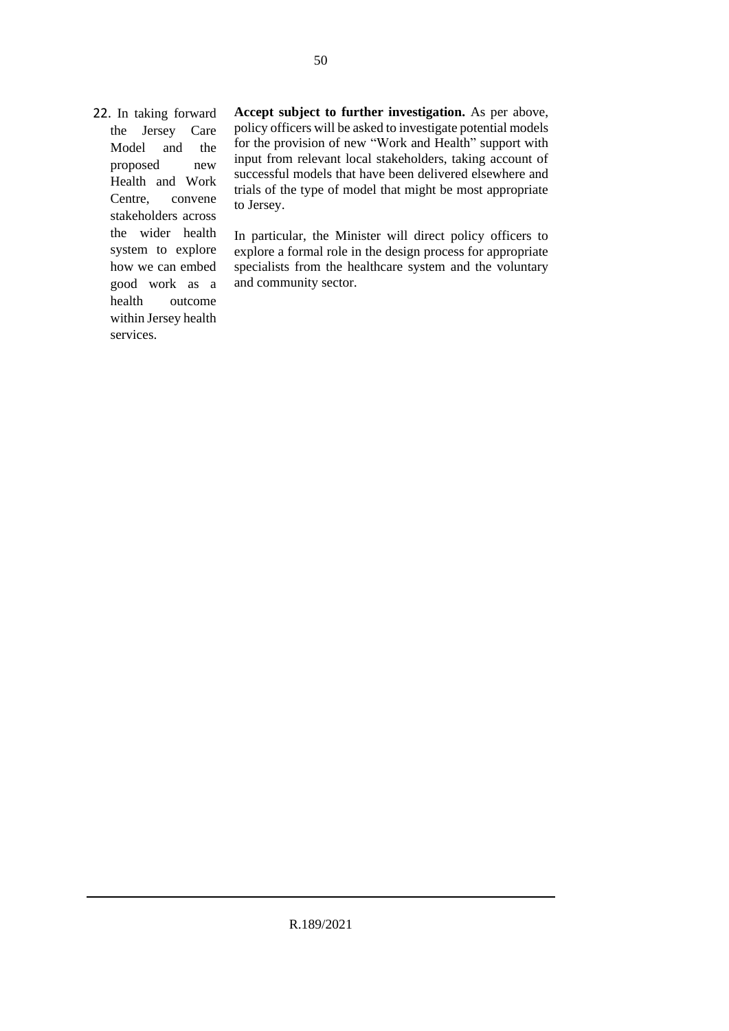| | |
|---|---|
| 22. In taking forward the Jersey Care Model and the proposed new Health and Work Centre, convene stakeholders across the wider health system to explore how we can embed good work as a health outcome within Jersey health services. | **Accept subject to further investigation.** As per above, policy officers will be asked to investigate potential models for the provision of new "Work and Health" support with input from relevant local stakeholders, taking account of successful models that have been delivered elsewhere and trials of the type of model that might be most appropriate to Jersey.<br><br>In particular, the Minister will direct policy officers to explore a formal role in the design process for appropriate specialists from the healthcare system and the voluntary and community sector. |